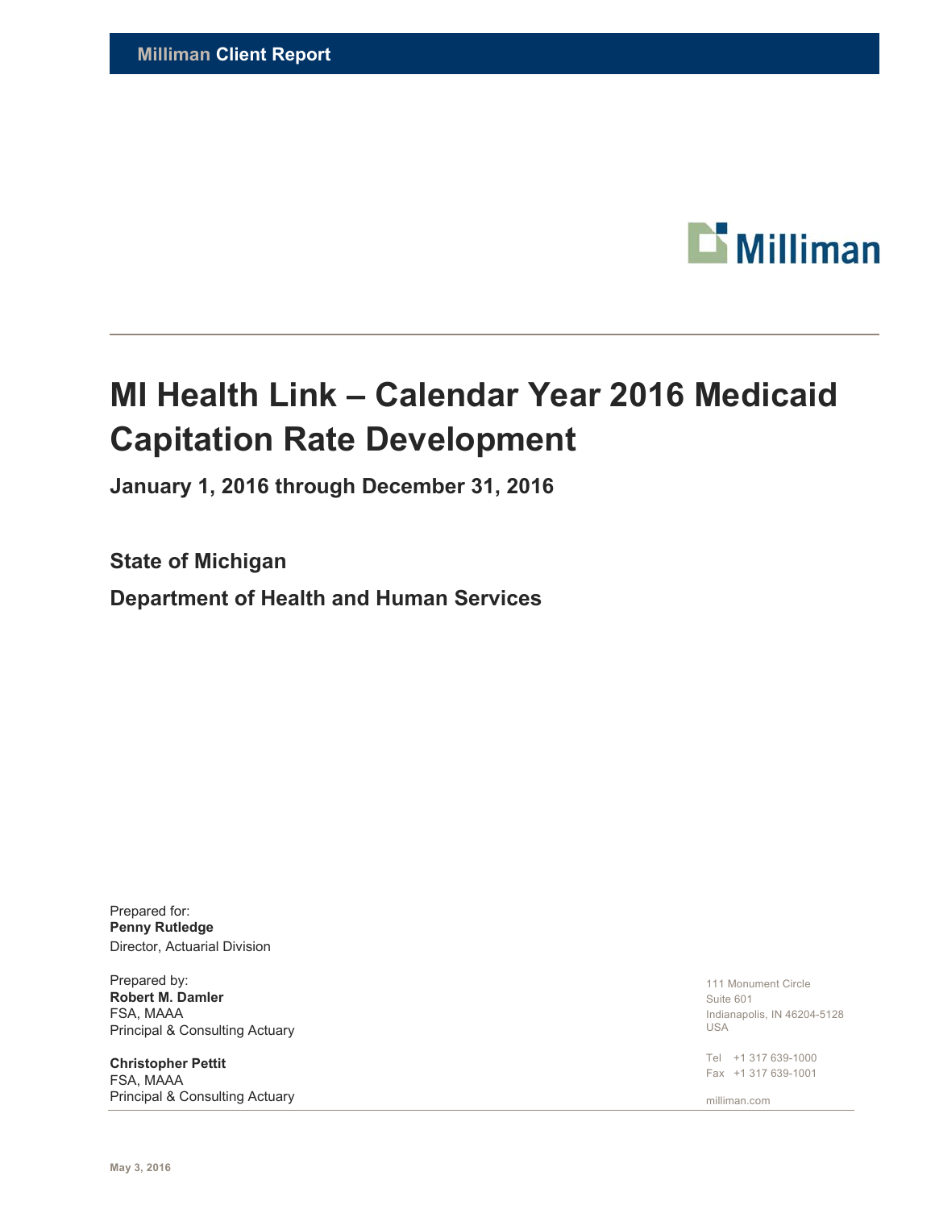**Milliman Client Report**

Milliman

# MI Health Link – Calendar Year 2016 Medicaid Capitation Rate Development

## January 1, 2016 through December 31, 2016

### State of Michigan

### Department of Health and Human Services

Prepared for:
**Penny Rutledge**
Director, Actuarial Division

Prepared by:
**Robert M. Damler**
FSA, MAAA
Principal & Consulting Actuary

**Christopher Pettit**
FSA, MAAA
Principal & Consulting Actuary

111 Monument Circle
Suite 601
Indianapolis, IN 46204-5128
USA

Tel +1 317 639-1000
Fax +1 317 639-1001

milliman.com

May 3, 2016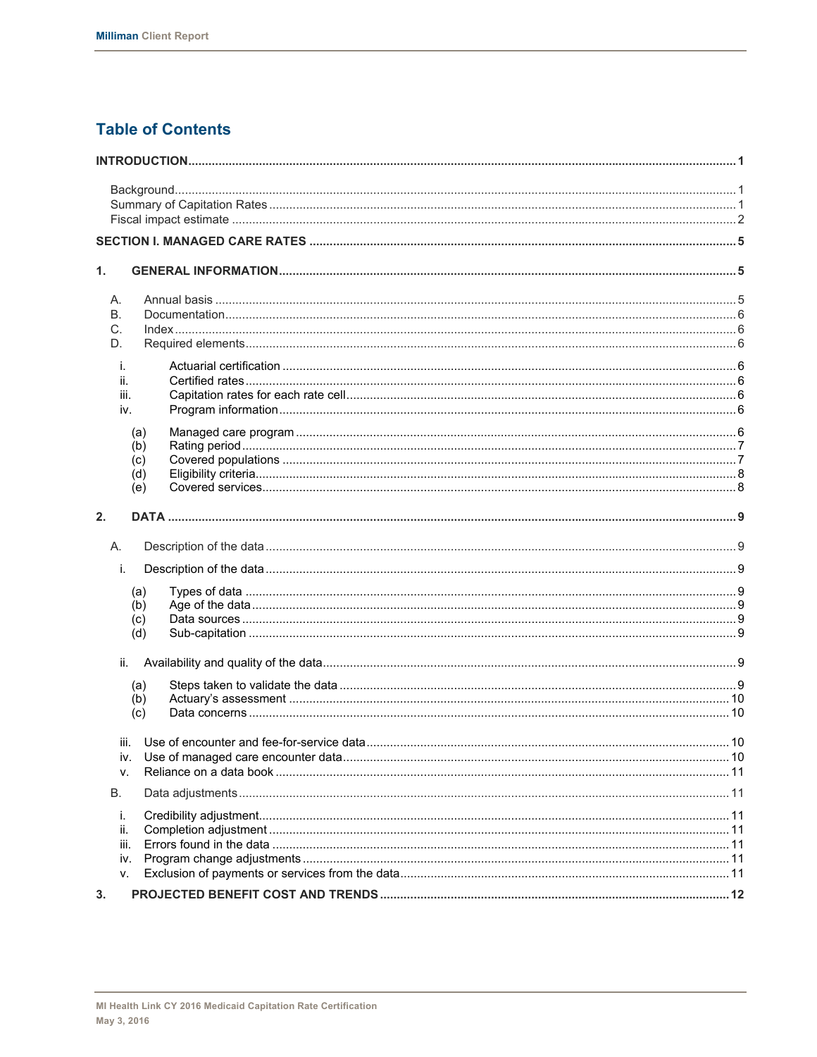# Table of Contents

**INTRODUCTION** ..... **1**

- Background ..... 1
- Summary of Capitation Rates ..... 1
- Fiscal impact estimate ..... 2

**SECTION I. MANAGED CARE RATES** ..... **5**

**1. GENERAL INFORMATION** ..... **5**

- A. Annual basis ..... 5
- B. Documentation ..... 6
- C. Index ..... 6
- D. Required elements ..... 6
  - i. Actuarial certification ..... 6
  - ii. Certified rates ..... 6
  - iii. Capitation rates for each rate cell ..... 6
  - iv. Program information ..... 6
    - (a) Managed care program ..... 6
    - (b) Rating period ..... 7
    - (c) Covered populations ..... 7
    - (d) Eligibility criteria ..... 8
    - (e) Covered services ..... 8

**2. DATA** ..... **9**

- A. Description of the data ..... 9
  - i. Description of the data ..... 9
    - (a) Types of data ..... 9
    - (b) Age of the data ..... 9
    - (c) Data sources ..... 9
    - (d) Sub-capitation ..... 9
  - ii. Availability and quality of the data ..... 9
    - (a) Steps taken to validate the data ..... 9
    - (b) Actuary's assessment ..... 10
    - (c) Data concerns ..... 10
  - iii. Use of encounter and fee-for-service data ..... 10
  - iv. Use of managed care encounter data ..... 10
  - v. Reliance on a data book ..... 11
- B. Data adjustments ..... 11
  - i. Credibility adjustment ..... 11
  - ii. Completion adjustment ..... 11
  - iii. Errors found in the data ..... 11
  - iv. Program change adjustments ..... 11
  - v. Exclusion of payments or services from the data ..... 11

**3. PROJECTED BENEFIT COST AND TRENDS** ..... **12**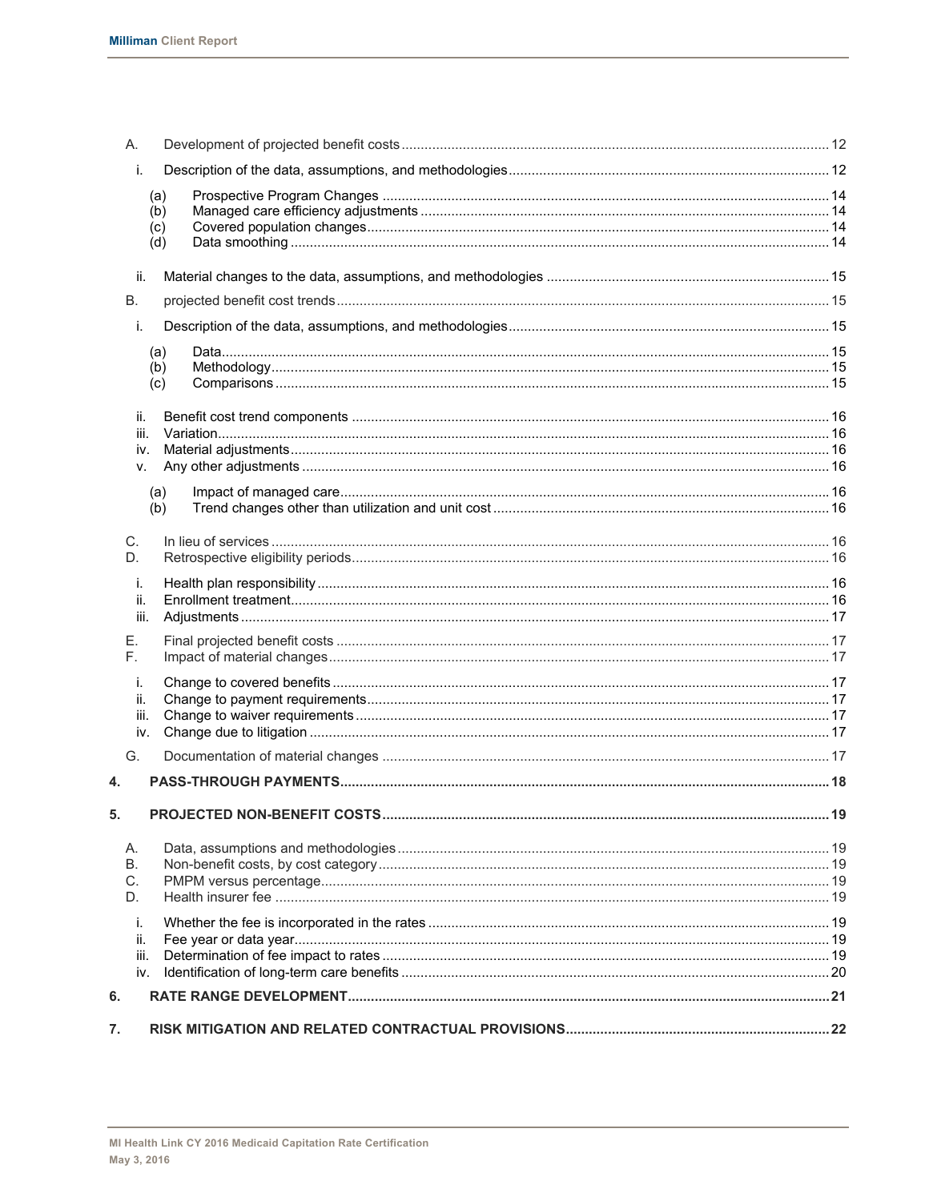A. Development of projected benefit costs ... 12

i. Description of the data, assumptions, and methodologies ... 12

(a) Prospective Program Changes ... 14
(b) Managed care efficiency adjustments ... 14
(c) Covered population changes ... 14
(d) Data smoothing ... 14

ii. Material changes to the data, assumptions, and methodologies ... 15

B. projected benefit cost trends ... 15

i. Description of the data, assumptions, and methodologies ... 15

(a) Data ... 15
(b) Methodology ... 15
(c) Comparisons ... 15

ii. Benefit cost trend components ... 16
iii. Variation ... 16
iv. Material adjustments ... 16
v. Any other adjustments ... 16

(a) Impact of managed care ... 16
(b) Trend changes other than utilization and unit cost ... 16

C. In lieu of services ... 16
D. Retrospective eligibility periods ... 16

i. Health plan responsibility ... 16
ii. Enrollment treatment ... 16
iii. Adjustments ... 17

E. Final projected benefit costs ... 17
F. Impact of material changes ... 17

i. Change to covered benefits ... 17
ii. Change to payment requirements ... 17
iii. Change to waiver requirements ... 17
iv. Change due to litigation ... 17

G. Documentation of material changes ... 17

**4. PASS-THROUGH PAYMENTS ... 18**

**5. PROJECTED NON-BENEFIT COSTS ... 19**

A. Data, assumptions and methodologies ... 19
B. Non-benefit costs, by cost category ... 19
C. PMPM versus percentage ... 19
D. Health insurer fee ... 19

i. Whether the fee is incorporated in the rates ... 19
ii. Fee year or data year ... 19
iii. Determination of fee impact to rates ... 19
iv. Identification of long-term care benefits ... 20

**6. RATE RANGE DEVELOPMENT ... 21**

**7. RISK MITIGATION AND RELATED CONTRACTUAL PROVISIONS ... 22**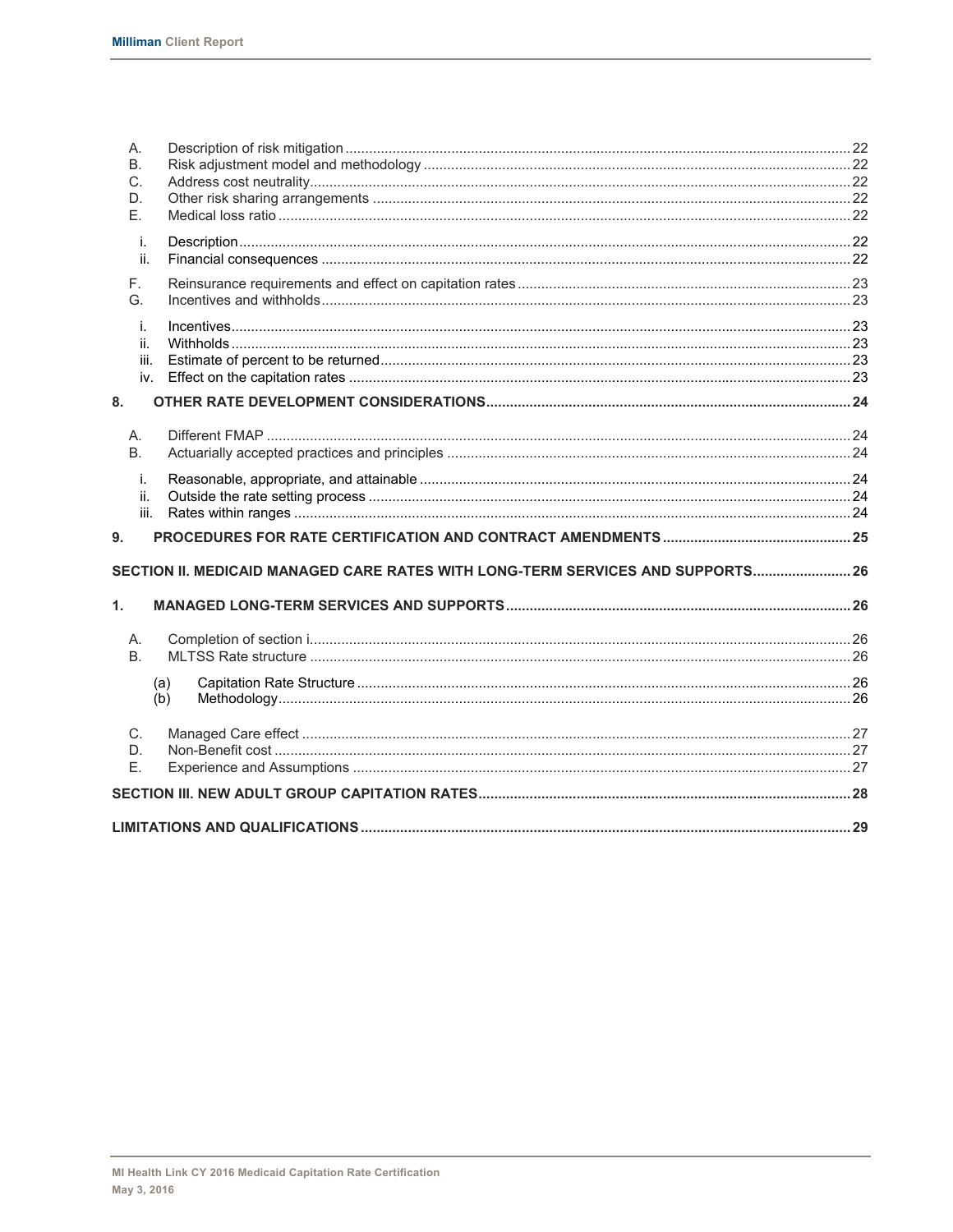A. Description of risk mitigation ... 22
B. Risk adjustment model and methodology ... 22
C. Address cost neutrality ... 22
D. Other risk sharing arrangements ... 22
E. Medical loss ratio ... 22

i. Description ... 22
ii. Financial consequences ... 22

F. Reinsurance requirements and effect on capitation rates ... 23
G. Incentives and withholds ... 23

i. Incentives ... 23
ii. Withholds ... 23
iii. Estimate of percent to be returned ... 23
iv. Effect on the capitation rates ... 23

**8. OTHER RATE DEVELOPMENT CONSIDERATIONS ... 24**

A. Different FMAP ... 24
B. Actuarially accepted practices and principles ... 24

i. Reasonable, appropriate, and attainable ... 24
ii. Outside the rate setting process ... 24
iii. Rates within ranges ... 24

**9. PROCEDURES FOR RATE CERTIFICATION AND CONTRACT AMENDMENTS ... 25**

**SECTION II. MEDICAID MANAGED CARE RATES WITH LONG-TERM SERVICES AND SUPPORTS ... 26**

**1. MANAGED LONG-TERM SERVICES AND SUPPORTS ... 26**

A. Completion of section i ... 26
B. MLTSS Rate structure ... 26

(a) Capitation Rate Structure ... 26
(b) Methodology ... 26

C. Managed Care effect ... 27
D. Non-Benefit cost ... 27
E. Experience and Assumptions ... 27

**SECTION III. NEW ADULT GROUP CAPITATION RATES ... 28**

**LIMITATIONS AND QUALIFICATIONS ... 29**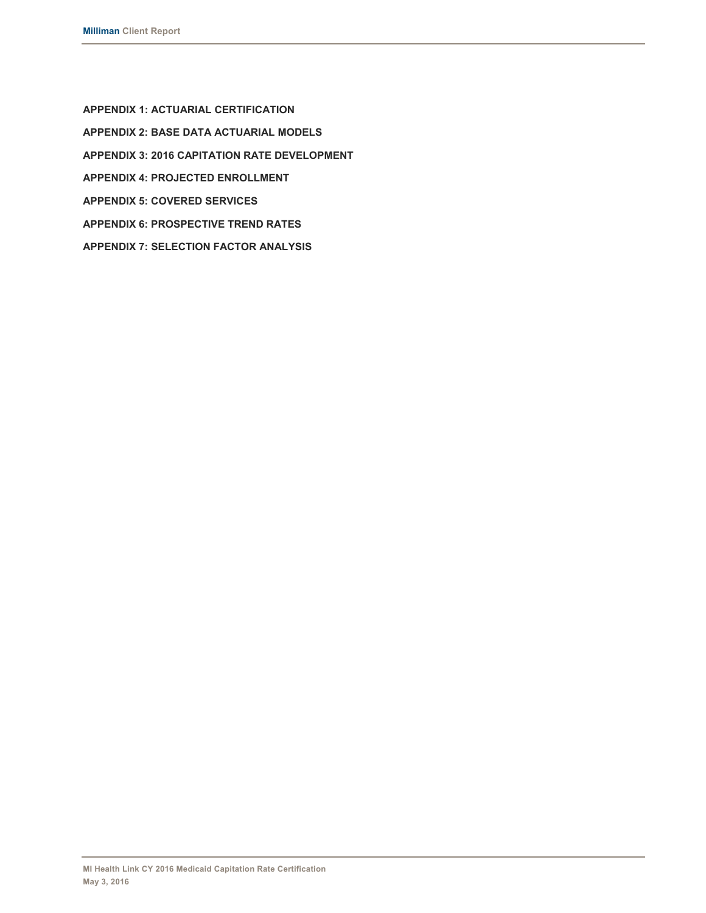**APPENDIX 1: ACTUARIAL CERTIFICATION**

**APPENDIX 2: BASE DATA ACTUARIAL MODELS**

**APPENDIX 3: 2016 CAPITATION RATE DEVELOPMENT**

**APPENDIX 4: PROJECTED ENROLLMENT**

**APPENDIX 5: COVERED SERVICES**

**APPENDIX 6: PROSPECTIVE TREND RATES**

**APPENDIX 7: SELECTION FACTOR ANALYSIS**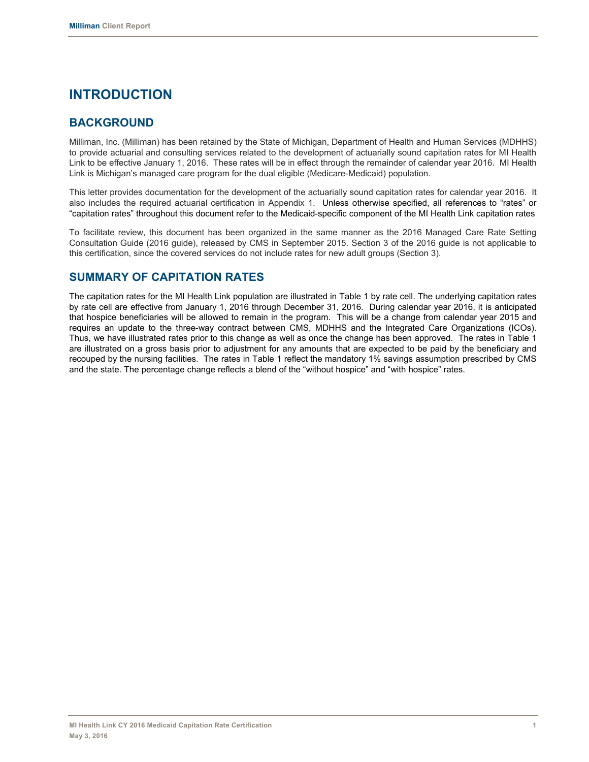# INTRODUCTION

## BACKGROUND

Milliman, Inc. (Milliman) has been retained by the State of Michigan, Department of Health and Human Services (MDHHS) to provide actuarial and consulting services related to the development of actuarially sound capitation rates for MI Health Link to be effective January 1, 2016. These rates will be in effect through the remainder of calendar year 2016. MI Health Link is Michigan's managed care program for the dual eligible (Medicare-Medicaid) population.

This letter provides documentation for the development of the actuarially sound capitation rates for calendar year 2016. It also includes the required actuarial certification in Appendix 1. Unless otherwise specified, all references to "rates" or "capitation rates" throughout this document refer to the Medicaid-specific component of the MI Health Link capitation rates

To facilitate review, this document has been organized in the same manner as the 2016 Managed Care Rate Setting Consultation Guide (2016 guide), released by CMS in September 2015. Section 3 of the 2016 guide is not applicable to this certification, since the covered services do not include rates for new adult groups (Section 3).

## SUMMARY OF CAPITATION RATES

The capitation rates for the MI Health Link population are illustrated in Table 1 by rate cell. The underlying capitation rates by rate cell are effective from January 1, 2016 through December 31, 2016. During calendar year 2016, it is anticipated that hospice beneficiaries will be allowed to remain in the program. This will be a change from calendar year 2015 and requires an update to the three-way contract between CMS, MDHHS and the Integrated Care Organizations (ICOs). Thus, we have illustrated rates prior to this change as well as once the change has been approved. The rates in Table 1 are illustrated on a gross basis prior to adjustment for any amounts that are expected to be paid by the beneficiary and recouped by the nursing facilities. The rates in Table 1 reflect the mandatory 1% savings assumption prescribed by CMS and the state. The percentage change reflects a blend of the "without hospice" and "with hospice" rates.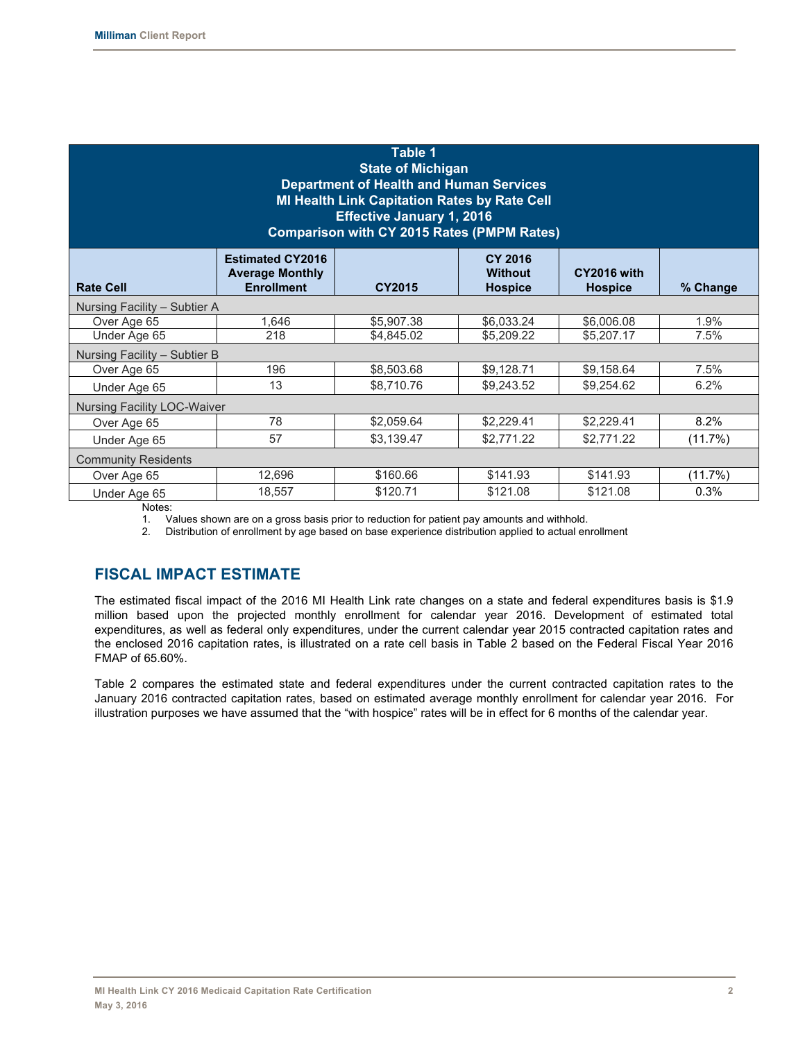**Table 1**
**State of Michigan**
**Department of Health and Human Services**
**MI Health Link Capitation Rates by Rate Cell**
**Effective January 1, 2016**
**Comparison with CY 2015 Rates (PMPM Rates)**

| Rate Cell | Estimated CY2016 Average Monthly Enrollment | CY2015 | CY 2016 Without Hospice | CY2016 with Hospice | % Change |
|---|---|---|---|---|---|
| Nursing Facility – Subtier A | | | | | |
| Over Age 65 | 1,646 | $5,907.38 | $6,033.24 | $6,006.08 | 1.9% |
| Under Age 65 | 218 | $4,845.02 | $5,209.22 | $5,207.17 | 7.5% |
| Nursing Facility – Subtier B | | | | | |
| Over Age 65 | 196 | $8,503.68 | $9,128.71 | $9,158.64 | 7.5% |
| Under Age 65 | 13 | $8,710.76 | $9,243.52 | $9,254.62 | 6.2% |
| Nursing Facility LOC-Waiver | | | | | |
| Over Age 65 | 78 | $2,059.64 | $2,229.41 | $2,229.41 | 8.2% |
| Under Age 65 | 57 | $3,139.47 | $2,771.22 | $2,771.22 | (11.7%) |
| Community Residents | | | | | |
| Over Age 65 | 12,696 | $160.66 | $141.93 | $141.93 | (11.7%) |
| Under Age 65 | 18,557 | $120.71 | $121.08 | $121.08 | 0.3% |

Notes:
1. Values shown are on a gross basis prior to reduction for patient pay amounts and withhold.
2. Distribution of enrollment by age based on base experience distribution applied to actual enrollment

## FISCAL IMPACT ESTIMATE

The estimated fiscal impact of the 2016 MI Health Link rate changes on a state and federal expenditures basis is $1.9 million based upon the projected monthly enrollment for calendar year 2016. Development of estimated total expenditures, as well as federal only expenditures, under the current calendar year 2015 contracted capitation rates and the enclosed 2016 capitation rates, is illustrated on a rate cell basis in Table 2 based on the Federal Fiscal Year 2016 FMAP of 65.60%.

Table 2 compares the estimated state and federal expenditures under the current contracted capitation rates to the January 2016 contracted capitation rates, based on estimated average monthly enrollment for calendar year 2016. For illustration purposes we have assumed that the "with hospice" rates will be in effect for 6 months of the calendar year.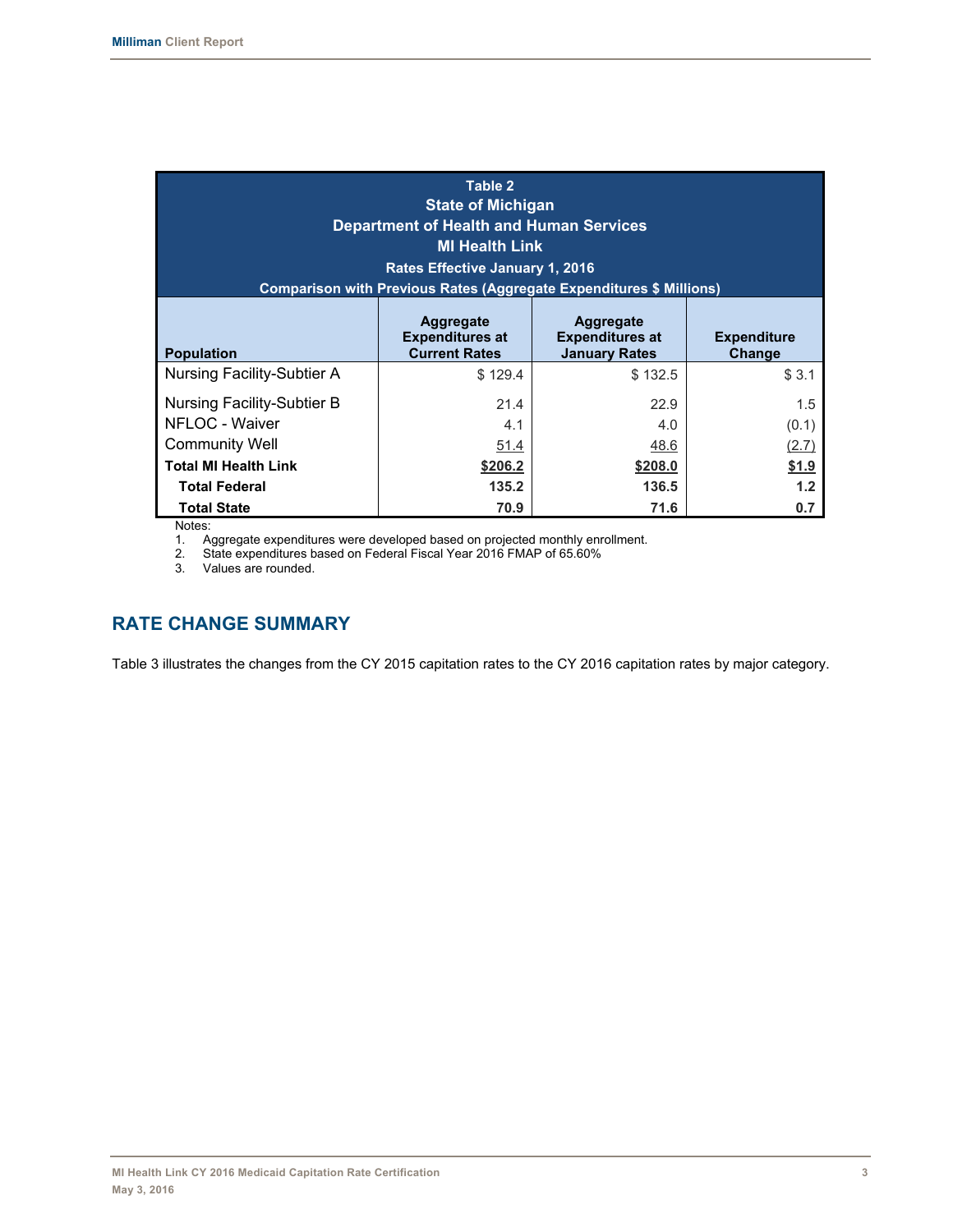| Table 2<br>State of Michigan<br>Department of Health and Human Services<br>MI Health Link<br>Rates Effective January 1, 2016<br>Comparison with Previous Rates (Aggregate Expenditures $ Millions) | | | |
|---|---|---|---|
| **Population** | **Aggregate Expenditures at Current Rates** | **Aggregate Expenditures at January Rates** | **Expenditure Change** |
| Nursing Facility-Subtier A | $ 129.4 | $ 132.5 | $ 3.1 |
| Nursing Facility-Subtier B | 21.4 | 22.9 | 1.5 |
| NFLOC - Waiver | 4.1 | 4.0 | (0.1) |
| Community Well | 51.4 | 48.6 | (2.7) |
| **Total MI Health Link** | **$206.2** | **$208.0** | **$1.9** |
| **Total Federal** | **135.2** | **136.5** | **1.2** |
| **Total State** | **70.9** | **71.6** | **0.7** |

Notes:
1. Aggregate expenditures were developed based on projected monthly enrollment.
2. State expenditures based on Federal Fiscal Year 2016 FMAP of 65.60%
3. Values are rounded.

## RATE CHANGE SUMMARY

Table 3 illustrates the changes from the CY 2015 capitation rates to the CY 2016 capitation rates by major category.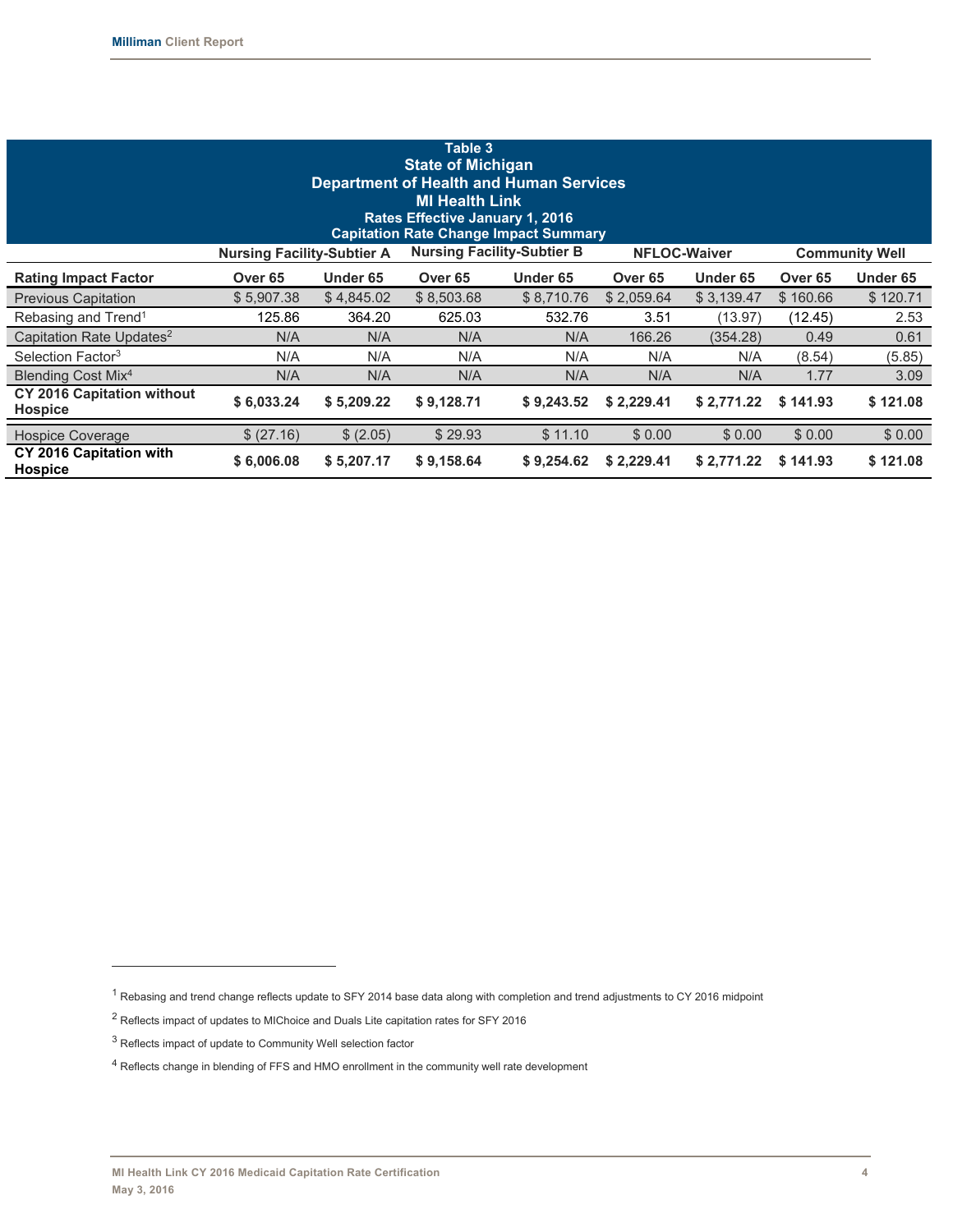**Table 3**
**State of Michigan**
**Department of Health and Human Services**
**MI Health Link**
**Rates Effective January 1, 2016**
**Capitation Rate Change Impact Summary**

| | Nursing Facility-Subtier A | | Nursing Facility-Subtier B | | NFLOC-Waiver | | Community Well | |
|---|---|---|---|---|---|---|---|---|
| **Rating Impact Factor** | **Over 65** | **Under 65** | **Over 65** | **Under 65** | **Over 65** | **Under 65** | **Over 65** | **Under 65** |
| Previous Capitation | $ 5,907.38 | $ 4,845.02 | $ 8,503.68 | $ 8,710.76 | $ 2,059.64 | $ 3,139.47 | $ 160.66 | $ 120.71 |
| Rebasing and Trend[1] | 125.86 | 364.20 | 625.03 | 532.76 | 3.51 | (13.97) | (12.45) | 2.53 |
| Capitation Rate Updates[2] | N/A | N/A | N/A | N/A | 166.26 | (354.28) | 0.49 | 0.61 |
| Selection Factor[3] | N/A | N/A | N/A | N/A | N/A | N/A | (8.54) | (5.85) |
| Blending Cost Mix[4] | N/A | N/A | N/A | N/A | N/A | N/A | 1.77 | 3.09 |
| **CY 2016 Capitation without Hospice** | **$ 6,033.24** | **$ 5,209.22** | **$ 9,128.71** | **$ 9,243.52** | **$ 2,229.41** | **$ 2,771.22** | **$ 141.93** | **$ 121.08** |
| Hospice Coverage | $ (27.16) | $ (2.05) | $ 29.93 | $ 11.10 | $ 0.00 | $ 0.00 | $ 0.00 | $ 0.00 |
| **CY 2016 Capitation with Hospice** | **$ 6,006.08** | **$ 5,207.17** | **$ 9,158.64** | **$ 9,254.62** | **$ 2,229.41** | **$ 2,771.22** | **$ 141.93** | **$ 121.08** |

[1] Rebasing and trend change reflects update to SFY 2014 base data along with completion and trend adjustments to CY 2016 midpoint

[2] Reflects impact of updates to MIChoice and Duals Lite capitation rates for SFY 2016

[3] Reflects impact of update to Community Well selection factor

[4] Reflects change in blending of FFS and HMO enrollment in the community well rate development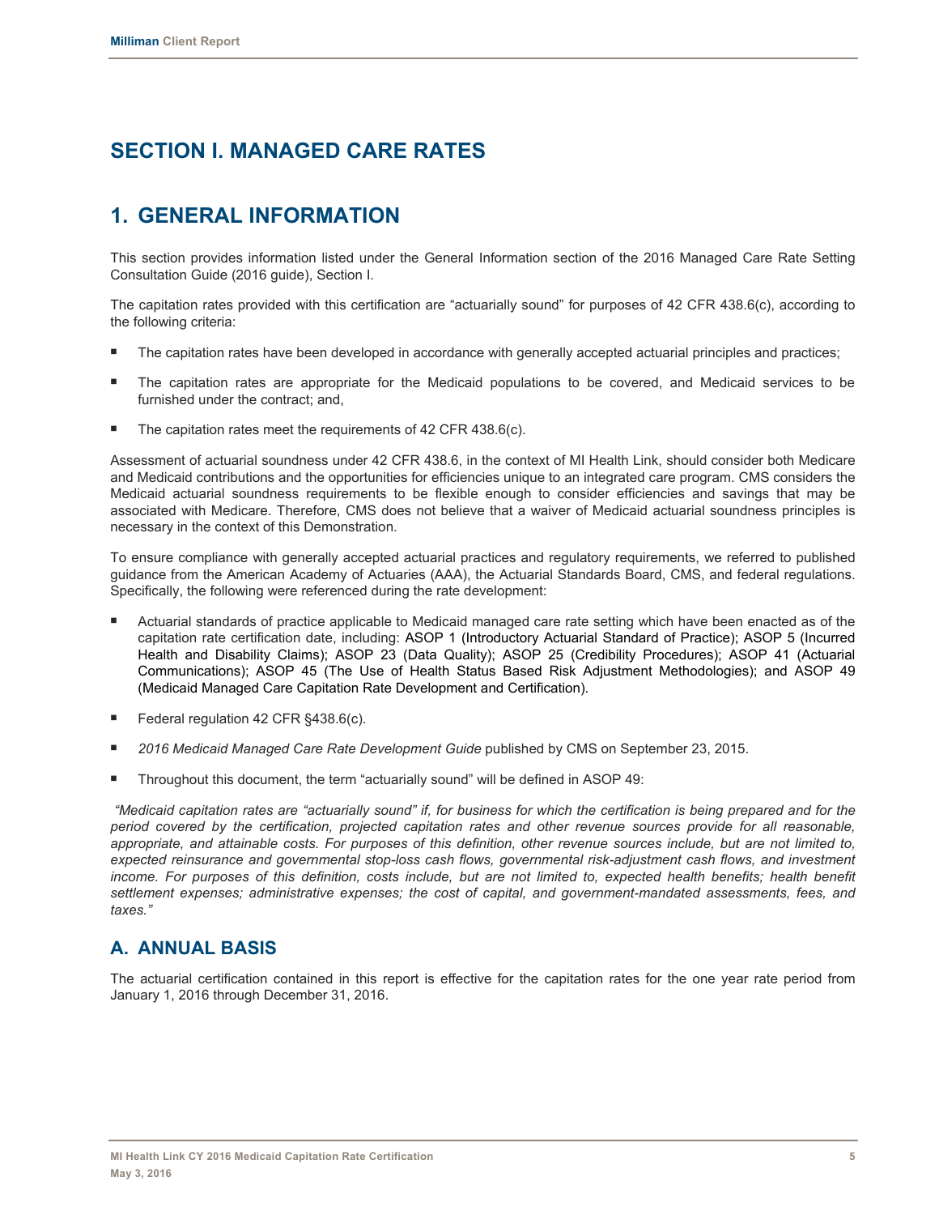# SECTION I. MANAGED CARE RATES

## 1. GENERAL INFORMATION

This section provides information listed under the General Information section of the 2016 Managed Care Rate Setting Consultation Guide (2016 guide), Section I.

The capitation rates provided with this certification are "actuarially sound" for purposes of 42 CFR 438.6(c), according to the following criteria:

- The capitation rates have been developed in accordance with generally accepted actuarial principles and practices;
- The capitation rates are appropriate for the Medicaid populations to be covered, and Medicaid services to be furnished under the contract; and,
- The capitation rates meet the requirements of 42 CFR 438.6(c).

Assessment of actuarial soundness under 42 CFR 438.6, in the context of MI Health Link, should consider both Medicare and Medicaid contributions and the opportunities for efficiencies unique to an integrated care program. CMS considers the Medicaid actuarial soundness requirements to be flexible enough to consider efficiencies and savings that may be associated with Medicare. Therefore, CMS does not believe that a waiver of Medicaid actuarial soundness principles is necessary in the context of this Demonstration.

To ensure compliance with generally accepted actuarial practices and regulatory requirements, we referred to published guidance from the American Academy of Actuaries (AAA), the Actuarial Standards Board, CMS, and federal regulations. Specifically, the following were referenced during the rate development:

- Actuarial standards of practice applicable to Medicaid managed care rate setting which have been enacted as of the capitation rate certification date, including: ASOP 1 (Introductory Actuarial Standard of Practice); ASOP 5 (Incurred Health and Disability Claims); ASOP 23 (Data Quality); ASOP 25 (Credibility Procedures); ASOP 41 (Actuarial Communications); ASOP 45 (The Use of Health Status Based Risk Adjustment Methodologies); and ASOP 49 (Medicaid Managed Care Capitation Rate Development and Certification).
- Federal regulation 42 CFR §438.6(c).
- *2016 Medicaid Managed Care Rate Development Guide* published by CMS on September 23, 2015.
- Throughout this document, the term "actuarially sound" will be defined in ASOP 49:

*"Medicaid capitation rates are "actuarially sound" if, for business for which the certification is being prepared and for the period covered by the certification, projected capitation rates and other revenue sources provide for all reasonable, appropriate, and attainable costs. For purposes of this definition, other revenue sources include, but are not limited to, expected reinsurance and governmental stop-loss cash flows, governmental risk-adjustment cash flows, and investment income. For purposes of this definition, costs include, but are not limited to, expected health benefits; health benefit settlement expenses; administrative expenses; the cost of capital, and government-mandated assessments, fees, and taxes."*

### A. ANNUAL BASIS

The actuarial certification contained in this report is effective for the capitation rates for the one year rate period from January 1, 2016 through December 31, 2016.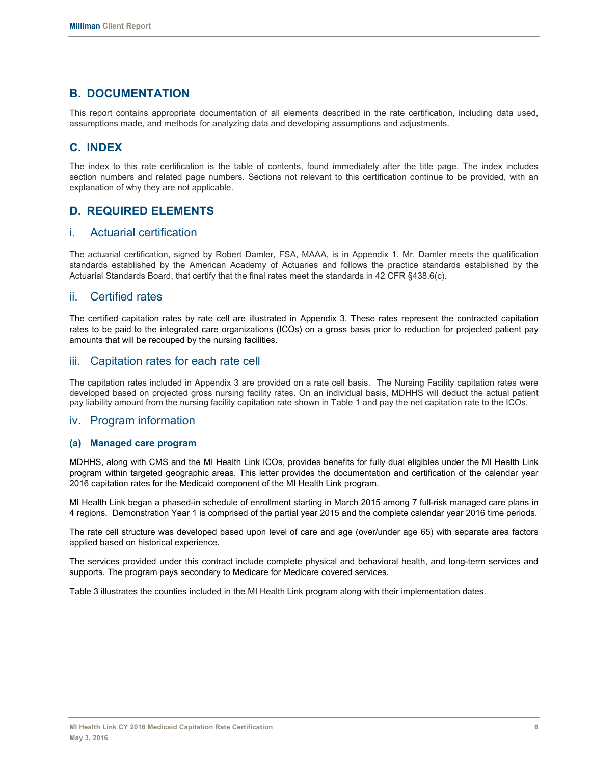## B. DOCUMENTATION

This report contains appropriate documentation of all elements described in the rate certification, including data used, assumptions made, and methods for analyzing data and developing assumptions and adjustments.

## C. INDEX

The index to this rate certification is the table of contents, found immediately after the title page. The index includes section numbers and related page numbers. Sections not relevant to this certification continue to be provided, with an explanation of why they are not applicable.

## D. REQUIRED ELEMENTS

### i. Actuarial certification

The actuarial certification, signed by Robert Damler, FSA, MAAA, is in Appendix 1. Mr. Damler meets the qualification standards established by the American Academy of Actuaries and follows the practice standards established by the Actuarial Standards Board, that certify that the final rates meet the standards in 42 CFR §438.6(c).

### ii. Certified rates

The certified capitation rates by rate cell are illustrated in Appendix 3. These rates represent the contracted capitation rates to be paid to the integrated care organizations (ICOs) on a gross basis prior to reduction for projected patient pay amounts that will be recouped by the nursing facilities.

### iii. Capitation rates for each rate cell

The capitation rates included in Appendix 3 are provided on a rate cell basis. The Nursing Facility capitation rates were developed based on projected gross nursing facility rates. On an individual basis, MDHHS will deduct the actual patient pay liability amount from the nursing facility capitation rate shown in Table 1 and pay the net capitation rate to the ICOs.

### iv. Program information

#### (a) Managed care program

MDHHS, along with CMS and the MI Health Link ICOs, provides benefits for fully dual eligibles under the MI Health Link program within targeted geographic areas. This letter provides the documentation and certification of the calendar year 2016 capitation rates for the Medicaid component of the MI Health Link program.

MI Health Link began a phased-in schedule of enrollment starting in March 2015 among 7 full-risk managed care plans in 4 regions. Demonstration Year 1 is comprised of the partial year 2015 and the complete calendar year 2016 time periods.

The rate cell structure was developed based upon level of care and age (over/under age 65) with separate area factors applied based on historical experience.

The services provided under this contract include complete physical and behavioral health, and long-term services and supports. The program pays secondary to Medicare for Medicare covered services.

Table 3 illustrates the counties included in the MI Health Link program along with their implementation dates.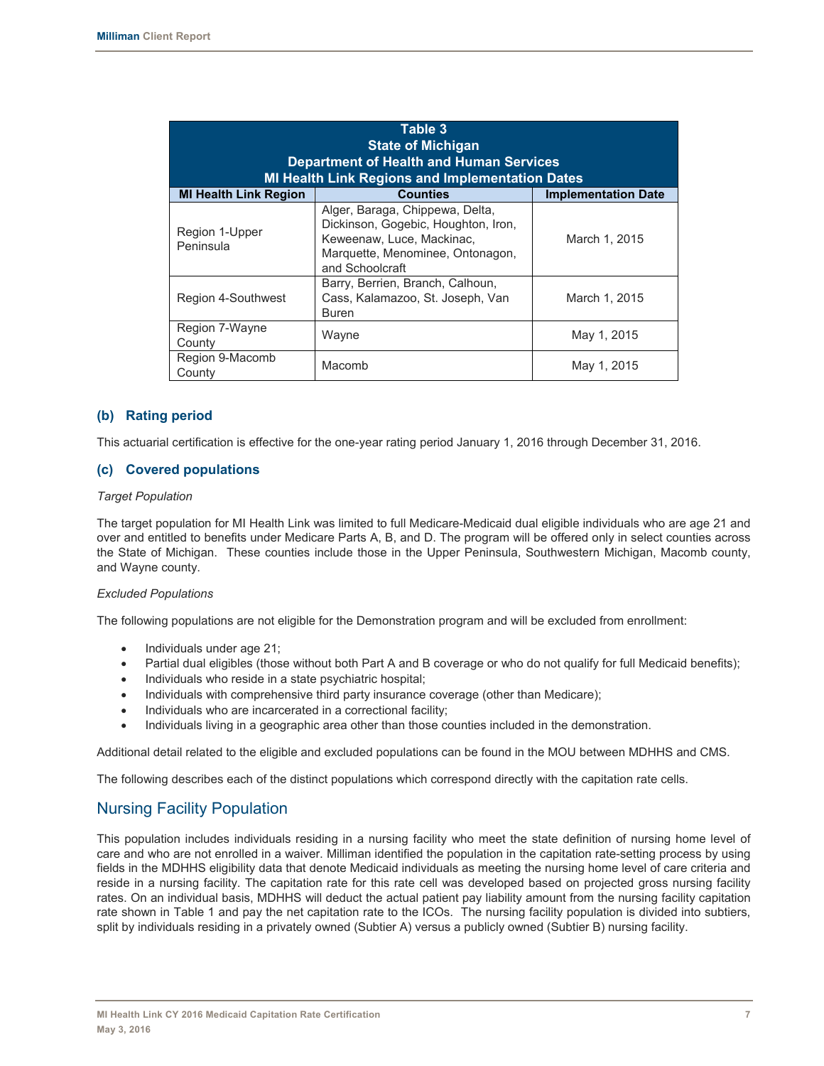| Table 3<br>State of Michigan<br>Department of Health and Human Services<br>MI Health Link Regions and Implementation Dates | | |
|---|---|---|
| **MI Health Link Region** | **Counties** | **Implementation Date** |
| Region 1-Upper Peninsula | Alger, Baraga, Chippewa, Delta, Dickinson, Gogebic, Houghton, Iron, Keweenaw, Luce, Mackinac, Marquette, Menominee, Ontonagon, and Schoolcraft | March 1, 2015 |
| Region 4-Southwest | Barry, Berrien, Branch, Calhoun, Cass, Kalamazoo, St. Joseph, Van Buren | March 1, 2015 |
| Region 7-Wayne County | Wayne | May 1, 2015 |
| Region 9-Macomb County | Macomb | May 1, 2015 |

### (b) Rating period

This actuarial certification is effective for the one-year rating period January 1, 2016 through December 31, 2016.

### (c) Covered populations

*Target Population*

The target population for MI Health Link was limited to full Medicare-Medicaid dual eligible individuals who are age 21 and over and entitled to benefits under Medicare Parts A, B, and D. The program will be offered only in select counties across the State of Michigan. These counties include those in the Upper Peninsula, Southwestern Michigan, Macomb county, and Wayne county.

*Excluded Populations*

The following populations are not eligible for the Demonstration program and will be excluded from enrollment:

- Individuals under age 21;
- Partial dual eligibles (those without both Part A and B coverage or who do not qualify for full Medicaid benefits);
- Individuals who reside in a state psychiatric hospital;
- Individuals with comprehensive third party insurance coverage (other than Medicare);
- Individuals who are incarcerated in a correctional facility;
- Individuals living in a geographic area other than those counties included in the demonstration.

Additional detail related to the eligible and excluded populations can be found in the MOU between MDHHS and CMS.

The following describes each of the distinct populations which correspond directly with the capitation rate cells.

## Nursing Facility Population

This population includes individuals residing in a nursing facility who meet the state definition of nursing home level of care and who are not enrolled in a waiver. Milliman identified the population in the capitation rate-setting process by using fields in the MDHHS eligibility data that denote Medicaid individuals as meeting the nursing home level of care criteria and reside in a nursing facility. The capitation rate for this rate cell was developed based on projected gross nursing facility rates. On an individual basis, MDHHS will deduct the actual patient pay liability amount from the nursing facility capitation rate shown in Table 1 and pay the net capitation rate to the ICOs. The nursing facility population is divided into subtiers, split by individuals residing in a privately owned (Subtier A) versus a publicly owned (Subtier B) nursing facility.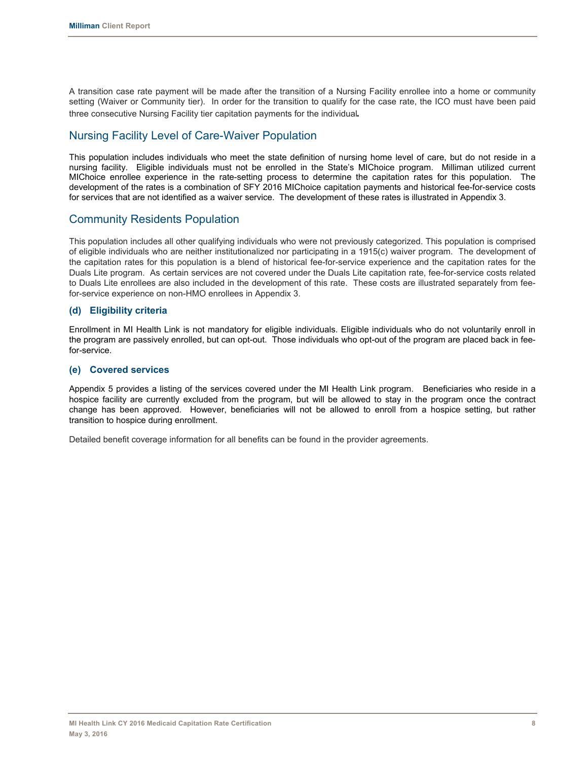A transition case rate payment will be made after the transition of a Nursing Facility enrollee into a home or community setting (Waiver or Community tier). In order for the transition to qualify for the case rate, the ICO must have been paid three consecutive Nursing Facility tier capitation payments for the individual**.**

## Nursing Facility Level of Care-Waiver Population

This population includes individuals who meet the state definition of nursing home level of care, but do not reside in a nursing facility. Eligible individuals must not be enrolled in the State's MIChoice program. Milliman utilized current MIChoice enrollee experience in the rate-setting process to determine the capitation rates for this population. The development of the rates is a combination of SFY 2016 MIChoice capitation payments and historical fee-for-service costs for services that are not identified as a waiver service. The development of these rates is illustrated in Appendix 3.

## Community Residents Population

This population includes all other qualifying individuals who were not previously categorized. This population is comprised of eligible individuals who are neither institutionalized nor participating in a 1915(c) waiver program. The development of the capitation rates for this population is a blend of historical fee-for-service experience and the capitation rates for the Duals Lite program. As certain services are not covered under the Duals Lite capitation rate, fee-for-service costs related to Duals Lite enrollees are also included in the development of this rate. These costs are illustrated separately from fee-for-service experience on non-HMO enrollees in Appendix 3.

### (d) Eligibility criteria

Enrollment in MI Health Link is not mandatory for eligible individuals. Eligible individuals who do not voluntarily enroll in the program are passively enrolled, but can opt-out. Those individuals who opt-out of the program are placed back in fee-for-service.

### (e) Covered services

Appendix 5 provides a listing of the services covered under the MI Health Link program. Beneficiaries who reside in a hospice facility are currently excluded from the program, but will be allowed to stay in the program once the contract change has been approved. However, beneficiaries will not be allowed to enroll from a hospice setting, but rather transition to hospice during enrollment.

Detailed benefit coverage information for all benefits can be found in the provider agreements.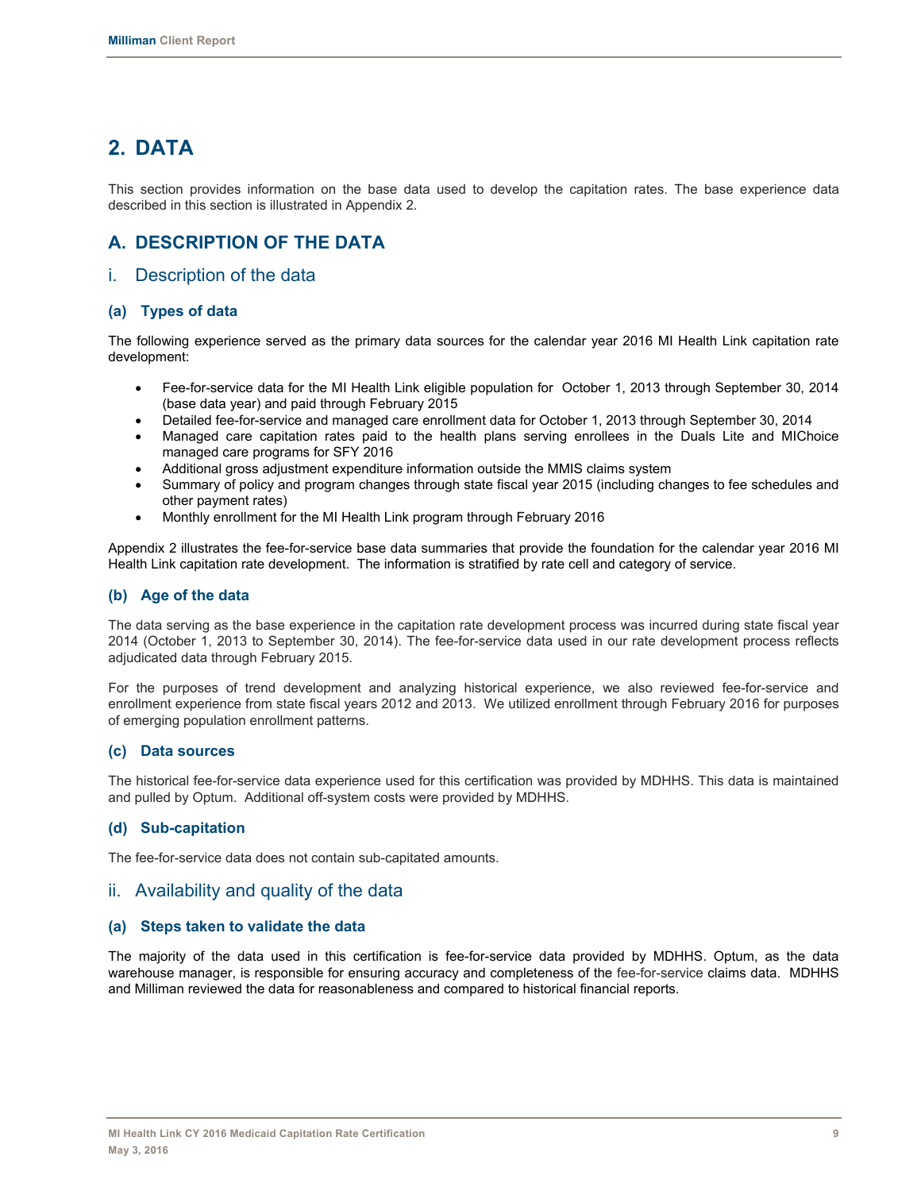# 2. DATA

This section provides information on the base data used to develop the capitation rates. The base experience data described in this section is illustrated in Appendix 2.

## A. DESCRIPTION OF THE DATA

### i. Description of the data

#### (a) Types of data

The following experience served as the primary data sources for the calendar year 2016 MI Health Link capitation rate development:

- Fee-for-service data for the MI Health Link eligible population for October 1, 2013 through September 30, 2014 (base data year) and paid through February 2015
- Detailed fee-for-service and managed care enrollment data for October 1, 2013 through September 30, 2014
- Managed care capitation rates paid to the health plans serving enrollees in the Duals Lite and MIChoice managed care programs for SFY 2016
- Additional gross adjustment expenditure information outside the MMIS claims system
- Summary of policy and program changes through state fiscal year 2015 (including changes to fee schedules and other payment rates)
- Monthly enrollment for the MI Health Link program through February 2016

Appendix 2 illustrates the fee-for-service base data summaries that provide the foundation for the calendar year 2016 MI Health Link capitation rate development. The information is stratified by rate cell and category of service.

#### (b) Age of the data

The data serving as the base experience in the capitation rate development process was incurred during state fiscal year 2014 (October 1, 2013 to September 30, 2014). The fee-for-service data used in our rate development process reflects adjudicated data through February 2015.

For the purposes of trend development and analyzing historical experience, we also reviewed fee-for-service and enrollment experience from state fiscal years 2012 and 2013. We utilized enrollment through February 2016 for purposes of emerging population enrollment patterns.

#### (c) Data sources

The historical fee-for-service data experience used for this certification was provided by MDHHS. This data is maintained and pulled by Optum. Additional off-system costs were provided by MDHHS.

#### (d) Sub-capitation

The fee-for-service data does not contain sub-capitated amounts.

### ii. Availability and quality of the data

#### (a) Steps taken to validate the data

The majority of the data used in this certification is fee-for-service data provided by MDHHS. Optum, as the data warehouse manager, is responsible for ensuring accuracy and completeness of the fee-for-service claims data. MDHHS and Milliman reviewed the data for reasonableness and compared to historical financial reports.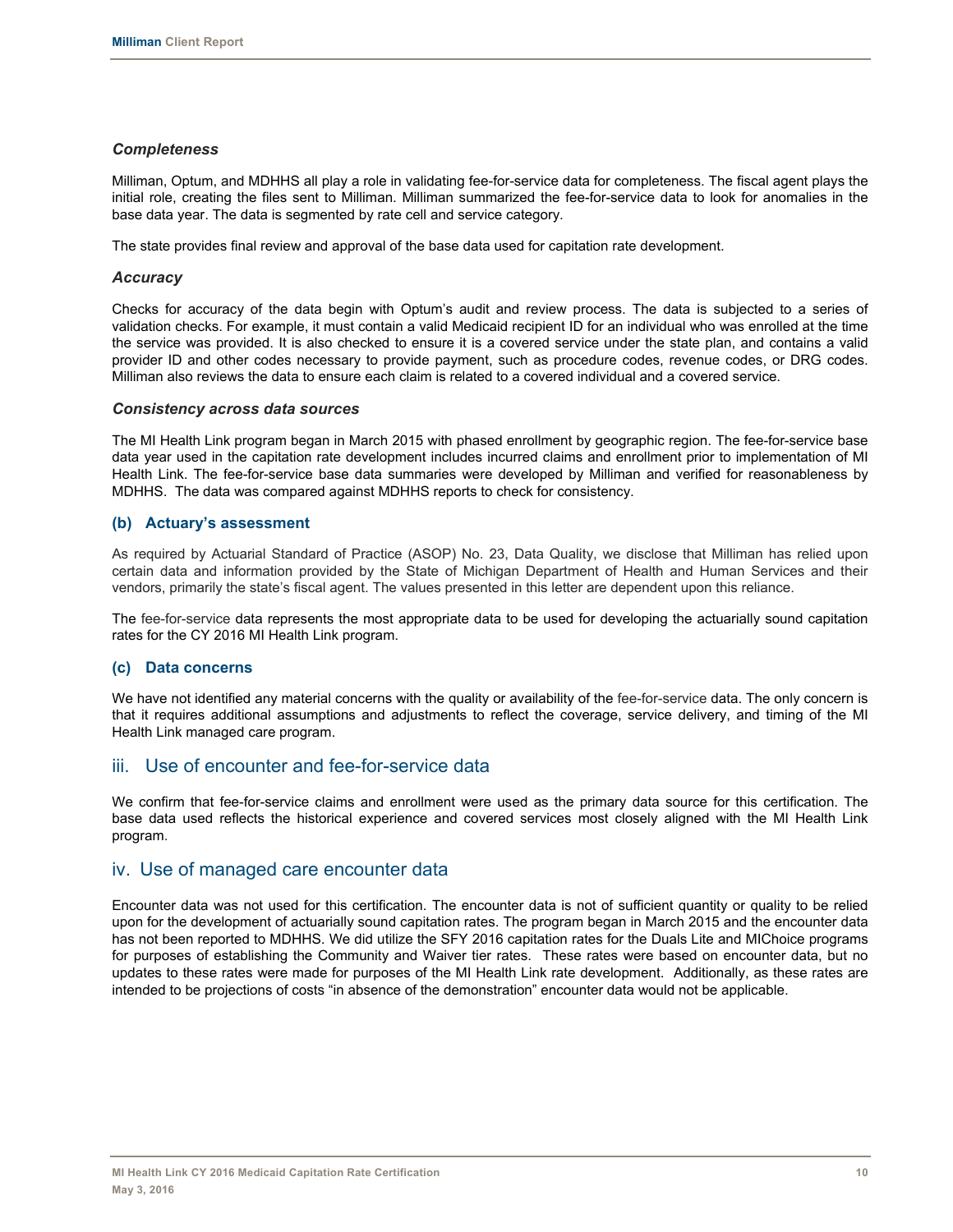### *Completeness*

Milliman, Optum, and MDHHS all play a role in validating fee-for-service data for completeness. The fiscal agent plays the initial role, creating the files sent to Milliman. Milliman summarized the fee-for-service data to look for anomalies in the base data year. The data is segmented by rate cell and service category.

The state provides final review and approval of the base data used for capitation rate development.

### *Accuracy*

Checks for accuracy of the data begin with Optum's audit and review process. The data is subjected to a series of validation checks. For example, it must contain a valid Medicaid recipient ID for an individual who was enrolled at the time the service was provided. It is also checked to ensure it is a covered service under the state plan, and contains a valid provider ID and other codes necessary to provide payment, such as procedure codes, revenue codes, or DRG codes. Milliman also reviews the data to ensure each claim is related to a covered individual and a covered service.

### *Consistency across data sources*

The MI Health Link program began in March 2015 with phased enrollment by geographic region. The fee-for-service base data year used in the capitation rate development includes incurred claims and enrollment prior to implementation of MI Health Link. The fee-for-service base data summaries were developed by Milliman and verified for reasonableness by MDHHS. The data was compared against MDHHS reports to check for consistency.

### (b) Actuary's assessment

As required by Actuarial Standard of Practice (ASOP) No. 23, Data Quality, we disclose that Milliman has relied upon certain data and information provided by the State of Michigan Department of Health and Human Services and their vendors, primarily the state's fiscal agent. The values presented in this letter are dependent upon this reliance.

The fee-for-service data represents the most appropriate data to be used for developing the actuarially sound capitation rates for the CY 2016 MI Health Link program.

### (c) Data concerns

We have not identified any material concerns with the quality or availability of the fee-for-service data. The only concern is that it requires additional assumptions and adjustments to reflect the coverage, service delivery, and timing of the MI Health Link managed care program.

## iii. Use of encounter and fee-for-service data

We confirm that fee-for-service claims and enrollment were used as the primary data source for this certification. The base data used reflects the historical experience and covered services most closely aligned with the MI Health Link program.

## iv. Use of managed care encounter data

Encounter data was not used for this certification. The encounter data is not of sufficient quantity or quality to be relied upon for the development of actuarially sound capitation rates. The program began in March 2015 and the encounter data has not been reported to MDHHS. We did utilize the SFY 2016 capitation rates for the Duals Lite and MIChoice programs for purposes of establishing the Community and Waiver tier rates. These rates were based on encounter data, but no updates to these rates were made for purposes of the MI Health Link rate development. Additionally, as these rates are intended to be projections of costs "in absence of the demonstration" encounter data would not be applicable.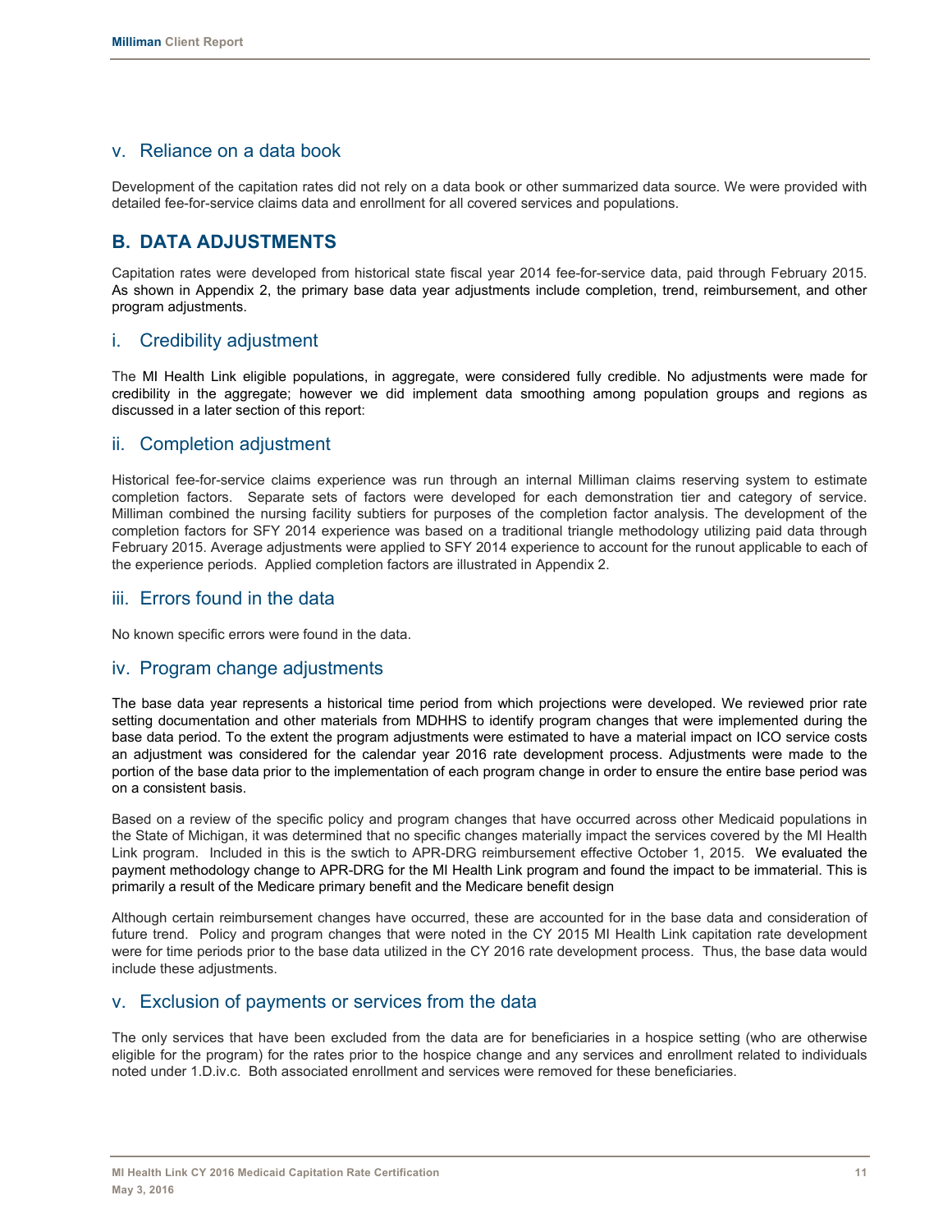### v. Reliance on a data book

Development of the capitation rates did not rely on a data book or other summarized data source. We were provided with detailed fee-for-service claims data and enrollment for all covered services and populations.

## B. DATA ADJUSTMENTS

Capitation rates were developed from historical state fiscal year 2014 fee-for-service data, paid through February 2015. As shown in Appendix 2, the primary base data year adjustments include completion, trend, reimbursement, and other program adjustments.

### i. Credibility adjustment

The MI Health Link eligible populations, in aggregate, were considered fully credible. No adjustments were made for credibility in the aggregate; however we did implement data smoothing among population groups and regions as discussed in a later section of this report:

### ii. Completion adjustment

Historical fee-for-service claims experience was run through an internal Milliman claims reserving system to estimate completion factors. Separate sets of factors were developed for each demonstration tier and category of service. Milliman combined the nursing facility subtiers for purposes of the completion factor analysis. The development of the completion factors for SFY 2014 experience was based on a traditional triangle methodology utilizing paid data through February 2015. Average adjustments were applied to SFY 2014 experience to account for the runout applicable to each of the experience periods. Applied completion factors are illustrated in Appendix 2.

### iii. Errors found in the data

No known specific errors were found in the data.

### iv. Program change adjustments

The base data year represents a historical time period from which projections were developed. We reviewed prior rate setting documentation and other materials from MDHHS to identify program changes that were implemented during the base data period. To the extent the program adjustments were estimated to have a material impact on ICO service costs an adjustment was considered for the calendar year 2016 rate development process. Adjustments were made to the portion of the base data prior to the implementation of each program change in order to ensure the entire base period was on a consistent basis.

Based on a review of the specific policy and program changes that have occurred across other Medicaid populations in the State of Michigan, it was determined that no specific changes materially impact the services covered by the MI Health Link program. Included in this is the swtich to APR-DRG reimbursement effective October 1, 2015. We evaluated the payment methodology change to APR-DRG for the MI Health Link program and found the impact to be immaterial. This is primarily a result of the Medicare primary benefit and the Medicare benefit design

Although certain reimbursement changes have occurred, these are accounted for in the base data and consideration of future trend. Policy and program changes that were noted in the CY 2015 MI Health Link capitation rate development were for time periods prior to the base data utilized in the CY 2016 rate development process. Thus, the base data would include these adjustments.

### v. Exclusion of payments or services from the data

The only services that have been excluded from the data are for beneficiaries in a hospice setting (who are otherwise eligible for the program) for the rates prior to the hospice change and any services and enrollment related to individuals noted under 1.D.iv.c. Both associated enrollment and services were removed for these beneficiaries.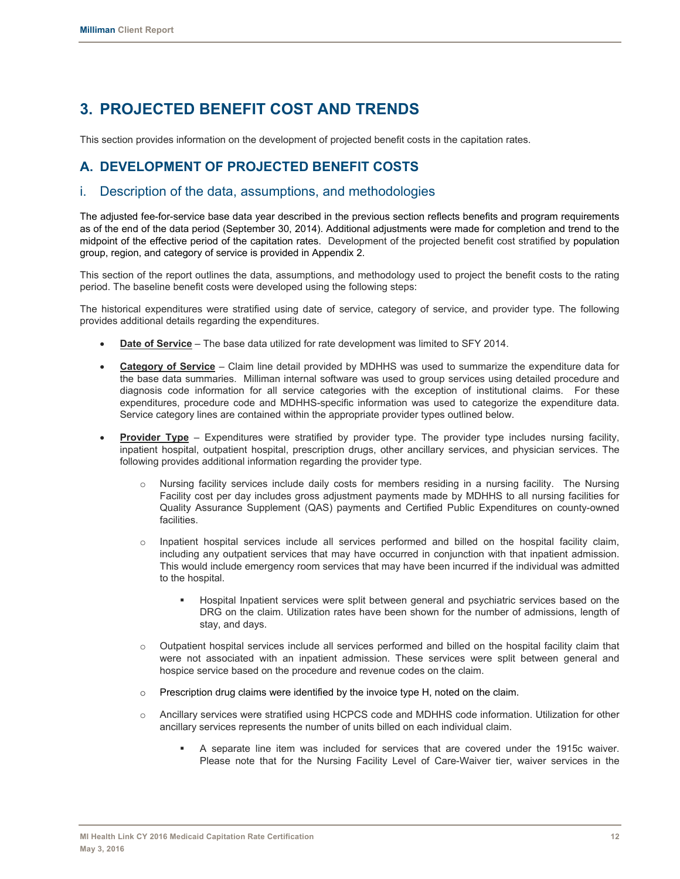# 3. PROJECTED BENEFIT COST AND TRENDS

This section provides information on the development of projected benefit costs in the capitation rates.

## A. DEVELOPMENT OF PROJECTED BENEFIT COSTS

### i. Description of the data, assumptions, and methodologies

The adjusted fee-for-service base data year described in the previous section reflects benefits and program requirements as of the end of the data period (September 30, 2014). Additional adjustments were made for completion and trend to the midpoint of the effective period of the capitation rates. Development of the projected benefit cost stratified by population group, region, and category of service is provided in Appendix 2.

This section of the report outlines the data, assumptions, and methodology used to project the benefit costs to the rating period. The baseline benefit costs were developed using the following steps:

The historical expenditures were stratified using date of service, category of service, and provider type. The following provides additional details regarding the expenditures.

- **Date of Service** – The base data utilized for rate development was limited to SFY 2014.
- **Category of Service** – Claim line detail provided by MDHHS was used to summarize the expenditure data for the base data summaries. Milliman internal software was used to group services using detailed procedure and diagnosis code information for all service categories with the exception of institutional claims. For these expenditures, procedure code and MDHHS-specific information was used to categorize the expenditure data. Service category lines are contained within the appropriate provider types outlined below.
- **Provider Type** – Expenditures were stratified by provider type. The provider type includes nursing facility, inpatient hospital, outpatient hospital, prescription drugs, other ancillary services, and physician services. The following provides additional information regarding the provider type.
  - Nursing facility services include daily costs for members residing in a nursing facility. The Nursing Facility cost per day includes gross adjustment payments made by MDHHS to all nursing facilities for Quality Assurance Supplement (QAS) payments and Certified Public Expenditures on county-owned facilities.
  - Inpatient hospital services include all services performed and billed on the hospital facility claim, including any outpatient services that may have occurred in conjunction with that inpatient admission. This would include emergency room services that may have been incurred if the individual was admitted to the hospital.
    - Hospital Inpatient services were split between general and psychiatric services based on the DRG on the claim. Utilization rates have been shown for the number of admissions, length of stay, and days.
  - Outpatient hospital services include all services performed and billed on the hospital facility claim that were not associated with an inpatient admission. These services were split between general and hospice service based on the procedure and revenue codes on the claim.
  - Prescription drug claims were identified by the invoice type H, noted on the claim.
  - Ancillary services were stratified using HCPCS code and MDHHS code information. Utilization for other ancillary services represents the number of units billed on each individual claim.
    - A separate line item was included for services that are covered under the 1915c waiver. Please note that for the Nursing Facility Level of Care-Waiver tier, waiver services in the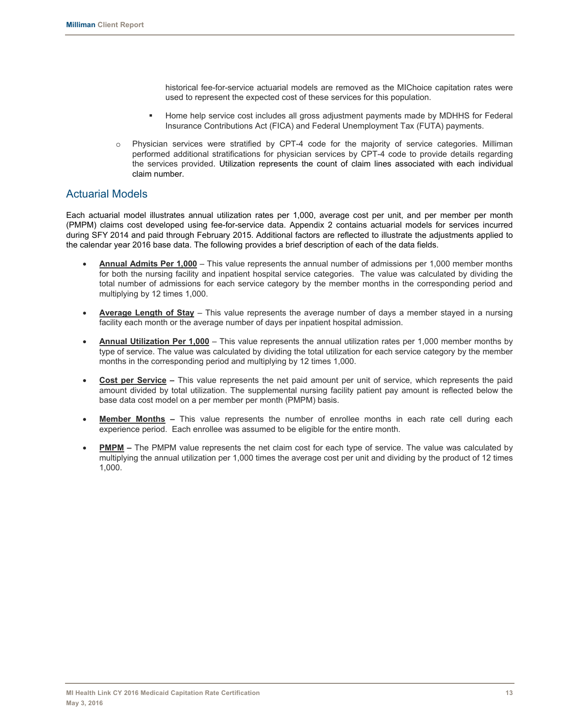historical fee-for-service actuarial models are removed as the MIChoice capitation rates were used to represent the expected cost of these services for this population.

  - Home help service cost includes all gross adjustment payments made by MDHHS for Federal Insurance Contributions Act (FICA) and Federal Unemployment Tax (FUTA) payments.

- Physician services were stratified by CPT-4 code for the majority of service categories. Milliman performed additional stratifications for physician services by CPT-4 code to provide details regarding the services provided. Utilization represents the count of claim lines associated with each individual claim number.

## Actuarial Models

Each actuarial model illustrates annual utilization rates per 1,000, average cost per unit, and per member per month (PMPM) claims cost developed using fee-for-service data. Appendix 2 contains actuarial models for services incurred during SFY 2014 and paid through February 2015. Additional factors are reflected to illustrate the adjustments applied to the calendar year 2016 base data. The following provides a brief description of each of the data fields.

- **Annual Admits Per 1,000** – This value represents the annual number of admissions per 1,000 member months for both the nursing facility and inpatient hospital service categories. The value was calculated by dividing the total number of admissions for each service category by the member months in the corresponding period and multiplying by 12 times 1,000.

- **Average Length of Stay** – This value represents the average number of days a member stayed in a nursing facility each month or the average number of days per inpatient hospital admission.

- **Annual Utilization Per 1,000** – This value represents the annual utilization rates per 1,000 member months by type of service. The value was calculated by dividing the total utilization for each service category by the member months in the corresponding period and multiplying by 12 times 1,000.

- **Cost per Service –** This value represents the net paid amount per unit of service, which represents the paid amount divided by total utilization. The supplemental nursing facility patient pay amount is reflected below the base data cost model on a per member per month (PMPM) basis.

- **Member Months –** This value represents the number of enrollee months in each rate cell during each experience period. Each enrollee was assumed to be eligible for the entire month.

- **PMPM –** The PMPM value represents the net claim cost for each type of service. The value was calculated by multiplying the annual utilization per 1,000 times the average cost per unit and dividing by the product of 12 times 1,000.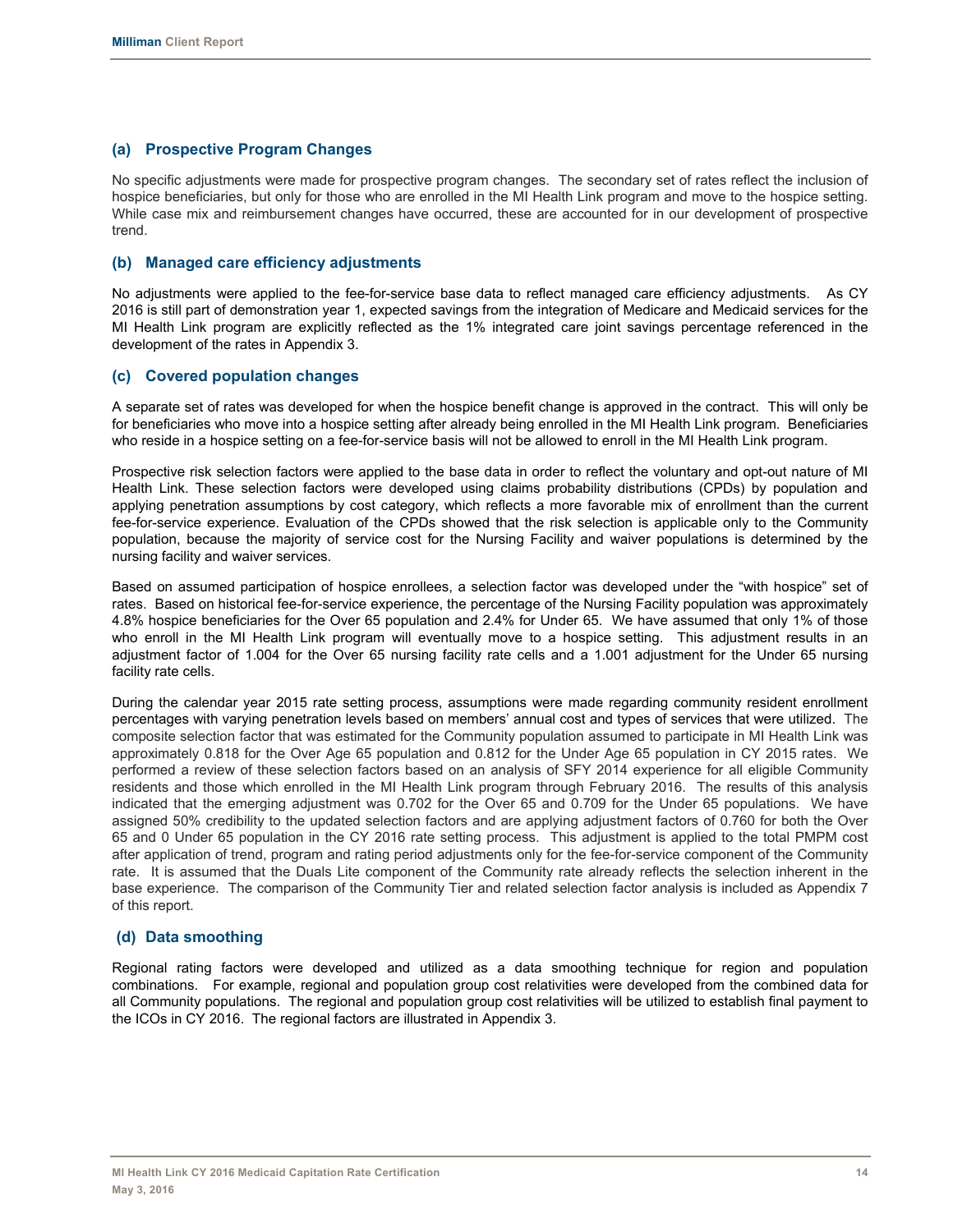### (a) Prospective Program Changes

No specific adjustments were made for prospective program changes. The secondary set of rates reflect the inclusion of hospice beneficiaries, but only for those who are enrolled in the MI Health Link program and move to the hospice setting. While case mix and reimbursement changes have occurred, these are accounted for in our development of prospective trend.

### (b) Managed care efficiency adjustments

No adjustments were applied to the fee-for-service base data to reflect managed care efficiency adjustments. As CY 2016 is still part of demonstration year 1, expected savings from the integration of Medicare and Medicaid services for the MI Health Link program are explicitly reflected as the 1% integrated care joint savings percentage referenced in the development of the rates in Appendix 3.

### (c) Covered population changes

A separate set of rates was developed for when the hospice benefit change is approved in the contract. This will only be for beneficiaries who move into a hospice setting after already being enrolled in the MI Health Link program. Beneficiaries who reside in a hospice setting on a fee-for-service basis will not be allowed to enroll in the MI Health Link program.

Prospective risk selection factors were applied to the base data in order to reflect the voluntary and opt-out nature of MI Health Link. These selection factors were developed using claims probability distributions (CPDs) by population and applying penetration assumptions by cost category, which reflects a more favorable mix of enrollment than the current fee-for-service experience. Evaluation of the CPDs showed that the risk selection is applicable only to the Community population, because the majority of service cost for the Nursing Facility and waiver populations is determined by the nursing facility and waiver services.

Based on assumed participation of hospice enrollees, a selection factor was developed under the "with hospice" set of rates. Based on historical fee-for-service experience, the percentage of the Nursing Facility population was approximately 4.8% hospice beneficiaries for the Over 65 population and 2.4% for Under 65. We have assumed that only 1% of those who enroll in the MI Health Link program will eventually move to a hospice setting. This adjustment results in an adjustment factor of 1.004 for the Over 65 nursing facility rate cells and a 1.001 adjustment for the Under 65 nursing facility rate cells.

During the calendar year 2015 rate setting process, assumptions were made regarding community resident enrollment percentages with varying penetration levels based on members' annual cost and types of services that were utilized. The composite selection factor that was estimated for the Community population assumed to participate in MI Health Link was approximately 0.818 for the Over Age 65 population and 0.812 for the Under Age 65 population in CY 2015 rates. We performed a review of these selection factors based on an analysis of SFY 2014 experience for all eligible Community residents and those which enrolled in the MI Health Link program through February 2016. The results of this analysis indicated that the emerging adjustment was 0.702 for the Over 65 and 0.709 for the Under 65 populations. We have assigned 50% credibility to the updated selection factors and are applying adjustment factors of 0.760 for both the Over 65 and 0 Under 65 population in the CY 2016 rate setting process. This adjustment is applied to the total PMPM cost after application of trend, program and rating period adjustments only for the fee-for-service component of the Community rate. It is assumed that the Duals Lite component of the Community rate already reflects the selection inherent in the base experience. The comparison of the Community Tier and related selection factor analysis is included as Appendix 7 of this report.

### (d) Data smoothing

Regional rating factors were developed and utilized as a data smoothing technique for region and population combinations. For example, regional and population group cost relativities were developed from the combined data for all Community populations. The regional and population group cost relativities will be utilized to establish final payment to the ICOs in CY 2016. The regional factors are illustrated in Appendix 3.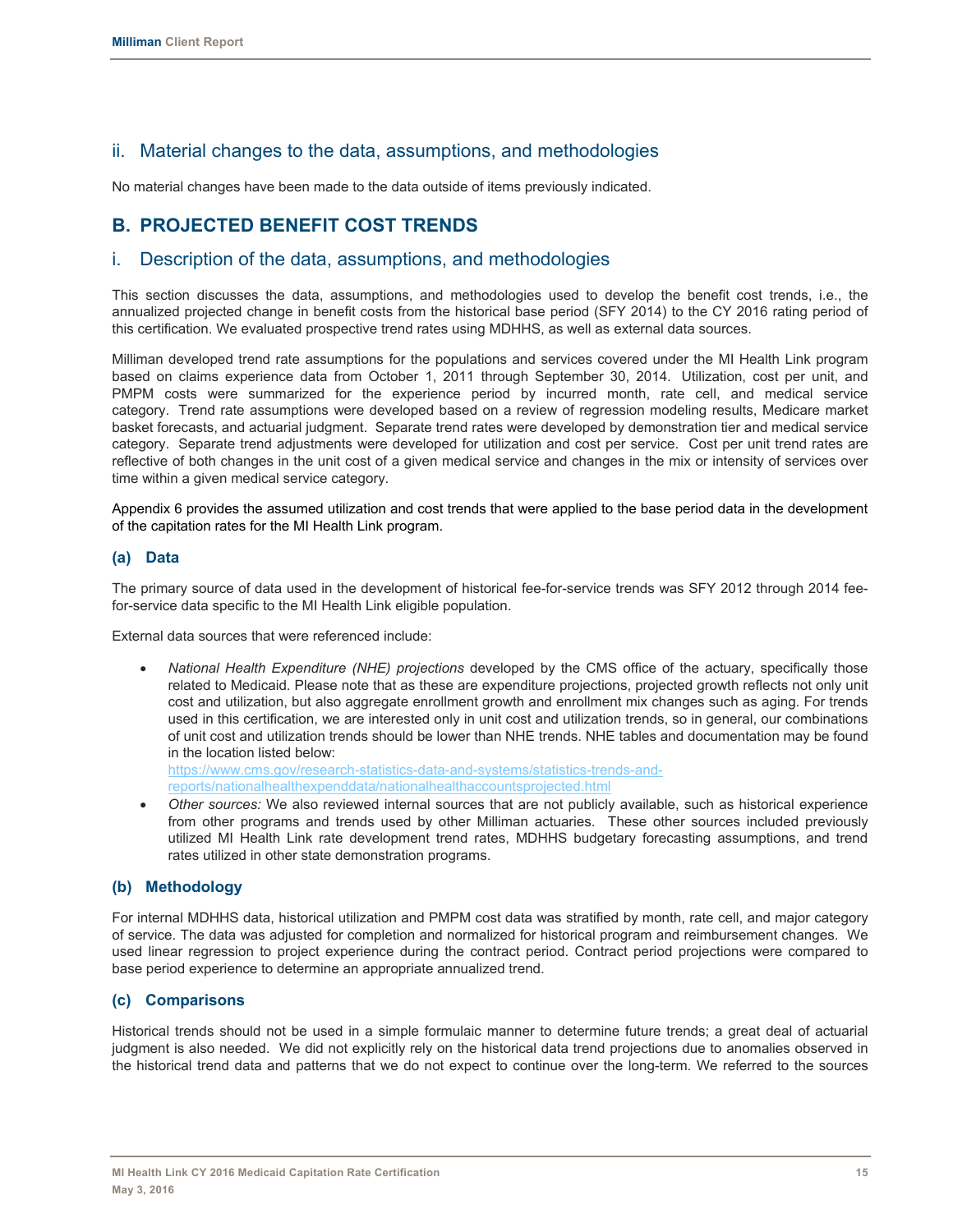## ii. Material changes to the data, assumptions, and methodologies

No material changes have been made to the data outside of items previously indicated.

# B. PROJECTED BENEFIT COST TRENDS

## i. Description of the data, assumptions, and methodologies

This section discusses the data, assumptions, and methodologies used to develop the benefit cost trends, i.e., the annualized projected change in benefit costs from the historical base period (SFY 2014) to the CY 2016 rating period of this certification. We evaluated prospective trend rates using MDHHS, as well as external data sources.

Milliman developed trend rate assumptions for the populations and services covered under the MI Health Link program based on claims experience data from October 1, 2011 through September 30, 2014. Utilization, cost per unit, and PMPM costs were summarized for the experience period by incurred month, rate cell, and medical service category. Trend rate assumptions were developed based on a review of regression modeling results, Medicare market basket forecasts, and actuarial judgment. Separate trend rates were developed by demonstration tier and medical service category. Separate trend adjustments were developed for utilization and cost per service. Cost per unit trend rates are reflective of both changes in the unit cost of a given medical service and changes in the mix or intensity of services over time within a given medical service category.

Appendix 6 provides the assumed utilization and cost trends that were applied to the base period data in the development of the capitation rates for the MI Health Link program.

### (a) Data

The primary source of data used in the development of historical fee-for-service trends was SFY 2012 through 2014 fee-for-service data specific to the MI Health Link eligible population.

External data sources that were referenced include:

- *National Health Expenditure (NHE) projections* developed by the CMS office of the actuary, specifically those related to Medicaid. Please note that as these are expenditure projections, projected growth reflects not only unit cost and utilization, but also aggregate enrollment growth and enrollment mix changes such as aging. For trends used in this certification, we are interested only in unit cost and utilization trends, so in general, our combinations of unit cost and utilization trends should be lower than NHE trends. NHE tables and documentation may be found in the location listed below:
  https://www.cms.gov/research-statistics-data-and-systems/statistics-trends-and-reports/nationalhealthexpenddata/nationalhealthaccountsprojected.html
- *Other sources:* We also reviewed internal sources that are not publicly available, such as historical experience from other programs and trends used by other Milliman actuaries. These other sources included previously utilized MI Health Link rate development trend rates, MDHHS budgetary forecasting assumptions, and trend rates utilized in other state demonstration programs.

### (b) Methodology

For internal MDHHS data, historical utilization and PMPM cost data was stratified by month, rate cell, and major category of service. The data was adjusted for completion and normalized for historical program and reimbursement changes. We used linear regression to project experience during the contract period. Contract period projections were compared to base period experience to determine an appropriate annualized trend.

### (c) Comparisons

Historical trends should not be used in a simple formulaic manner to determine future trends; a great deal of actuarial judgment is also needed. We did not explicitly rely on the historical data trend projections due to anomalies observed in the historical trend data and patterns that we do not expect to continue over the long-term. We referred to the sources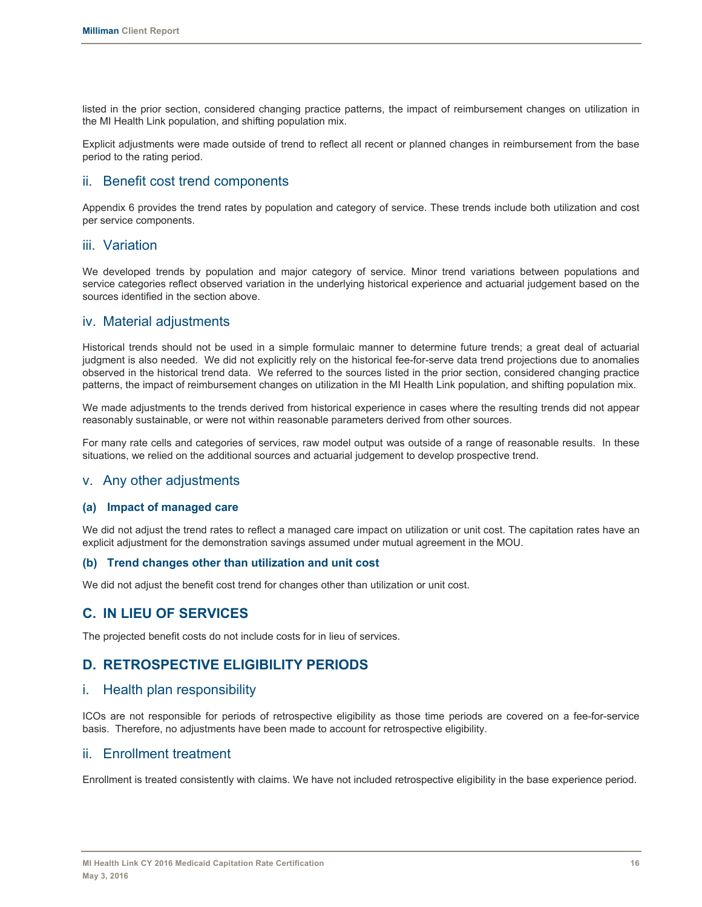listed in the prior section, considered changing practice patterns, the impact of reimbursement changes on utilization in the MI Health Link population, and shifting population mix.

Explicit adjustments were made outside of trend to reflect all recent or planned changes in reimbursement from the base period to the rating period.

### ii. Benefit cost trend components

Appendix 6 provides the trend rates by population and category of service. These trends include both utilization and cost per service components.

### iii. Variation

We developed trends by population and major category of service. Minor trend variations between populations and service categories reflect observed variation in the underlying historical experience and actuarial judgement based on the sources identified in the section above.

### iv. Material adjustments

Historical trends should not be used in a simple formulaic manner to determine future trends; a great deal of actuarial judgment is also needed. We did not explicitly rely on the historical fee-for-serve data trend projections due to anomalies observed in the historical trend data. We referred to the sources listed in the prior section, considered changing practice patterns, the impact of reimbursement changes on utilization in the MI Health Link population, and shifting population mix.

We made adjustments to the trends derived from historical experience in cases where the resulting trends did not appear reasonably sustainable, or were not within reasonable parameters derived from other sources.

For many rate cells and categories of services, raw model output was outside of a range of reasonable results. In these situations, we relied on the additional sources and actuarial judgement to develop prospective trend.

### v. Any other adjustments

#### (a) Impact of managed care

We did not adjust the trend rates to reflect a managed care impact on utilization or unit cost. The capitation rates have an explicit adjustment for the demonstration savings assumed under mutual agreement in the MOU.

#### (b) Trend changes other than utilization and unit cost

We did not adjust the benefit cost trend for changes other than utilization or unit cost.

## C. IN LIEU OF SERVICES

The projected benefit costs do not include costs for in lieu of services.

## D. RETROSPECTIVE ELIGIBILITY PERIODS

### i. Health plan responsibility

ICOs are not responsible for periods of retrospective eligibility as those time periods are covered on a fee-for-service basis. Therefore, no adjustments have been made to account for retrospective eligibility.

### ii. Enrollment treatment

Enrollment is treated consistently with claims. We have not included retrospective eligibility in the base experience period.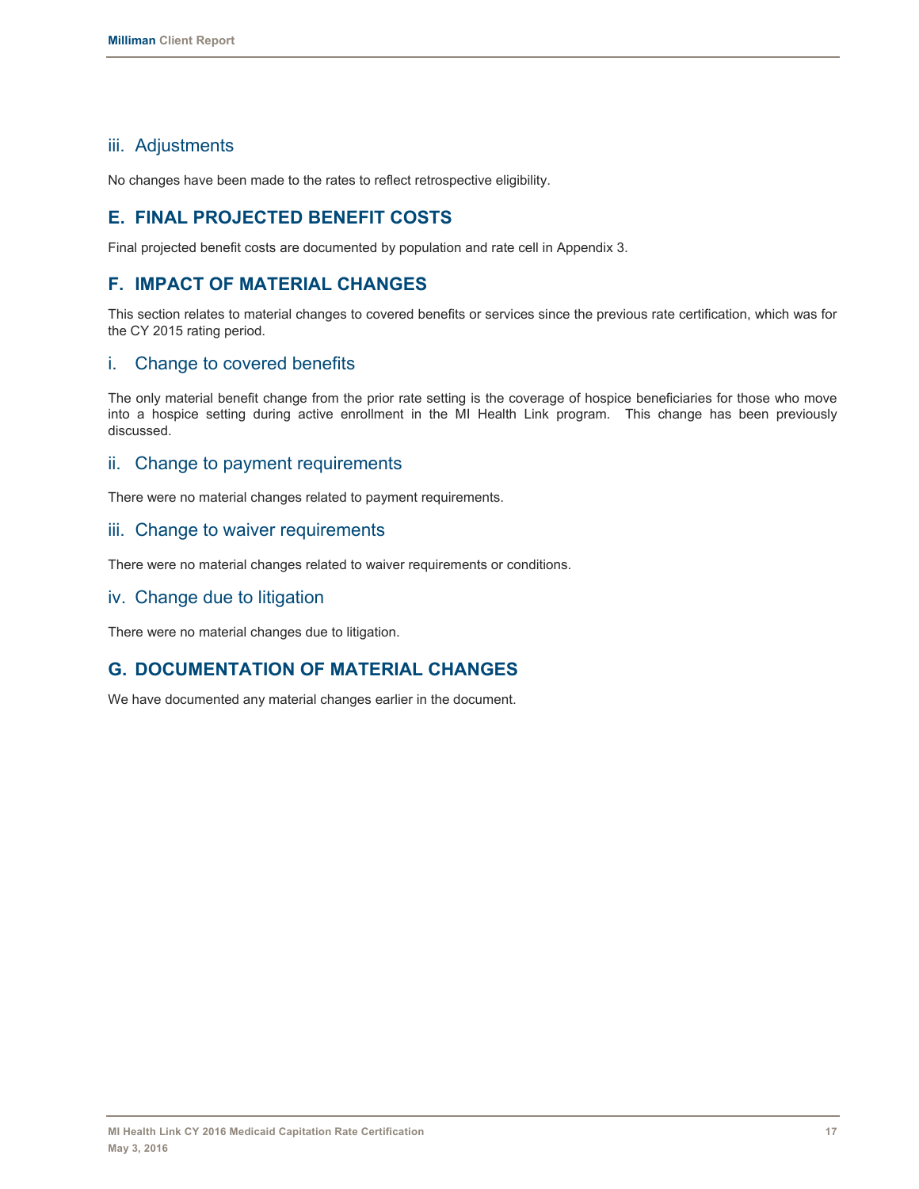### iii. Adjustments

No changes have been made to the rates to reflect retrospective eligibility.

## E. FINAL PROJECTED BENEFIT COSTS

Final projected benefit costs are documented by population and rate cell in Appendix 3.

## F. IMPACT OF MATERIAL CHANGES

This section relates to material changes to covered benefits or services since the previous rate certification, which was for the CY 2015 rating period.

### i. Change to covered benefits

The only material benefit change from the prior rate setting is the coverage of hospice beneficiaries for those who move into a hospice setting during active enrollment in the MI Health Link program. This change has been previously discussed.

### ii. Change to payment requirements

There were no material changes related to payment requirements.

### iii. Change to waiver requirements

There were no material changes related to waiver requirements or conditions.

### iv. Change due to litigation

There were no material changes due to litigation.

## G. DOCUMENTATION OF MATERIAL CHANGES

We have documented any material changes earlier in the document.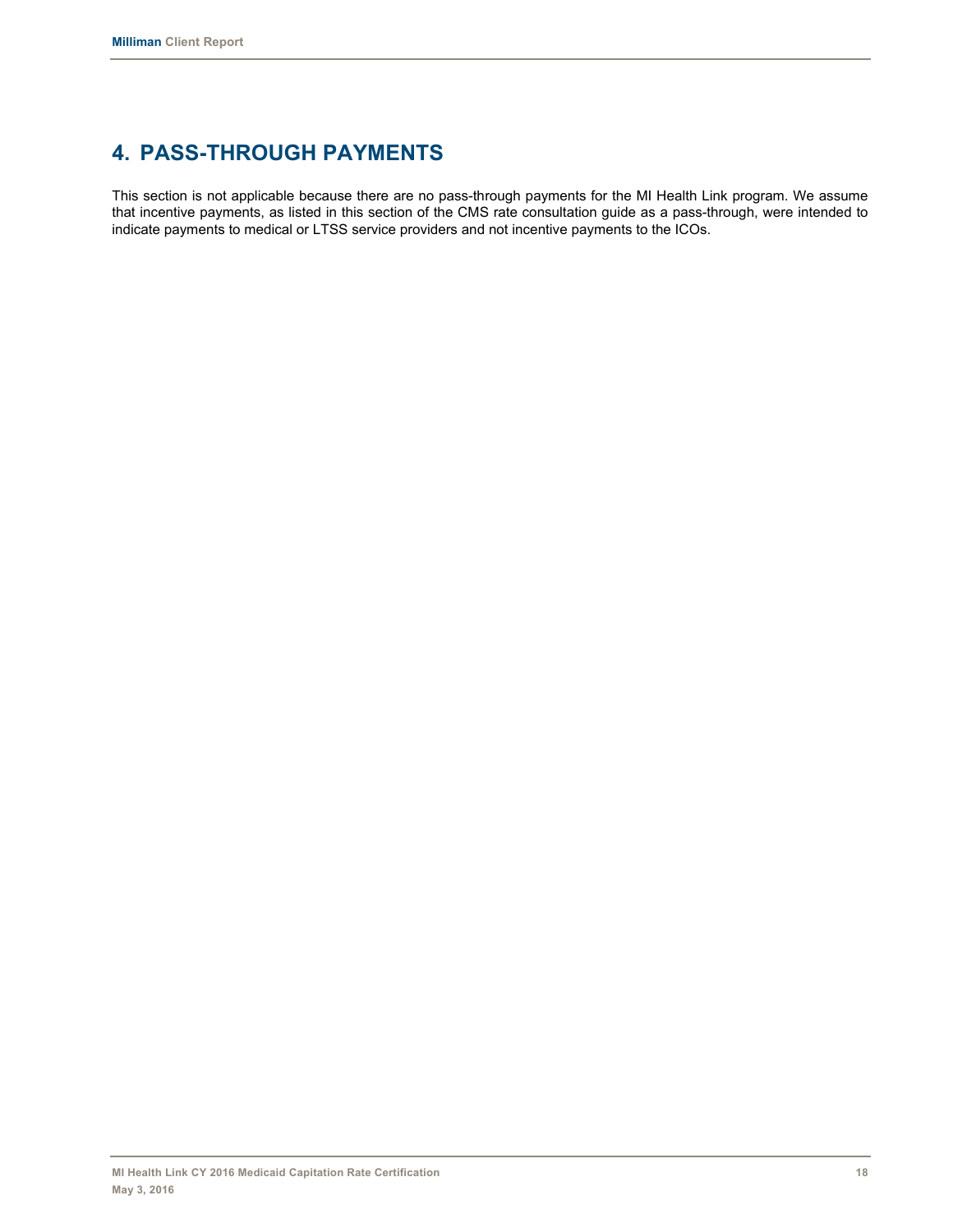# 4. PASS-THROUGH PAYMENTS

This section is not applicable because there are no pass-through payments for the MI Health Link program. We assume that incentive payments, as listed in this section of the CMS rate consultation guide as a pass-through, were intended to indicate payments to medical or LTSS service providers and not incentive payments to the ICOs.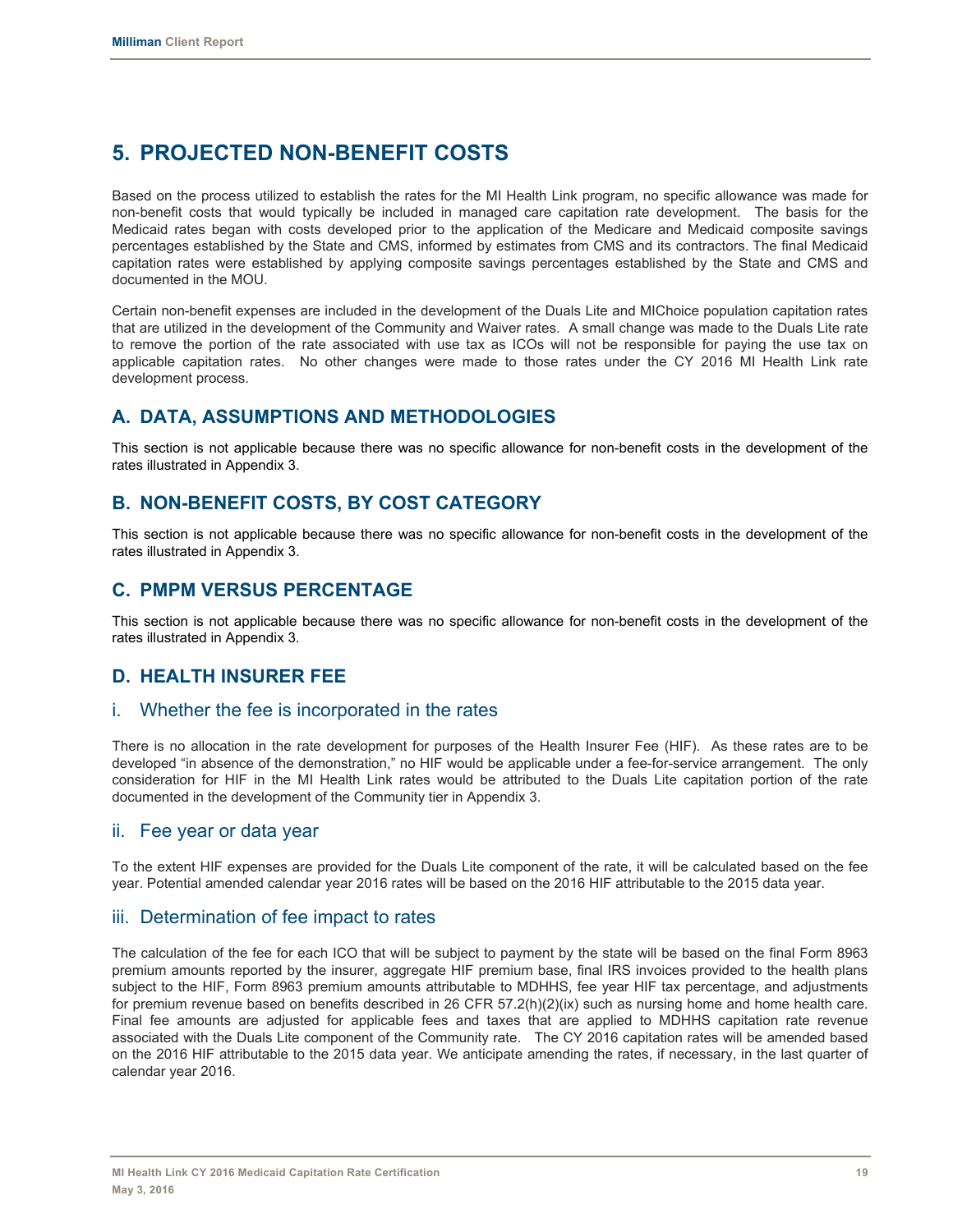# 5. PROJECTED NON-BENEFIT COSTS

Based on the process utilized to establish the rates for the MI Health Link program, no specific allowance was made for non-benefit costs that would typically be included in managed care capitation rate development. The basis for the Medicaid rates began with costs developed prior to the application of the Medicare and Medicaid composite savings percentages established by the State and CMS, informed by estimates from CMS and its contractors. The final Medicaid capitation rates were established by applying composite savings percentages established by the State and CMS and documented in the MOU.

Certain non-benefit expenses are included in the development of the Duals Lite and MIChoice population capitation rates that are utilized in the development of the Community and Waiver rates. A small change was made to the Duals Lite rate to remove the portion of the rate associated with use tax as ICOs will not be responsible for paying the use tax on applicable capitation rates. No other changes were made to those rates under the CY 2016 MI Health Link rate development process.

## A. DATA, ASSUMPTIONS AND METHODOLOGIES

This section is not applicable because there was no specific allowance for non-benefit costs in the development of the rates illustrated in Appendix 3.

## B. NON-BENEFIT COSTS, BY COST CATEGORY

This section is not applicable because there was no specific allowance for non-benefit costs in the development of the rates illustrated in Appendix 3.

## C. PMPM VERSUS PERCENTAGE

This section is not applicable because there was no specific allowance for non-benefit costs in the development of the rates illustrated in Appendix 3.

## D. HEALTH INSURER FEE

### i. Whether the fee is incorporated in the rates

There is no allocation in the rate development for purposes of the Health Insurer Fee (HIF). As these rates are to be developed "in absence of the demonstration," no HIF would be applicable under a fee-for-service arrangement. The only consideration for HIF in the MI Health Link rates would be attributed to the Duals Lite capitation portion of the rate documented in the development of the Community tier in Appendix 3.

### ii. Fee year or data year

To the extent HIF expenses are provided for the Duals Lite component of the rate, it will be calculated based on the fee year. Potential amended calendar year 2016 rates will be based on the 2016 HIF attributable to the 2015 data year.

### iii. Determination of fee impact to rates

The calculation of the fee for each ICO that will be subject to payment by the state will be based on the final Form 8963 premium amounts reported by the insurer, aggregate HIF premium base, final IRS invoices provided to the health plans subject to the HIF, Form 8963 premium amounts attributable to MDHHS, fee year HIF tax percentage, and adjustments for premium revenue based on benefits described in 26 CFR 57.2(h)(2)(ix) such as nursing home and home health care. Final fee amounts are adjusted for applicable fees and taxes that are applied to MDHHS capitation rate revenue associated with the Duals Lite component of the Community rate. The CY 2016 capitation rates will be amended based on the 2016 HIF attributable to the 2015 data year. We anticipate amending the rates, if necessary, in the last quarter of calendar year 2016.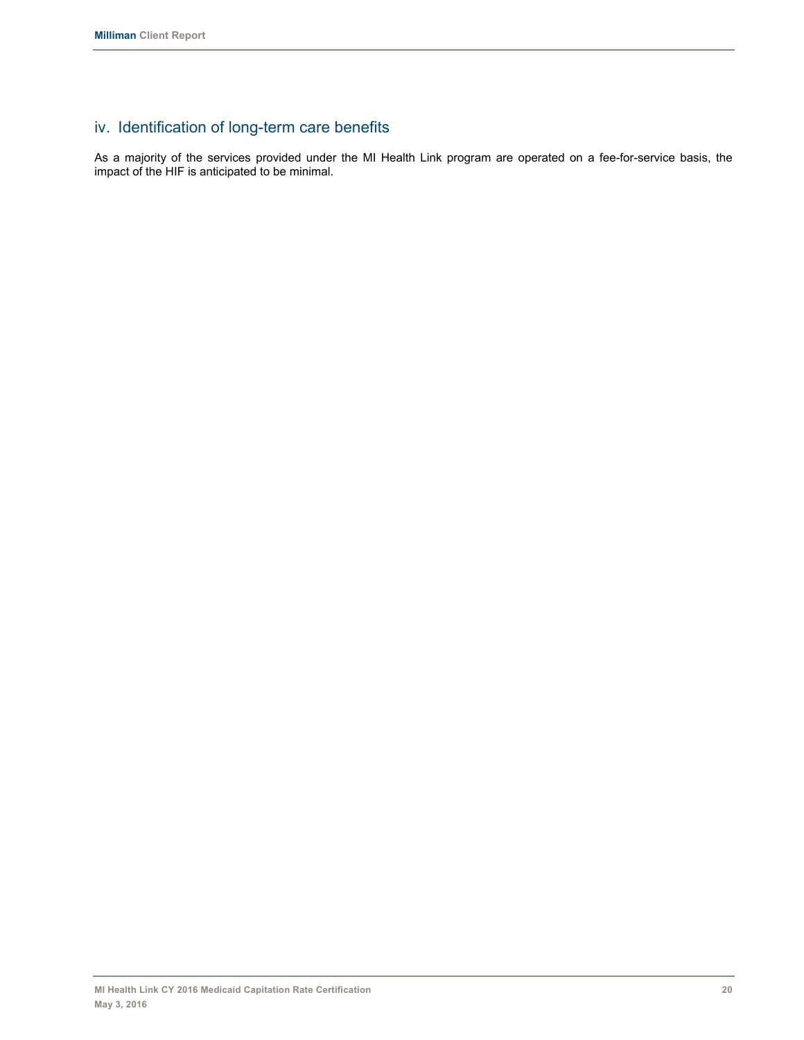## iv. Identification of long-term care benefits

As a majority of the services provided under the MI Health Link program are operated on a fee-for-service basis, the impact of the HIF is anticipated to be minimal.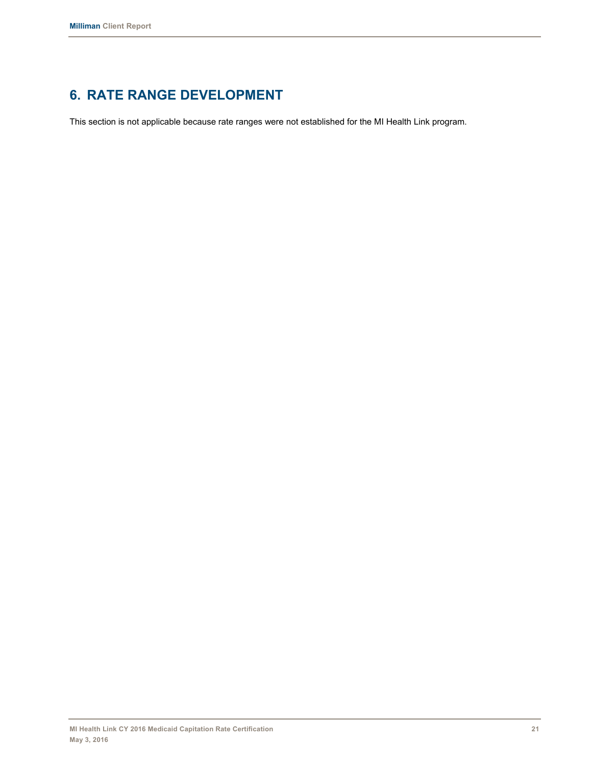# 6. RATE RANGE DEVELOPMENT

This section is not applicable because rate ranges were not established for the MI Health Link program.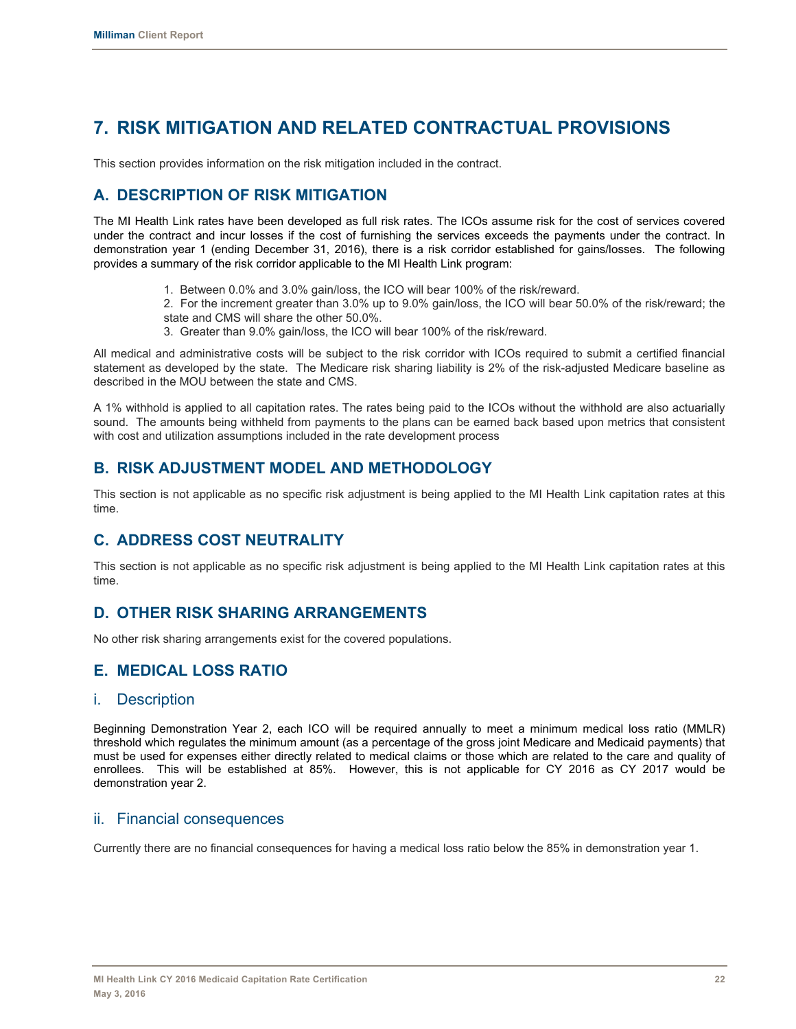# 7. RISK MITIGATION AND RELATED CONTRACTUAL PROVISIONS

This section provides information on the risk mitigation included in the contract.

## A. DESCRIPTION OF RISK MITIGATION

The MI Health Link rates have been developed as full risk rates. The ICOs assume risk for the cost of services covered under the contract and incur losses if the cost of furnishing the services exceeds the payments under the contract. In demonstration year 1 (ending December 31, 2016), there is a risk corridor established for gains/losses. The following provides a summary of the risk corridor applicable to the MI Health Link program:

1. Between 0.0% and 3.0% gain/loss, the ICO will bear 100% of the risk/reward.
2. For the increment greater than 3.0% up to 9.0% gain/loss, the ICO will bear 50.0% of the risk/reward; the state and CMS will share the other 50.0%.
3. Greater than 9.0% gain/loss, the ICO will bear 100% of the risk/reward.

All medical and administrative costs will be subject to the risk corridor with ICOs required to submit a certified financial statement as developed by the state. The Medicare risk sharing liability is 2% of the risk-adjusted Medicare baseline as described in the MOU between the state and CMS.

A 1% withhold is applied to all capitation rates. The rates being paid to the ICOs without the withhold are also actuarially sound. The amounts being withheld from payments to the plans can be earned back based upon metrics that consistent with cost and utilization assumptions included in the rate development process

## B. RISK ADJUSTMENT MODEL AND METHODOLOGY

This section is not applicable as no specific risk adjustment is being applied to the MI Health Link capitation rates at this time.

## C. ADDRESS COST NEUTRALITY

This section is not applicable as no specific risk adjustment is being applied to the MI Health Link capitation rates at this time.

## D. OTHER RISK SHARING ARRANGEMENTS

No other risk sharing arrangements exist for the covered populations.

## E. MEDICAL LOSS RATIO

### i. Description

Beginning Demonstration Year 2, each ICO will be required annually to meet a minimum medical loss ratio (MMLR) threshold which regulates the minimum amount (as a percentage of the gross joint Medicare and Medicaid payments) that must be used for expenses either directly related to medical claims or those which are related to the care and quality of enrollees. This will be established at 85%. However, this is not applicable for CY 2016 as CY 2017 would be demonstration year 2.

### ii. Financial consequences

Currently there are no financial consequences for having a medical loss ratio below the 85% in demonstration year 1.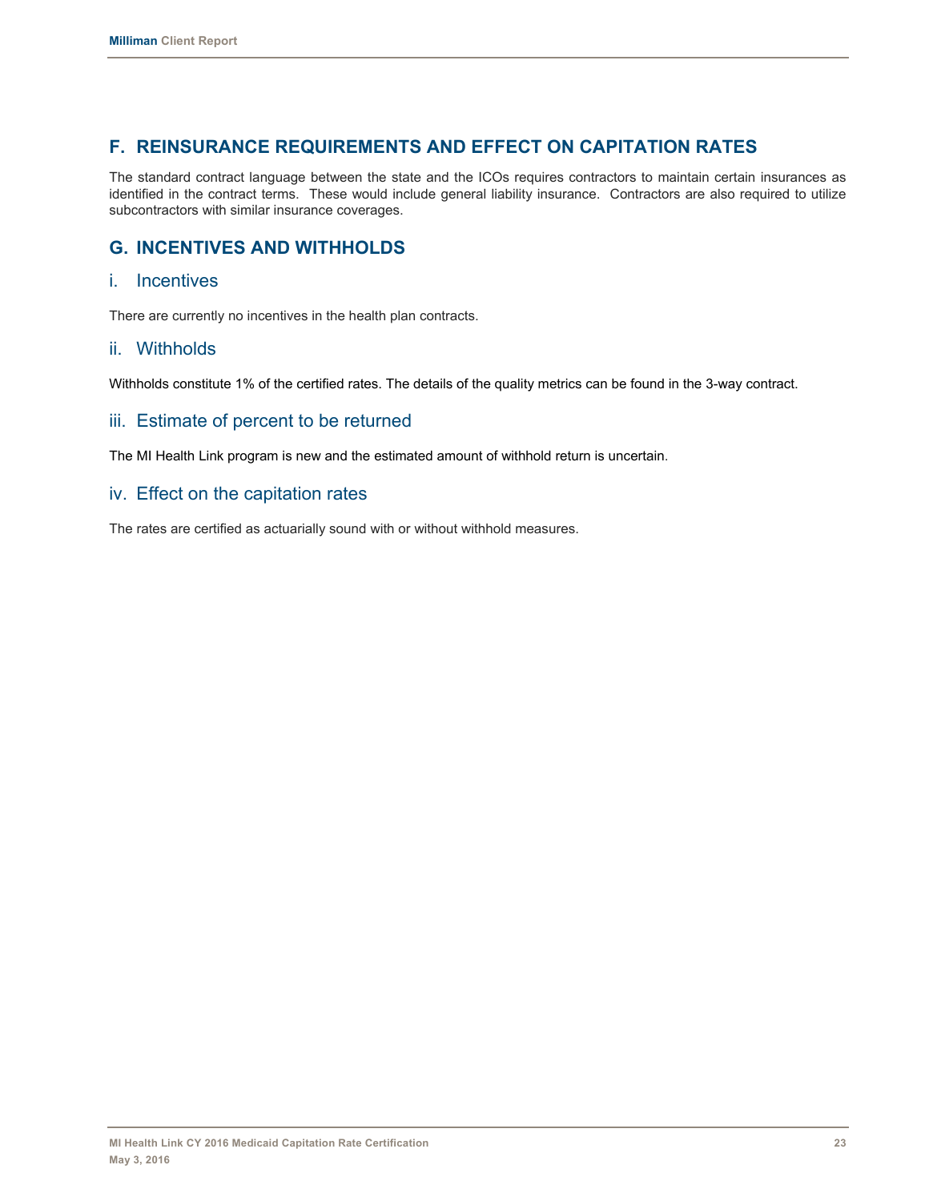## F. REINSURANCE REQUIREMENTS AND EFFECT ON CAPITATION RATES

The standard contract language between the state and the ICOs requires contractors to maintain certain insurances as identified in the contract terms. These would include general liability insurance. Contractors are also required to utilize subcontractors with similar insurance coverages.

## G. INCENTIVES AND WITHHOLDS

### i. Incentives

There are currently no incentives in the health plan contracts.

### ii. Withholds

Withholds constitute 1% of the certified rates. The details of the quality metrics can be found in the 3-way contract.

### iii. Estimate of percent to be returned

The MI Health Link program is new and the estimated amount of withhold return is uncertain.

### iv. Effect on the capitation rates

The rates are certified as actuarially sound with or without withhold measures.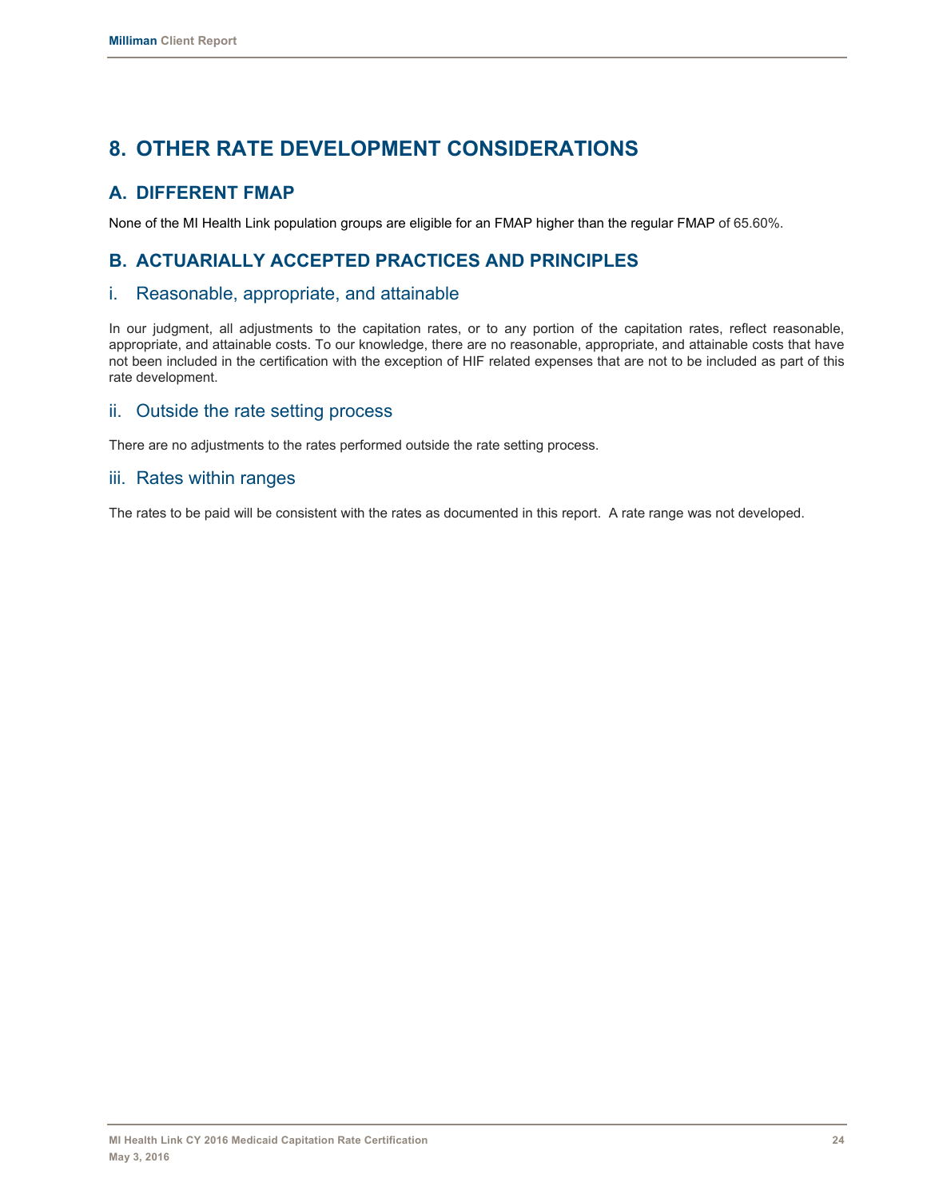# 8. OTHER RATE DEVELOPMENT CONSIDERATIONS

## A. DIFFERENT FMAP

None of the MI Health Link population groups are eligible for an FMAP higher than the regular FMAP of 65.60%.

## B. ACTUARIALLY ACCEPTED PRACTICES AND PRINCIPLES

### i. Reasonable, appropriate, and attainable

In our judgment, all adjustments to the capitation rates, or to any portion of the capitation rates, reflect reasonable, appropriate, and attainable costs. To our knowledge, there are no reasonable, appropriate, and attainable costs that have not been included in the certification with the exception of HIF related expenses that are not to be included as part of this rate development.

### ii. Outside the rate setting process

There are no adjustments to the rates performed outside the rate setting process.

### iii. Rates within ranges

The rates to be paid will be consistent with the rates as documented in this report. A rate range was not developed.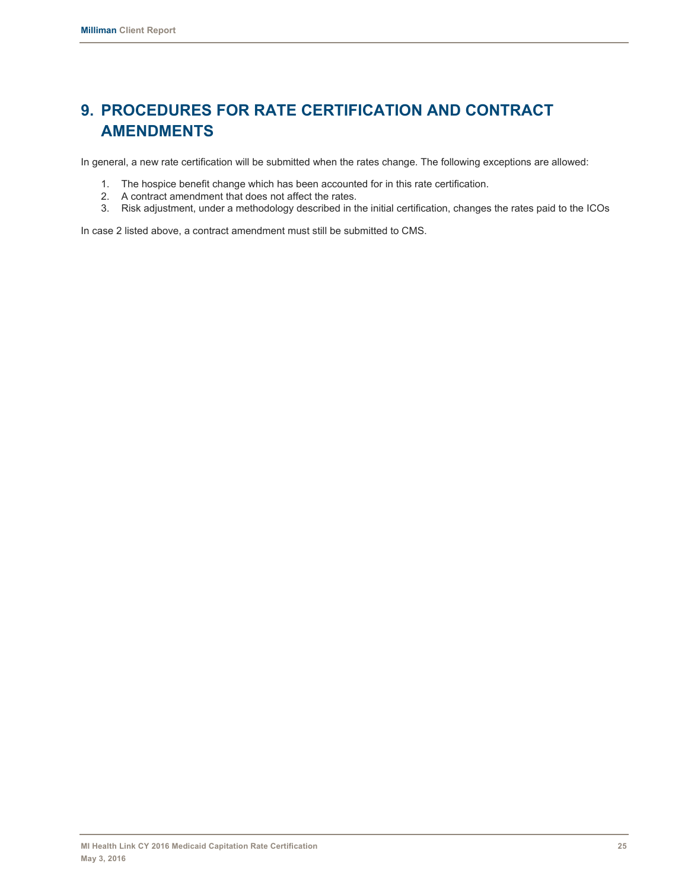# 9. PROCEDURES FOR RATE CERTIFICATION AND CONTRACT AMENDMENTS

In general, a new rate certification will be submitted when the rates change. The following exceptions are allowed:

1. The hospice benefit change which has been accounted for in this rate certification.
2. A contract amendment that does not affect the rates.
3. Risk adjustment, under a methodology described in the initial certification, changes the rates paid to the ICOs

In case 2 listed above, a contract amendment must still be submitted to CMS.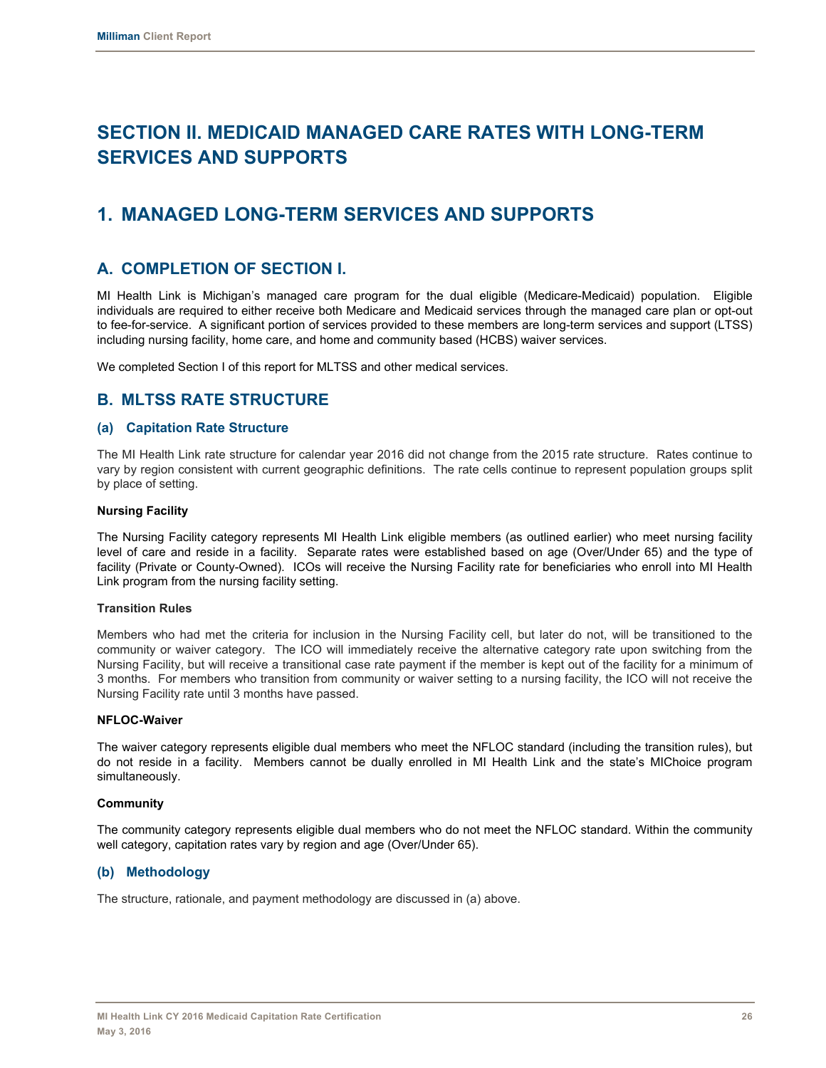# SECTION II. MEDICAID MANAGED CARE RATES WITH LONG-TERM SERVICES AND SUPPORTS

## 1. MANAGED LONG-TERM SERVICES AND SUPPORTS

### A. COMPLETION OF SECTION I.

MI Health Link is Michigan's managed care program for the dual eligible (Medicare-Medicaid) population. Eligible individuals are required to either receive both Medicare and Medicaid services through the managed care plan or opt-out to fee-for-service. A significant portion of services provided to these members are long-term services and support (LTSS) including nursing facility, home care, and home and community based (HCBS) waiver services.

We completed Section I of this report for MLTSS and other medical services.

### B. MLTSS RATE STRUCTURE

#### (a) Capitation Rate Structure

The MI Health Link rate structure for calendar year 2016 did not change from the 2015 rate structure. Rates continue to vary by region consistent with current geographic definitions. The rate cells continue to represent population groups split by place of setting.

**Nursing Facility**

The Nursing Facility category represents MI Health Link eligible members (as outlined earlier) who meet nursing facility level of care and reside in a facility. Separate rates were established based on age (Over/Under 65) and the type of facility (Private or County-Owned). ICOs will receive the Nursing Facility rate for beneficiaries who enroll into MI Health Link program from the nursing facility setting.

**Transition Rules**

Members who had met the criteria for inclusion in the Nursing Facility cell, but later do not, will be transitioned to the community or waiver category. The ICO will immediately receive the alternative category rate upon switching from the Nursing Facility, but will receive a transitional case rate payment if the member is kept out of the facility for a minimum of 3 months. For members who transition from community or waiver setting to a nursing facility, the ICO will not receive the Nursing Facility rate until 3 months have passed.

**NFLOC-Waiver**

The waiver category represents eligible dual members who meet the NFLOC standard (including the transition rules), but do not reside in a facility. Members cannot be dually enrolled in MI Health Link and the state's MIChoice program simultaneously.

**Community**

The community category represents eligible dual members who do not meet the NFLOC standard. Within the community well category, capitation rates vary by region and age (Over/Under 65).

#### (b) Methodology

The structure, rationale, and payment methodology are discussed in (a) above.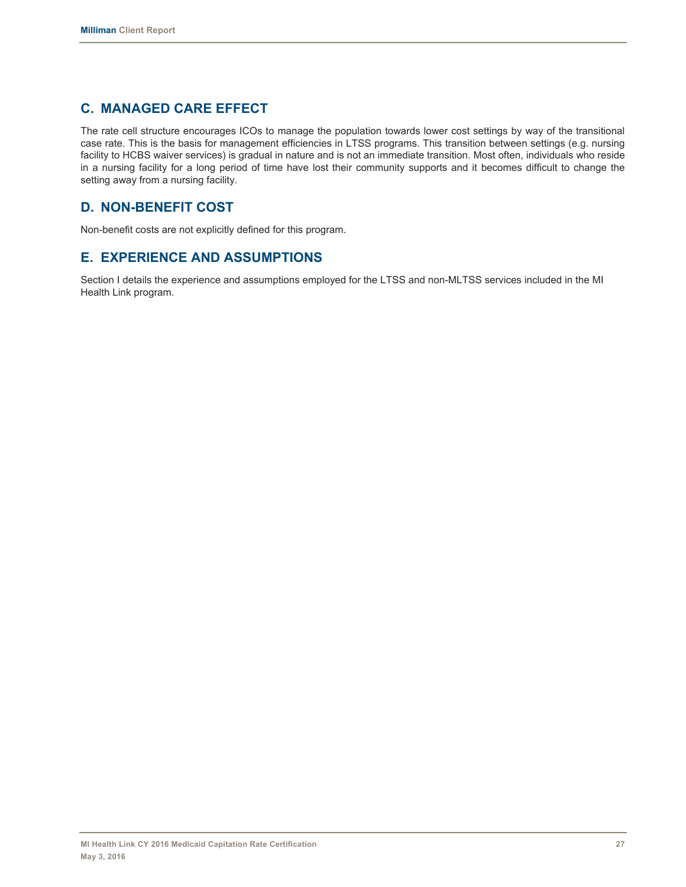## C. MANAGED CARE EFFECT

The rate cell structure encourages ICOs to manage the population towards lower cost settings by way of the transitional case rate. This is the basis for management efficiencies in LTSS programs. This transition between settings (e.g. nursing facility to HCBS waiver services) is gradual in nature and is not an immediate transition. Most often, individuals who reside in a nursing facility for a long period of time have lost their community supports and it becomes difficult to change the setting away from a nursing facility.

## D. NON-BENEFIT COST

Non-benefit costs are not explicitly defined for this program.

## E. EXPERIENCE AND ASSUMPTIONS

Section I details the experience and assumptions employed for the LTSS and non-MLTSS services included in the MI Health Link program.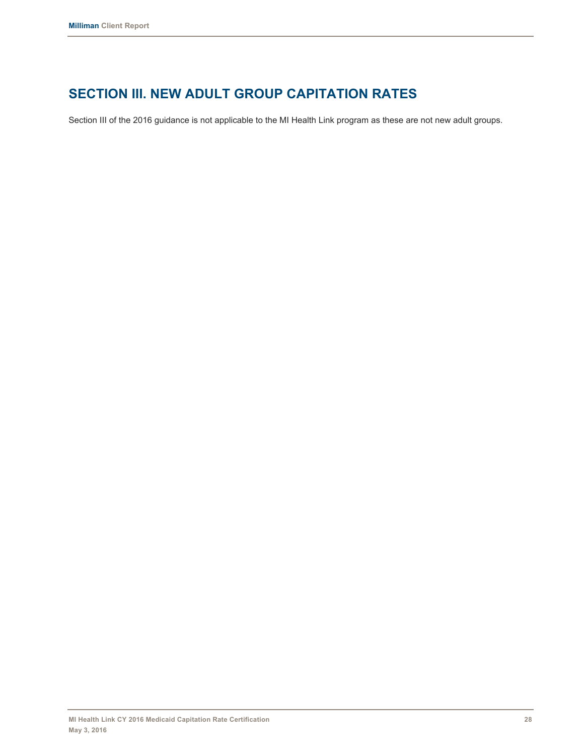# SECTION III. NEW ADULT GROUP CAPITATION RATES

Section III of the 2016 guidance is not applicable to the MI Health Link program as these are not new adult groups.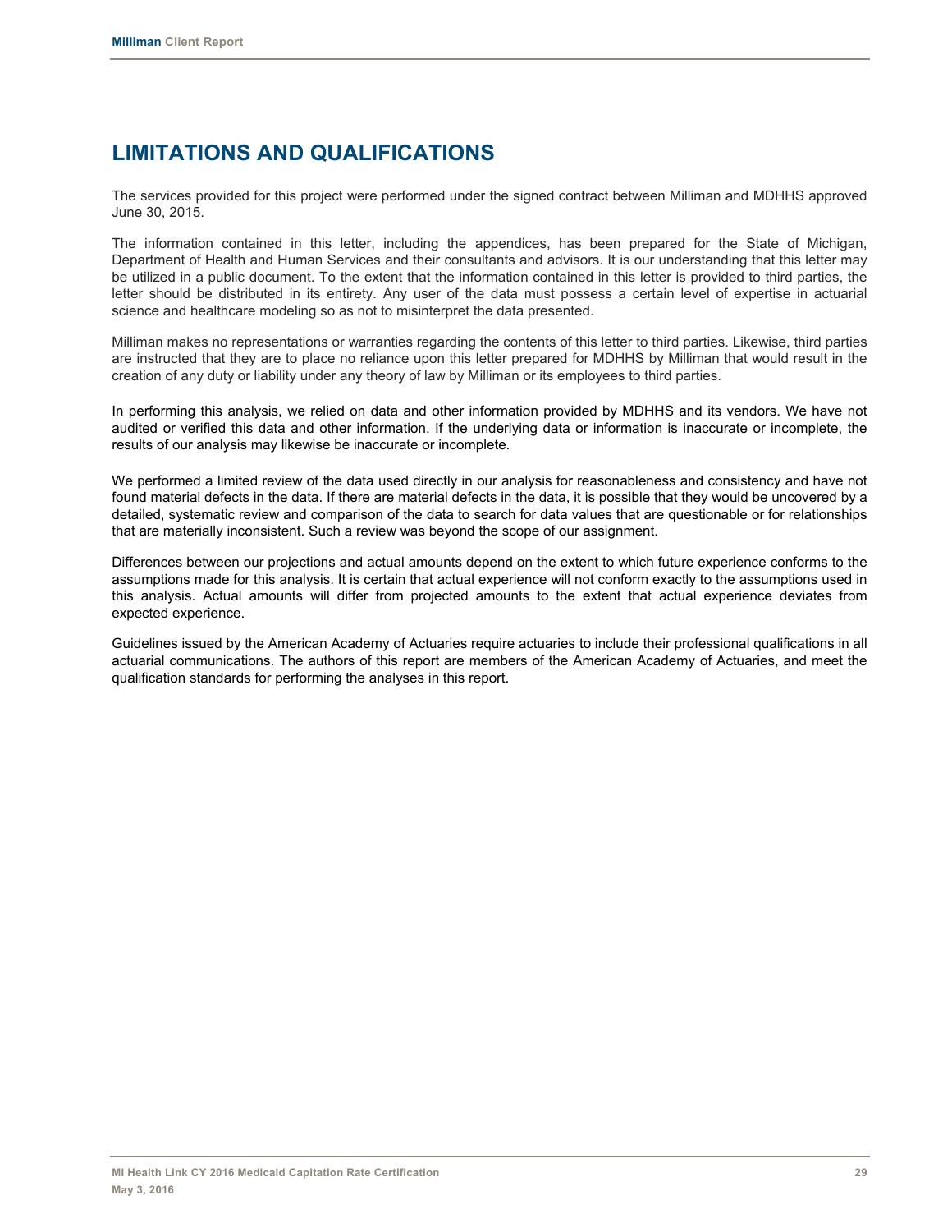# LIMITATIONS AND QUALIFICATIONS

The services provided for this project were performed under the signed contract between Milliman and MDHHS approved June 30, 2015.

The information contained in this letter, including the appendices, has been prepared for the State of Michigan, Department of Health and Human Services and their consultants and advisors. It is our understanding that this letter may be utilized in a public document. To the extent that the information contained in this letter is provided to third parties, the letter should be distributed in its entirety. Any user of the data must possess a certain level of expertise in actuarial science and healthcare modeling so as not to misinterpret the data presented.

Milliman makes no representations or warranties regarding the contents of this letter to third parties. Likewise, third parties are instructed that they are to place no reliance upon this letter prepared for MDHHS by Milliman that would result in the creation of any duty or liability under any theory of law by Milliman or its employees to third parties.

In performing this analysis, we relied on data and other information provided by MDHHS and its vendors. We have not audited or verified this data and other information. If the underlying data or information is inaccurate or incomplete, the results of our analysis may likewise be inaccurate or incomplete.

We performed a limited review of the data used directly in our analysis for reasonableness and consistency and have not found material defects in the data. If there are material defects in the data, it is possible that they would be uncovered by a detailed, systematic review and comparison of the data to search for data values that are questionable or for relationships that are materially inconsistent. Such a review was beyond the scope of our assignment.

Differences between our projections and actual amounts depend on the extent to which future experience conforms to the assumptions made for this analysis. It is certain that actual experience will not conform exactly to the assumptions used in this analysis. Actual amounts will differ from projected amounts to the extent that actual experience deviates from expected experience.

Guidelines issued by the American Academy of Actuaries require actuaries to include their professional qualifications in all actuarial communications. The authors of this report are members of the American Academy of Actuaries, and meet the qualification standards for performing the analyses in this report.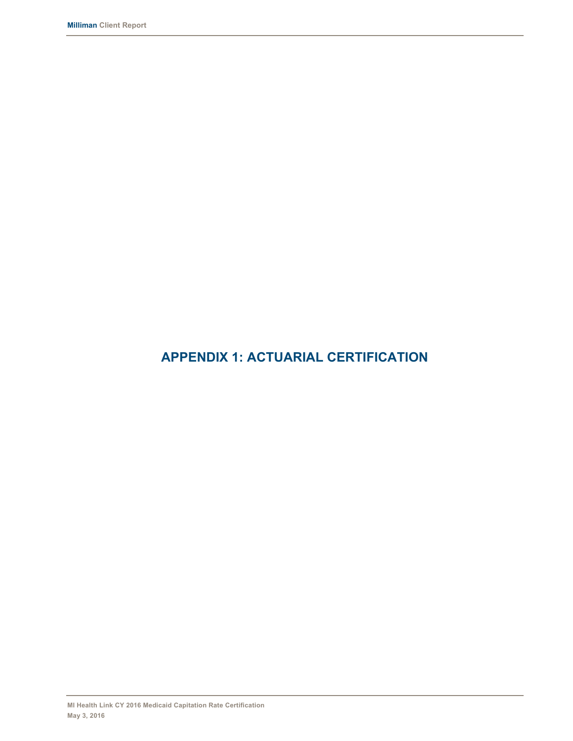# APPENDIX 1: ACTUARIAL CERTIFICATION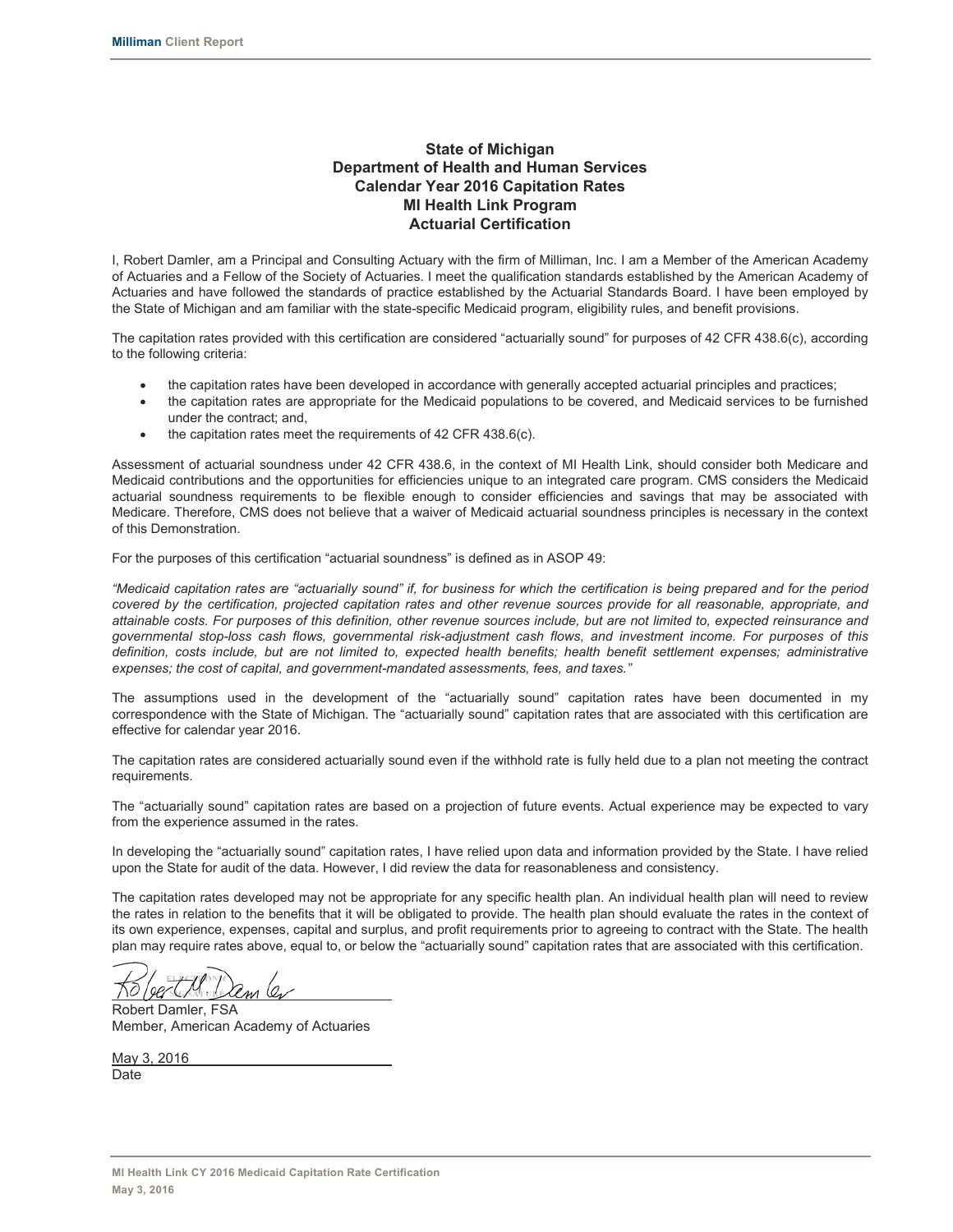**State of Michigan**
**Department of Health and Human Services**
**Calendar Year 2016 Capitation Rates**
**MI Health Link Program**
**Actuarial Certification**

I, Robert Damler, am a Principal and Consulting Actuary with the firm of Milliman, Inc. I am a Member of the American Academy of Actuaries and a Fellow of the Society of Actuaries. I meet the qualification standards established by the American Academy of Actuaries and have followed the standards of practice established by the Actuarial Standards Board. I have been employed by the State of Michigan and am familiar with the state-specific Medicaid program, eligibility rules, and benefit provisions.

The capitation rates provided with this certification are considered "actuarially sound" for purposes of 42 CFR 438.6(c), according to the following criteria:

- the capitation rates have been developed in accordance with generally accepted actuarial principles and practices;
- the capitation rates are appropriate for the Medicaid populations to be covered, and Medicaid services to be furnished under the contract; and,
- the capitation rates meet the requirements of 42 CFR 438.6(c).

Assessment of actuarial soundness under 42 CFR 438.6, in the context of MI Health Link, should consider both Medicare and Medicaid contributions and the opportunities for efficiencies unique to an integrated care program. CMS considers the Medicaid actuarial soundness requirements to be flexible enough to consider efficiencies and savings that may be associated with Medicare. Therefore, CMS does not believe that a waiver of Medicaid actuarial soundness principles is necessary in the context of this Demonstration.

For the purposes of this certification "actuarial soundness" is defined as in ASOP 49:

*"Medicaid capitation rates are "actuarially sound" if, for business for which the certification is being prepared and for the period covered by the certification, projected capitation rates and other revenue sources provide for all reasonable, appropriate, and attainable costs. For purposes of this definition, other revenue sources include, but are not limited to, expected reinsurance and governmental stop-loss cash flows, governmental risk-adjustment cash flows, and investment income. For purposes of this definition, costs include, but are not limited to, expected health benefits; health benefit settlement expenses; administrative expenses; the cost of capital, and government-mandated assessments, fees, and taxes."*

The assumptions used in the development of the "actuarially sound" capitation rates have been documented in my correspondence with the State of Michigan. The "actuarially sound" capitation rates that are associated with this certification are effective for calendar year 2016.

The capitation rates are considered actuarially sound even if the withhold rate is fully held due to a plan not meeting the contract requirements.

The "actuarially sound" capitation rates are based on a projection of future events. Actual experience may be expected to vary from the experience assumed in the rates.

In developing the "actuarially sound" capitation rates, I have relied upon data and information provided by the State. I have relied upon the State for audit of the data. However, I did review the data for reasonableness and consistency.

The capitation rates developed may not be appropriate for any specific health plan. An individual health plan will need to review the rates in relation to the benefits that it will be obligated to provide. The health plan should evaluate the rates in the context of its own experience, expenses, capital and surplus, and profit requirements prior to agreeing to contract with the State. The health plan may require rates above, equal to, or below the "actuarially sound" capitation rates that are associated with this certification.

Robert Damler, FSA
Member, American Academy of Actuaries

May 3, 2016
Date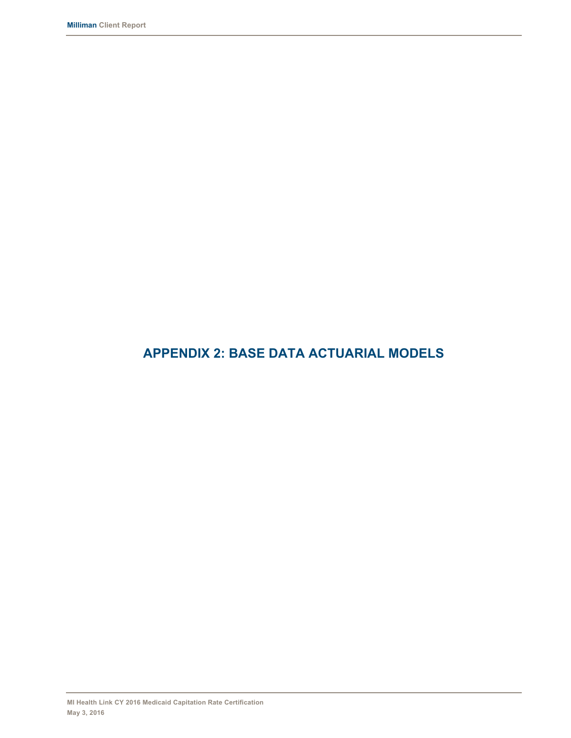# APPENDIX 2: BASE DATA ACTUARIAL MODELS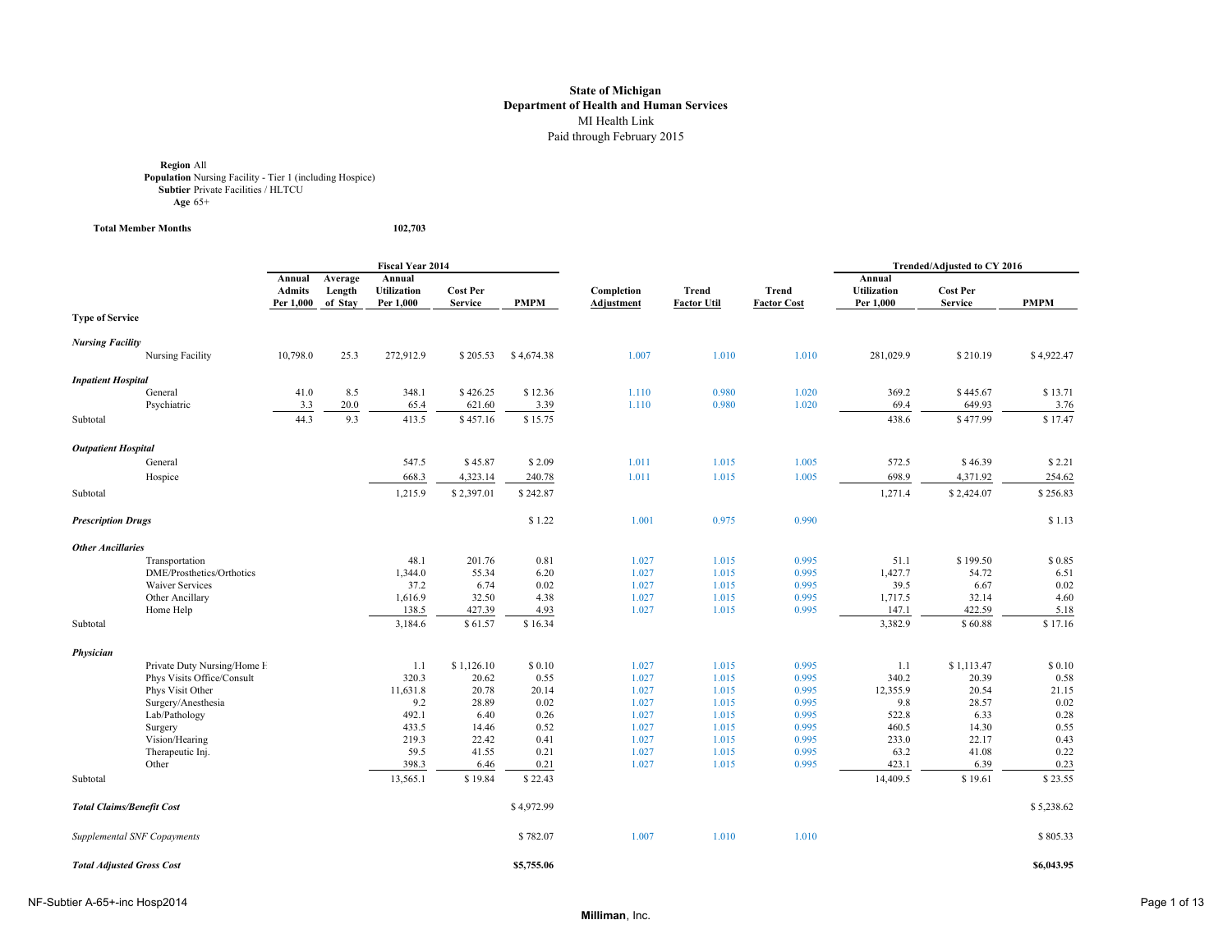**State of Michigan**
**Department of Health and Human Services**
MI Health Link
Paid through February 2015

**Region** All
**Population** Nursing Facility - Tier 1 (including Hospice)
**Subtier** Private Facilities / HLTCU
**Age** 65+

**Total Member Months** 102,703

| Type of Service | Fiscal Year 2014 | | | | | | | | Trended/Adjusted to CY 2016 | | |
|---|---|---|---|---|---|---|---|---|---|---|---|
| | Annual Admits Per 1,000 | Average Length of Stay | Annual Utilization Per 1,000 | Cost Per Service | PMPM | Completion Adjustment | Trend Factor Util | Trend Factor Cost | Annual Utilization Per 1,000 | Cost Per Service | PMPM |
| ***Nursing Facility*** | | | | | | | | | | | |
| Nursing Facility | 10,798.0 | 25.3 | 272,912.9 | $ 205.53 | $ 4,674.38 | 1.007 | 1.010 | 1.010 | 281,029.9 | $ 210.19 | $ 4,922.47 |
| ***Inpatient Hospital*** | | | | | | | | | | | |
| General | 41.0 | 8.5 | 348.1 | $ 426.25 | $ 12.36 | 1.110 | 0.980 | 1.020 | 369.2 | $ 445.67 | $ 13.71 |
| Psychiatric | 3.3 | 20.0 | 65.4 | 621.60 | 3.39 | 1.110 | 0.980 | 1.020 | 69.4 | 649.93 | 3.76 |
| Subtotal | 44.3 | 9.3 | 413.5 | $ 457.16 | $ 15.75 | | | | 438.6 | $ 477.99 | $ 17.47 |
| ***Outpatient Hospital*** | | | | | | | | | | | |
| General | | | 547.5 | $ 45.87 | $ 2.09 | 1.011 | 1.015 | 1.005 | 572.5 | $ 46.39 | $ 2.21 |
| Hospice | | | 668.3 | 4,323.14 | 240.78 | 1.011 | 1.015 | 1.005 | 698.9 | 4,371.92 | 254.62 |
| Subtotal | | | 1,215.9 | $ 2,397.01 | $ 242.87 | | | | 1,271.4 | $ 2,424.07 | $ 256.83 |
| ***Prescription Drugs*** | | | | | $ 1.22 | 1.001 | 0.975 | 0.990 | | | $ 1.13 |
| ***Other Ancillaries*** | | | | | | | | | | | |
| Transportation | | | 48.1 | 201.76 | 0.81 | 1.027 | 1.015 | 0.995 | 51.1 | $ 199.50 | $ 0.85 |
| DME/Prosthetics/Orthotics | | | 1,344.0 | 55.34 | 6.20 | 1.027 | 1.015 | 0.995 | 1,427.7 | 54.72 | 6.51 |
| Waiver Services | | | 37.2 | 6.74 | 0.02 | 1.027 | 1.015 | 0.995 | 39.5 | 6.67 | 0.02 |
| Other Ancillary | | | 1,616.9 | 32.50 | 4.38 | 1.027 | 1.015 | 0.995 | 1,717.5 | 32.14 | 4.60 |
| Home Help | | | 138.5 | 427.39 | 4.93 | 1.027 | 1.015 | 0.995 | 147.1 | 422.59 | 5.18 |
| Subtotal | | | 3,184.6 | $ 61.57 | $ 16.34 | | | | 3,382.9 | $ 60.88 | $ 17.16 |
| ***Physician*** | | | | | | | | | | | |
| Private Duty Nursing/Home H | | | 1.1 | $ 1,126.10 | $ 0.10 | 1.027 | 1.015 | 0.995 | 1.1 | $ 1,113.47 | $ 0.10 |
| Phys Visits Office/Consult | | | 320.3 | 20.62 | 0.55 | 1.027 | 1.015 | 0.995 | 340.2 | 20.39 | 0.58 |
| Phys Visit Other | | | 11,631.8 | 20.78 | 20.14 | 1.027 | 1.015 | 0.995 | 12,355.9 | 20.54 | 21.15 |
| Surgery/Anesthesia | | | 9.2 | 28.89 | 0.02 | 1.027 | 1.015 | 0.995 | 9.8 | 28.57 | 0.02 |
| Lab/Pathology | | | 492.1 | 6.40 | 0.26 | 1.027 | 1.015 | 0.995 | 522.8 | 6.33 | 0.28 |
| Surgery | | | 433.5 | 14.46 | 0.52 | 1.027 | 1.015 | 0.995 | 460.5 | 14.30 | 0.55 |
| Vision/Hearing | | | 219.3 | 22.42 | 0.41 | 1.027 | 1.015 | 0.995 | 233.0 | 22.17 | 0.43 |
| Therapeutic Inj. | | | 59.5 | 41.55 | 0.21 | 1.027 | 1.015 | 0.995 | 63.2 | 41.08 | 0.22 |
| Other | | | 398.3 | 6.46 | 0.21 | 1.027 | 1.015 | 0.995 | 423.1 | 6.39 | 0.23 |
| Subtotal | | | 13,565.1 | $ 19.84 | $ 22.43 | | | | 14,409.5 | $ 19.61 | $ 23.55 |
| ***Total Claims/Benefit Cost*** | | | | | $ 4,972.99 | | | | | | $ 5,238.62 |
| *Supplemental SNF Copayments* | | | | | $ 782.07 | 1.007 | 1.010 | 1.010 | | | $ 805.33 |
| ***Total Adjusted Gross Cost*** | | | | | **$5,755.06** | | | | | | **$6,043.95** |

NF-Subtier A-65+-inc Hosp2014

**Milliman**, Inc.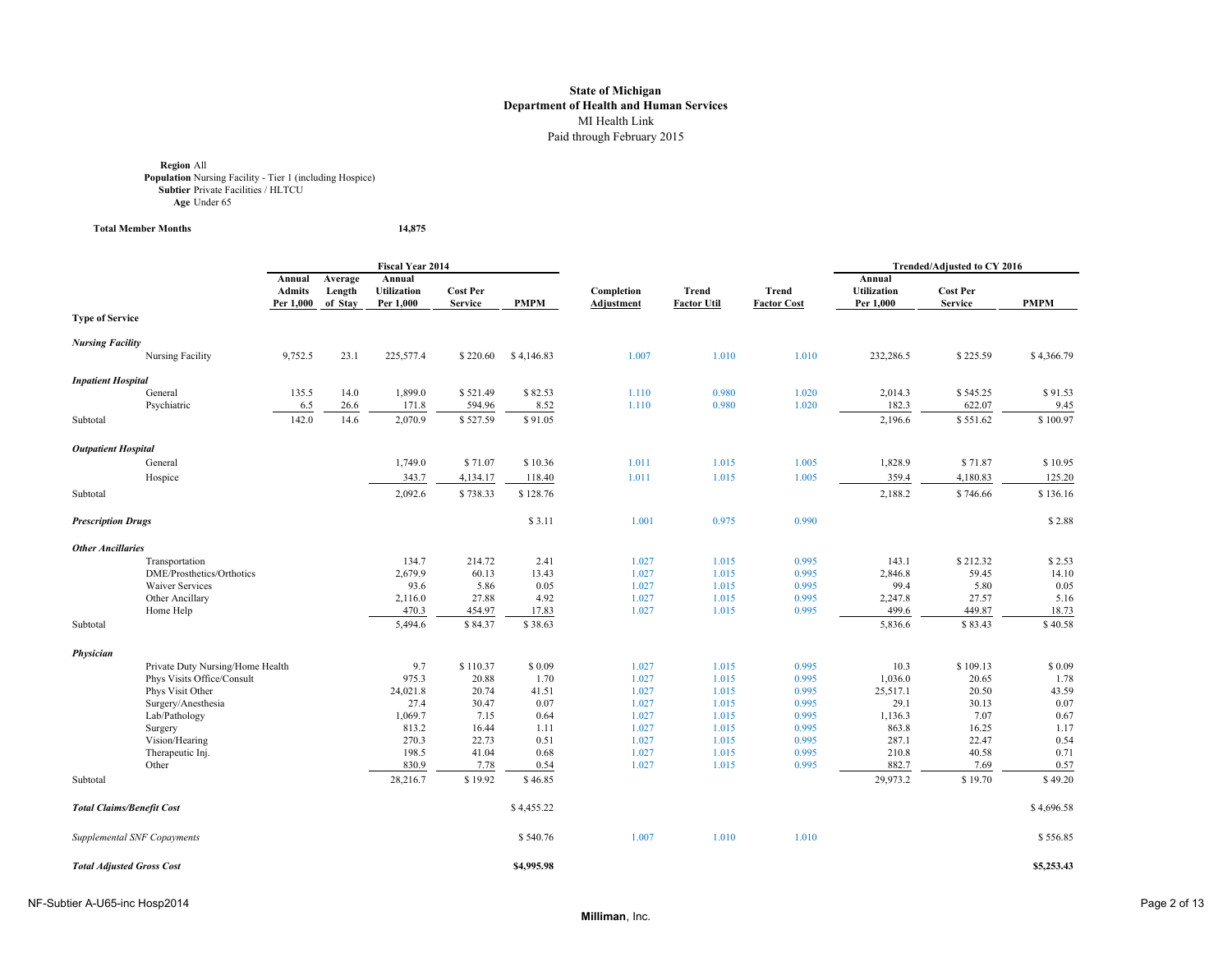**State of Michigan**
**Department of Health and Human Services**
MI Health Link
Paid through February 2015

**Region** All
**Population** Nursing Facility - Tier 1 (including Hospice)
**Subtier** Private Facilities / HLTCU
**Age** Under 65

**Total Member Months** 14,875

| Type of Service | Fiscal Year 2014 Annual Admits Per 1,000 | Average Length of Stay | Annual Utilization Per 1,000 | Cost Per Service | PMPM | Completion Adjustment | Trend Factor Util | Trend Factor Cost | Trended/Adjusted to CY 2016 Annual Utilization Per 1,000 | Cost Per Service | PMPM |
|---|---|---|---|---|---|---|---|---|---|---|---|
| ***Nursing Facility*** | | | | | | | | | | | |
| Nursing Facility | 9,752.5 | 23.1 | 225,577.4 | $ 220.60 | $ 4,146.83 | 1.007 | 1.010 | 1.010 | 232,286.5 | $ 225.59 | $ 4,366.79 |
| ***Inpatient Hospital*** | | | | | | | | | | | |
| General | 135.5 | 14.0 | 1,899.0 | $ 521.49 | $ 82.53 | 1.110 | 0.980 | 1.020 | 2,014.3 | $ 545.25 | $ 91.53 |
| Psychiatric | 6.5 | 26.6 | 171.8 | 594.96 | 8.52 | 1.110 | 0.980 | 1.020 | 182.3 | 622.07 | 9.45 |
| Subtotal | 142.0 | 14.6 | 2,070.9 | $ 527.59 | $ 91.05 | | | | 2,196.6 | $ 551.62 | $ 100.97 |
| ***Outpatient Hospital*** | | | | | | | | | | | |
| General | | | 1,749.0 | $ 71.07 | $ 10.36 | 1.011 | 1.015 | 1.005 | 1,828.9 | $ 71.87 | $ 10.95 |
| Hospice | | | 343.7 | 4,134.17 | 118.40 | 1.011 | 1.015 | 1.005 | 359.4 | 4,180.83 | 125.20 |
| Subtotal | | | 2,092.6 | $ 738.33 | $ 128.76 | | | | 2,188.2 | $ 746.66 | $ 136.16 |
| ***Prescription Drugs*** | | | | | $ 3.11 | 1.001 | 0.975 | 0.990 | | | $ 2.88 |
| ***Other Ancillaries*** | | | | | | | | | | | |
| Transportation | | | 134.7 | 214.72 | 2.41 | 1.027 | 1.015 | 0.995 | 143.1 | $ 212.32 | $ 2.53 |
| DME/Prosthetics/Orthotics | | | 2,679.9 | 60.13 | 13.43 | 1.027 | 1.015 | 0.995 | 2,846.8 | 59.45 | 14.10 |
| Waiver Services | | | 93.6 | 5.86 | 0.05 | 1.027 | 1.015 | 0.995 | 99.4 | 5.80 | 0.05 |
| Other Ancillary | | | 2,116.0 | 27.88 | 4.92 | 1.027 | 1.015 | 0.995 | 2,247.8 | 27.57 | 5.16 |
| Home Help | | | 470.3 | 454.97 | 17.83 | 1.027 | 1.015 | 0.995 | 499.6 | 449.87 | 18.73 |
| Subtotal | | | 5,494.6 | $ 84.37 | $ 38.63 | | | | 5,836.6 | $ 83.43 | $ 40.58 |
| ***Physician*** | | | | | | | | | | | |
| Private Duty Nursing/Home Health | | | 9.7 | $ 110.37 | $ 0.09 | 1.027 | 1.015 | 0.995 | 10.3 | $ 109.13 | $ 0.09 |
| Phys Visits Office/Consult | | | 975.3 | 20.88 | 1.70 | 1.027 | 1.015 | 0.995 | 1,036.0 | 20.65 | 1.78 |
| Phys Visit Other | | | 24,021.8 | 20.74 | 41.51 | 1.027 | 1.015 | 0.995 | 25,517.1 | 20.50 | 43.59 |
| Surgery/Anesthesia | | | 27.4 | 30.47 | 0.07 | 1.027 | 1.015 | 0.995 | 29.1 | 30.13 | 0.07 |
| Lab/Pathology | | | 1,069.7 | 7.15 | 0.64 | 1.027 | 1.015 | 0.995 | 1,136.3 | 7.07 | 0.67 |
| Surgery | | | 813.2 | 16.44 | 1.11 | 1.027 | 1.015 | 0.995 | 863.8 | 16.25 | 1.17 |
| Vision/Hearing | | | 270.3 | 22.73 | 0.51 | 1.027 | 1.015 | 0.995 | 287.1 | 22.47 | 0.54 |
| Therapeutic Inj. | | | 198.5 | 41.04 | 0.68 | 1.027 | 1.015 | 0.995 | 210.8 | 40.58 | 0.71 |
| Other | | | 830.9 | 7.78 | 0.54 | 1.027 | 1.015 | 0.995 | 882.7 | 7.69 | 0.57 |
| Subtotal | | | 28,216.7 | $ 19.92 | $ 46.85 | | | | 29,973.2 | $ 19.70 | $ 49.20 |
| ***Total Claims/Benefit Cost*** | | | | | $ 4,455.22 | | | | | | $ 4,696.58 |
| *Supplemental SNF Copayments* | | | | | $ 540.76 | 1.007 | 1.010 | 1.010 | | | $ 556.85 |
| ***Total Adjusted Gross Cost*** | | | | | **$4,995.98** | | | | | | **$5,253.43** |

NF-Subtier A-U65-inc Hosp2014

**Milliman**, Inc.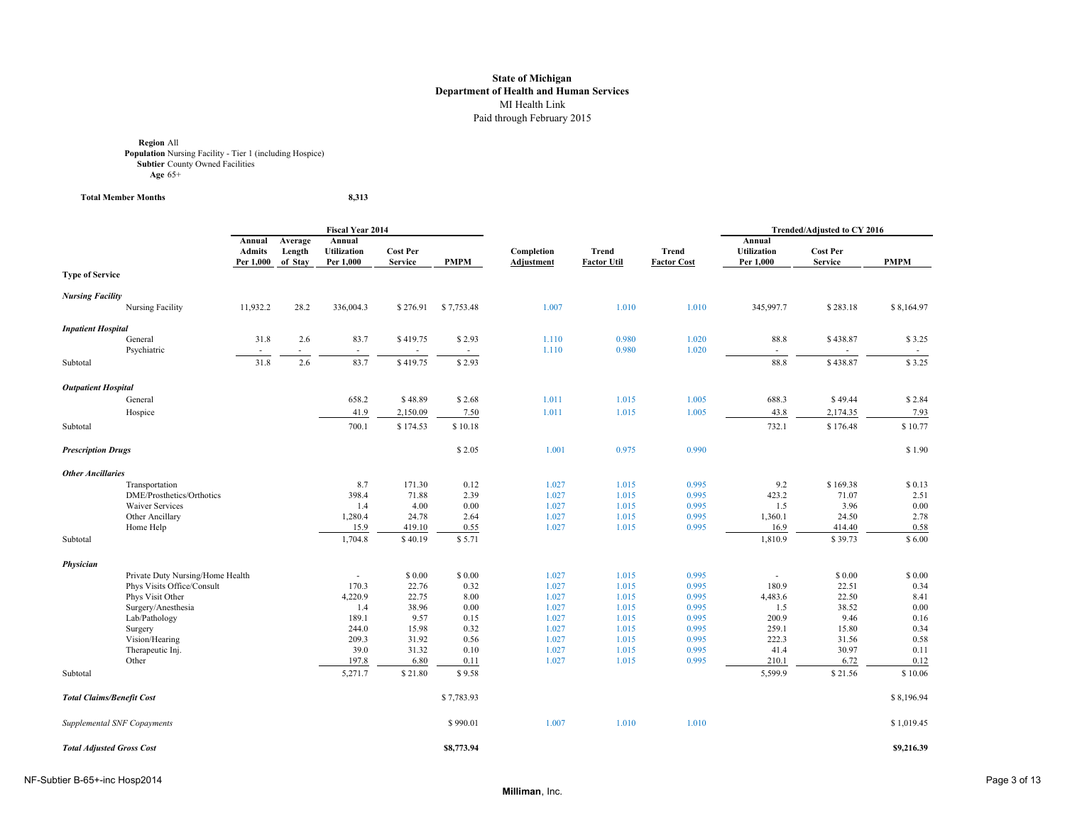# State of Michigan
## Department of Health and Human Services
MI Health Link
Paid through February 2015

**Region** All
**Population** Nursing Facility - Tier 1 (including Hospice)
**Subtier** County Owned Facilities
**Age** 65+

**Total Member Months** 8,313

| Type of Service | | Fiscal Year 2014 Annual Admits Per 1,000 | Average Length of Stay | Annual Utilization Per 1,000 | Cost Per Service | PMPM | Completion Adjustment | Trend Factor Util | Trend Factor Cost | Trended/Adjusted to CY 2016 Annual Utilization Per 1,000 | Cost Per Service | PMPM |
|---|---|---|---|---|---|---|---|---|---|---|---|---|
| ***Nursing Facility*** | | | | | | | | | | | | |
| | Nursing Facility | 11,932.2 | 28.2 | 336,004.3 | $ 276.91 | $ 7,753.48 | 1.007 | 1.010 | 1.010 | 345,997.7 | $ 283.18 | $ 8,164.97 |
| ***Inpatient Hospital*** | | | | | | | | | | | | |
| | General | 31.8 | 2.6 | 83.7 | $ 419.75 | $ 2.93 | 1.110 | 0.980 | 1.020 | 88.8 | $ 438.87 | $ 3.25 |
| | Psychiatric | - | - | - | - | - | 1.110 | 0.980 | 1.020 | - | - | - |
| Subtotal | | 31.8 | 2.6 | 83.7 | $ 419.75 | $ 2.93 | | | | 88.8 | $ 438.87 | $ 3.25 |
| ***Outpatient Hospital*** | | | | | | | | | | | | |
| | General | | | 658.2 | $ 48.89 | $ 2.68 | 1.011 | 1.015 | 1.005 | 688.3 | $ 49.44 | $ 2.84 |
| | Hospice | | | 41.9 | 2,150.09 | 7.50 | 1.011 | 1.015 | 1.005 | 43.8 | 2,174.35 | 7.93 |
| Subtotal | | | | 700.1 | $ 174.53 | $ 10.18 | | | | 732.1 | $ 176.48 | $ 10.77 |
| ***Prescription Drugs*** | | | | | | $ 2.05 | 1.001 | 0.975 | 0.990 | | | $ 1.90 |
| ***Other Ancillaries*** | | | | | | | | | | | | |
| | Transportation | | | 8.7 | 171.30 | 0.12 | 1.027 | 1.015 | 0.995 | 9.2 | $ 169.38 | $ 0.13 |
| | DME/Prosthetics/Orthotics | | | 398.4 | 71.88 | 2.39 | 1.027 | 1.015 | 0.995 | 423.2 | 71.07 | 2.51 |
| | Waiver Services | | | 1.4 | 4.00 | 0.00 | 1.027 | 1.015 | 0.995 | 1.5 | 3.96 | 0.00 |
| | Other Ancillary | | | 1,280.4 | 24.78 | 2.64 | 1.027 | 1.015 | 0.995 | 1,360.1 | 24.50 | 2.78 |
| | Home Help | | | 15.9 | 419.10 | 0.55 | 1.027 | 1.015 | 0.995 | 16.9 | 414.40 | 0.58 |
| Subtotal | | | | 1,704.8 | $ 40.19 | $ 5.71 | | | | 1,810.9 | $ 39.73 | $ 6.00 |
| ***Physician*** | | | | | | | | | | | | |
| | Private Duty Nursing/Home Health | | | - | $ 0.00 | $ 0.00 | 1.027 | 1.015 | 0.995 | - | $ 0.00 | $ 0.00 |
| | Phys Visits Office/Consult | | | 170.3 | 22.76 | 0.32 | 1.027 | 1.015 | 0.995 | 180.9 | 22.51 | 0.34 |
| | Phys Visit Other | | | 4,220.9 | 22.75 | 8.00 | 1.027 | 1.015 | 0.995 | 4,483.6 | 22.50 | 8.41 |
| | Surgery/Anesthesia | | | 1.4 | 38.96 | 0.00 | 1.027 | 1.015 | 0.995 | 1.5 | 38.52 | 0.00 |
| | Lab/Pathology | | | 189.1 | 9.57 | 0.15 | 1.027 | 1.015 | 0.995 | 200.9 | 9.46 | 0.16 |
| | Surgery | | | 244.0 | 15.98 | 0.32 | 1.027 | 1.015 | 0.995 | 259.1 | 15.80 | 0.34 |
| | Vision/Hearing | | | 209.3 | 31.92 | 0.56 | 1.027 | 1.015 | 0.995 | 222.3 | 31.56 | 0.58 |
| | Therapeutic Inj. | | | 39.0 | 31.32 | 0.10 | 1.027 | 1.015 | 0.995 | 41.4 | 30.97 | 0.11 |
| | Other | | | 197.8 | 6.80 | 0.11 | 1.027 | 1.015 | 0.995 | 210.1 | 6.72 | 0.12 |
| Subtotal | | | | 5,271.7 | $ 21.80 | $ 9.58 | | | | 5,599.9 | $ 21.56 | $ 10.06 |
| ***Total Claims/Benefit Cost*** | | | | | | $ 7,783.93 | | | | | | $ 8,196.94 |
| *Supplemental SNF Copayments* | | | | | | $ 990.01 | 1.007 | 1.010 | 1.010 | | | $ 1,019.45 |
| ***Total Adjusted Gross Cost*** | | | | | | **$8,773.94** | | | | | | **$9,216.39** |

NF-Subtier B-65+-inc Hosp2014

**Milliman**, Inc.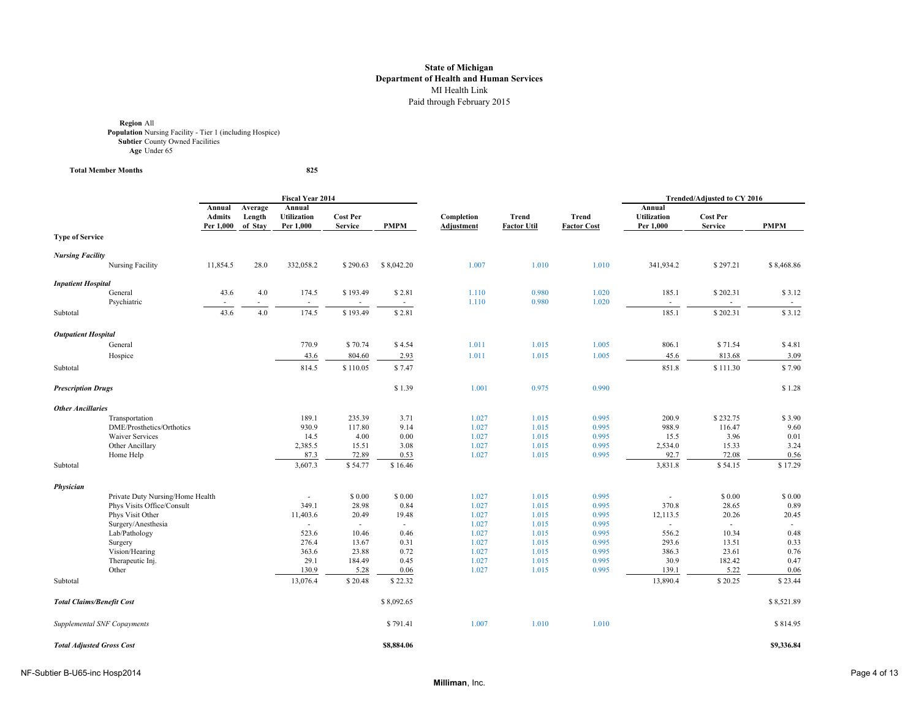**State of Michigan**
**Department of Health and Human Services**
MI Health Link
Paid through February 2015

**Region** All
**Population** Nursing Facility - Tier 1 (including Hospice)
**Subtier** County Owned Facilities
**Age** Under 65

**Total Member Months** 825

| Type of Service | Fiscal Year 2014 Annual Admits Per 1,000 | Average Length of Stay | Annual Utilization Per 1,000 | Cost Per Service | PMPM | Completion Adjustment | Trend Factor Util | Trend Factor Cost | Trended/Adjusted to CY 2016 Annual Utilization Per 1,000 | Cost Per Service | PMPM |
|---|---|---|---|---|---|---|---|---|---|---|---|
| ***Nursing Facility*** | | | | | | | | | | | |
| Nursing Facility | 11,854.5 | 28.0 | 332,058.2 | $ 290.63 | $ 8,042.20 | 1.007 | 1.010 | 1.010 | 341,934.2 | $ 297.21 | $ 8,468.86 |
| ***Inpatient Hospital*** | | | | | | | | | | | |
| General | 43.6 | 4.0 | 174.5 | $ 193.49 | $ 2.81 | 1.110 | 0.980 | 1.020 | 185.1 | $ 202.31 | $ 3.12 |
| Psychiatric | - | - | - | - | - | 1.110 | 0.980 | 1.020 | - | - | - |
| Subtotal | 43.6 | 4.0 | 174.5 | $ 193.49 | $ 2.81 | | | | 185.1 | $ 202.31 | $ 3.12 |
| ***Outpatient Hospital*** | | | | | | | | | | | |
| General | | | 770.9 | $ 70.74 | $ 4.54 | 1.011 | 1.015 | 1.005 | 806.1 | $ 71.54 | $ 4.81 |
| Hospice | | | 43.6 | 804.60 | 2.93 | 1.011 | 1.015 | 1.005 | 45.6 | 813.68 | 3.09 |
| Subtotal | | | 814.5 | $ 110.05 | $ 7.47 | | | | 851.8 | $ 111.30 | $ 7.90 |
| ***Prescription Drugs*** | | | | | $ 1.39 | 1.001 | 0.975 | 0.990 | | | $ 1.28 |
| ***Other Ancillaries*** | | | | | | | | | | | |
| Transportation | | | 189.1 | 235.39 | 3.71 | 1.027 | 1.015 | 0.995 | 200.9 | $ 232.75 | $ 3.90 |
| DME/Prosthetics/Orthotics | | | 930.9 | 117.80 | 9.14 | 1.027 | 1.015 | 0.995 | 988.9 | 116.47 | 9.60 |
| Waiver Services | | | 14.5 | 4.00 | 0.00 | 1.027 | 1.015 | 0.995 | 15.5 | 3.96 | 0.01 |
| Other Ancillary | | | 2,385.5 | 15.51 | 3.08 | 1.027 | 1.015 | 0.995 | 2,534.0 | 15.33 | 3.24 |
| Home Help | | | 87.3 | 72.89 | 0.53 | 1.027 | 1.015 | 0.995 | 92.7 | 72.08 | 0.56 |
| Subtotal | | | 3,607.3 | $ 54.77 | $ 16.46 | | | | 3,831.8 | $ 54.15 | $ 17.29 |
| ***Physician*** | | | | | | | | | | | |
| Private Duty Nursing/Home Health | | | - | $ 0.00 | $ 0.00 | 1.027 | 1.015 | 0.995 | - | $ 0.00 | $ 0.00 |
| Phys Visits Office/Consult | | | 349.1 | 28.98 | 0.84 | 1.027 | 1.015 | 0.995 | 370.8 | 28.65 | 0.89 |
| Phys Visit Other | | | 11,403.6 | 20.49 | 19.48 | 1.027 | 1.015 | 0.995 | 12,113.5 | 20.26 | 20.45 |
| Surgery/Anesthesia | | | - | - | - | 1.027 | 1.015 | 0.995 | - | - | - |
| Lab/Pathology | | | 523.6 | 10.46 | 0.46 | 1.027 | 1.015 | 0.995 | 556.2 | 10.34 | 0.48 |
| Surgery | | | 276.4 | 13.67 | 0.31 | 1.027 | 1.015 | 0.995 | 293.6 | 13.51 | 0.33 |
| Vision/Hearing | | | 363.6 | 23.88 | 0.72 | 1.027 | 1.015 | 0.995 | 386.3 | 23.61 | 0.76 |
| Therapeutic Inj. | | | 29.1 | 184.49 | 0.45 | 1.027 | 1.015 | 0.995 | 30.9 | 182.42 | 0.47 |
| Other | | | 130.9 | 5.28 | 0.06 | 1.027 | 1.015 | 0.995 | 139.1 | 5.22 | 0.06 |
| Subtotal | | | 13,076.4 | $ 20.48 | $ 22.32 | | | | 13,890.4 | $ 20.25 | $ 23.44 |
| ***Total Claims/Benefit Cost*** | | | | | $ 8,092.65 | | | | | | $ 8,521.89 |
| *Supplemental SNF Copayments* | | | | | $ 791.41 | 1.007 | 1.010 | 1.010 | | | $ 814.95 |
| ***Total Adjusted Gross Cost*** | | | | | **$8,884.06** | | | | | | **$9,336.84** |

NF-Subtier B-U65-inc Hosp2014

**Milliman**, Inc.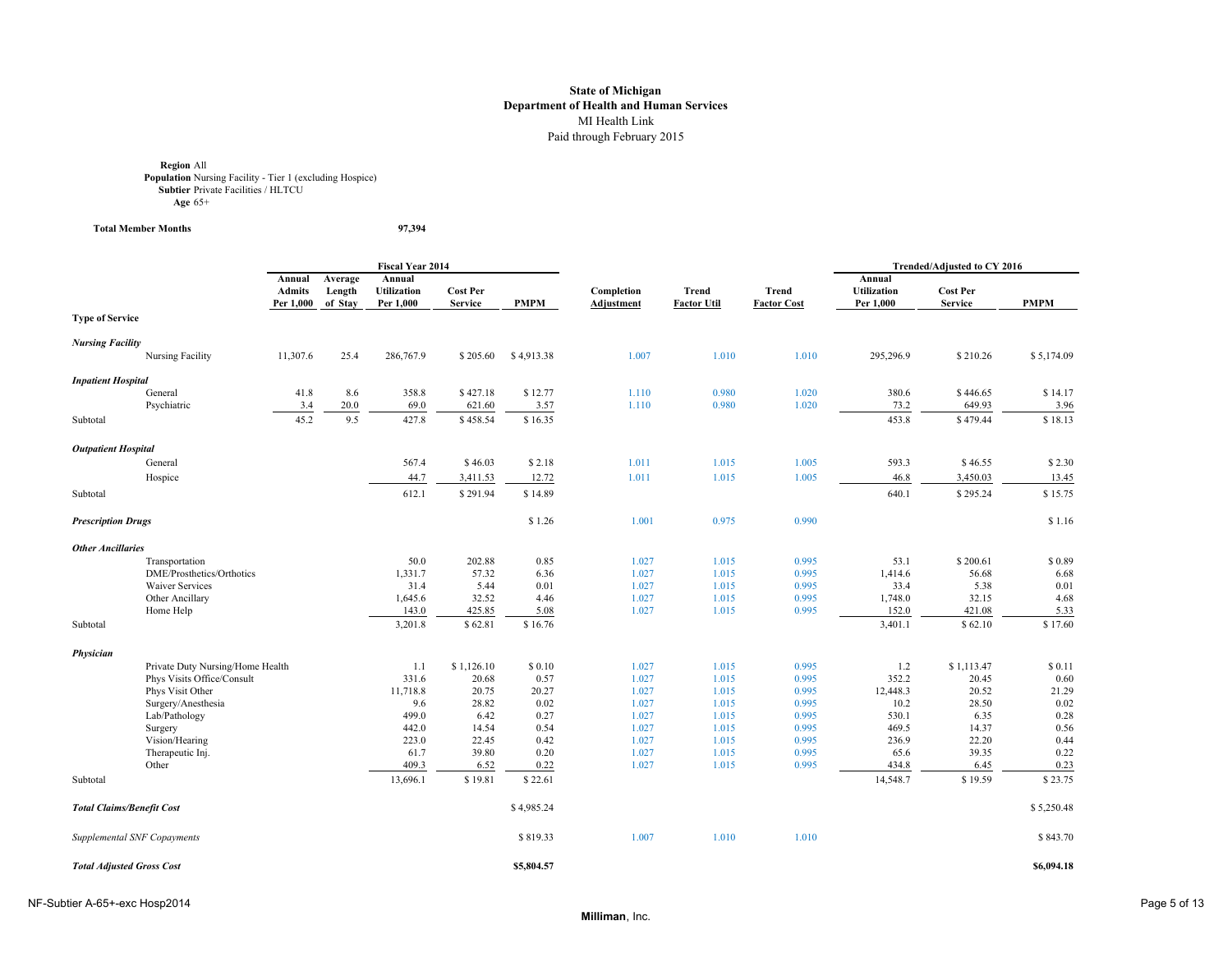**State of Michigan**
**Department of Health and Human Services**
MI Health Link
Paid through February 2015

**Region** All
**Population** Nursing Facility - Tier 1 (excluding Hospice)
**Subtier** Private Facilities / HLTCU
**Age** 65+

**Total Member Months** 97,394

| Type of Service | Fiscal Year 2014 Annual Admits Per 1,000 | Average Length of Stay | Annual Utilization Per 1,000 | Cost Per Service | PMPM | Completion Adjustment | Trend Factor Util | Trend Factor Cost | Trended/Adjusted to CY 2016 Annual Utilization Per 1,000 | Cost Per Service | PMPM |
|---|---|---|---|---|---|---|---|---|---|---|---|
| ***Nursing Facility*** | | | | | | | | | | | |
| Nursing Facility | 11,307.6 | 25.4 | 286,767.9 | $ 205.60 | $ 4,913.38 | 1.007 | 1.010 | 1.010 | 295,296.9 | $ 210.26 | $ 5,174.09 |
| ***Inpatient Hospital*** | | | | | | | | | | | |
| General | 41.8 | 8.6 | 358.8 | $ 427.18 | $ 12.77 | 1.110 | 0.980 | 1.020 | 380.6 | $ 446.65 | $ 14.17 |
| Psychiatric | 3.4 | 20.0 | 69.0 | 621.60 | 3.57 | 1.110 | 0.980 | 1.020 | 73.2 | 649.93 | 3.96 |
| Subtotal | 45.2 | 9.5 | 427.8 | $ 458.54 | $ 16.35 | | | | 453.8 | $ 479.44 | $ 18.13 |
| ***Outpatient Hospital*** | | | | | | | | | | | |
| General | | | 567.4 | $ 46.03 | $ 2.18 | 1.011 | 1.015 | 1.005 | 593.3 | $ 46.55 | $ 2.30 |
| Hospice | | | 44.7 | 3,411.53 | 12.72 | 1.011 | 1.015 | 1.005 | 46.8 | 3,450.03 | 13.45 |
| Subtotal | | | 612.1 | $ 291.94 | $ 14.89 | | | | 640.1 | $ 295.24 | $ 15.75 |
| ***Prescription Drugs*** | | | | | $ 1.26 | 1.001 | 0.975 | 0.990 | | | $ 1.16 |
| ***Other Ancillaries*** | | | | | | | | | | | |
| Transportation | | | 50.0 | 202.88 | 0.85 | 1.027 | 1.015 | 0.995 | 53.1 | $ 200.61 | $ 0.89 |
| DME/Prosthetics/Orthotics | | | 1,331.7 | 57.32 | 6.36 | 1.027 | 1.015 | 0.995 | 1,414.6 | 56.68 | 6.68 |
| Waiver Services | | | 31.4 | 5.44 | 0.01 | 1.027 | 1.015 | 0.995 | 33.4 | 5.38 | 0.01 |
| Other Ancillary | | | 1,645.6 | 32.52 | 4.46 | 1.027 | 1.015 | 0.995 | 1,748.0 | 32.15 | 4.68 |
| Home Help | | | 143.0 | 425.85 | 5.08 | 1.027 | 1.015 | 0.995 | 152.0 | 421.08 | 5.33 |
| Subtotal | | | 3,201.8 | $ 62.81 | $ 16.76 | | | | 3,401.1 | $ 62.10 | $ 17.60 |
| ***Physician*** | | | | | | | | | | | |
| Private Duty Nursing/Home Health | | | 1.1 | $ 1,126.10 | $ 0.10 | 1.027 | 1.015 | 0.995 | 1.2 | $ 1,113.47 | $ 0.11 |
| Phys Visits Office/Consult | | | 331.6 | 20.68 | 0.57 | 1.027 | 1.015 | 0.995 | 352.2 | 20.45 | 0.60 |
| Phys Visit Other | | | 11,718.8 | 20.75 | 20.27 | 1.027 | 1.015 | 0.995 | 12,448.3 | 20.52 | 21.29 |
| Surgery/Anesthesia | | | 9.6 | 28.82 | 0.02 | 1.027 | 1.015 | 0.995 | 10.2 | 28.50 | 0.02 |
| Lab/Pathology | | | 499.0 | 6.42 | 0.27 | 1.027 | 1.015 | 0.995 | 530.1 | 6.35 | 0.28 |
| Surgery | | | 442.0 | 14.54 | 0.54 | 1.027 | 1.015 | 0.995 | 469.5 | 14.37 | 0.56 |
| Vision/Hearing | | | 223.0 | 22.45 | 0.42 | 1.027 | 1.015 | 0.995 | 236.9 | 22.20 | 0.44 |
| Therapeutic Inj. | | | 61.7 | 39.80 | 0.20 | 1.027 | 1.015 | 0.995 | 65.6 | 39.35 | 0.22 |
| Other | | | 409.3 | 6.52 | 0.22 | 1.027 | 1.015 | 0.995 | 434.8 | 6.45 | 0.23 |
| Subtotal | | | 13,696.1 | $ 19.81 | $ 22.61 | | | | 14,548.7 | $ 19.59 | $ 23.75 |
| ***Total Claims/Benefit Cost*** | | | | | $ 4,985.24 | | | | | | $ 5,250.48 |
| *Supplemental SNF Copayments* | | | | | $ 819.33 | 1.007 | 1.010 | 1.010 | | | $ 843.70 |
| ***Total Adjusted Gross Cost*** | | | | | **$5,804.57** | | | | | | **$6,094.18** |

NF-Subtier A-65+-exc Hosp2014

**Milliman**, Inc.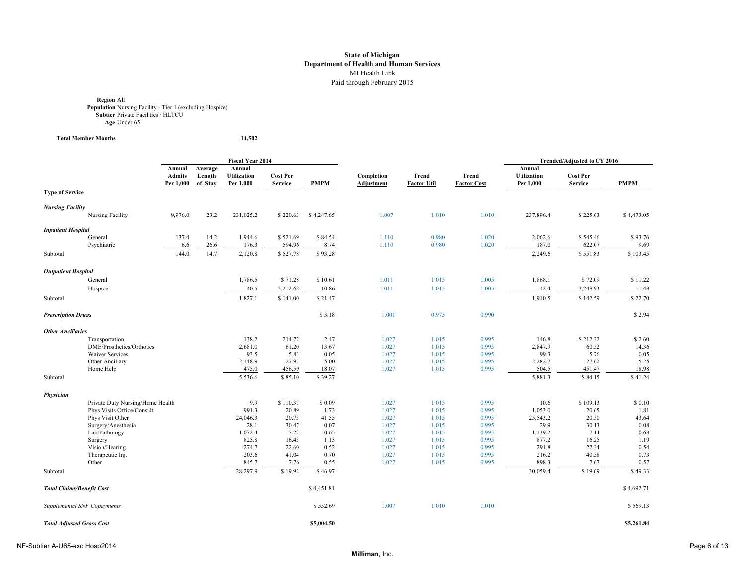**State of Michigan**
**Department of Health and Human Services**
MI Health Link
Paid through February 2015

**Region** All
**Population** Nursing Facility - Tier 1 (excluding Hospice)
**Subtier** Private Facilities / HLTCU
**Age** Under 65

**Total Member Months** 14,502

| Type of Service | Fiscal Year 2014 Annual Admits Per 1,000 | Average Length of Stay | Annual Utilization Per 1,000 | Cost Per Service | PMPM | Completion Adjustment | Trend Factor Util | Trend Factor Cost | Trended/Adjusted to CY 2016 Annual Utilization Per 1,000 | Cost Per Service | PMPM |
|---|---|---|---|---|---|---|---|---|---|---|---|
| ***Nursing Facility*** | | | | | | | | | | | |
| Nursing Facility | 9,976.0 | 23.2 | 231,025.2 | $ 220.63 | $ 4,247.65 | 1.007 | 1.010 | 1.010 | 237,896.4 | $ 225.63 | $ 4,473.05 |
| ***Inpatient Hospital*** | | | | | | | | | | | |
| General | 137.4 | 14.2 | 1,944.6 | $ 521.69 | $ 84.54 | 1.110 | 0.980 | 1.020 | 2,062.6 | $ 545.46 | $ 93.76 |
| Psychiatric | 6.6 | 26.6 | 176.3 | 594.96 | 8.74 | 1.110 | 0.980 | 1.020 | 187.0 | 622.07 | 9.69 |
| Subtotal | 144.0 | 14.7 | 2,120.8 | $ 527.78 | $ 93.28 | | | | 2,249.6 | $ 551.83 | $ 103.45 |
| ***Outpatient Hospital*** | | | | | | | | | | | |
| General | | | 1,786.5 | $ 71.28 | $ 10.61 | 1.011 | 1.015 | 1.005 | 1,868.1 | $ 72.09 | $ 11.22 |
| Hospice | | | 40.5 | 3,212.68 | 10.86 | 1.011 | 1.015 | 1.005 | 42.4 | 3,248.93 | 11.48 |
| Subtotal | | | 1,827.1 | $ 141.00 | $ 21.47 | | | | 1,910.5 | $ 142.59 | $ 22.70 |
| ***Prescription Drugs*** | | | | | $ 3.18 | 1.001 | 0.975 | 0.990 | | | $ 2.94 |
| ***Other Ancillaries*** | | | | | | | | | | | |
| Transportation | | | 138.2 | 214.72 | 2.47 | 1.027 | 1.015 | 0.995 | 146.8 | $ 212.32 | $ 2.60 |
| DME/Prosthetics/Orthotics | | | 2,681.0 | 61.20 | 13.67 | 1.027 | 1.015 | 0.995 | 2,847.9 | 60.52 | 14.36 |
| Waiver Services | | | 93.5 | 5.83 | 0.05 | 1.027 | 1.015 | 0.995 | 99.3 | 5.76 | 0.05 |
| Other Ancillary | | | 2,148.9 | 27.93 | 5.00 | 1.027 | 1.015 | 0.995 | 2,282.7 | 27.62 | 5.25 |
| Home Help | | | 475.0 | 456.59 | 18.07 | 1.027 | 1.015 | 0.995 | 504.5 | 451.47 | 18.98 |
| Subtotal | | | 5,536.6 | $ 85.10 | $ 39.27 | | | | 5,881.3 | $ 84.15 | $ 41.24 |
| ***Physician*** | | | | | | | | | | | |
| Private Duty Nursing/Home Health | | | 9.9 | $ 110.37 | $ 0.09 | 1.027 | 1.015 | 0.995 | 10.6 | $ 109.13 | $ 0.10 |
| Phys Visits Office/Consult | | | 991.3 | 20.89 | 1.73 | 1.027 | 1.015 | 0.995 | 1,053.0 | 20.65 | 1.81 |
| Phys Visit Other | | | 24,046.3 | 20.73 | 41.55 | 1.027 | 1.015 | 0.995 | 25,543.2 | 20.50 | 43.64 |
| Surgery/Anesthesia | | | 28.1 | 30.47 | 0.07 | 1.027 | 1.015 | 0.995 | 29.9 | 30.13 | 0.08 |
| Lab/Pathology | | | 1,072.4 | 7.22 | 0.65 | 1.027 | 1.015 | 0.995 | 1,139.2 | 7.14 | 0.68 |
| Surgery | | | 825.8 | 16.43 | 1.13 | 1.027 | 1.015 | 0.995 | 877.2 | 16.25 | 1.19 |
| Vision/Hearing | | | 274.7 | 22.60 | 0.52 | 1.027 | 1.015 | 0.995 | 291.8 | 22.34 | 0.54 |
| Therapeutic Inj. | | | 203.6 | 41.04 | 0.70 | 1.027 | 1.015 | 0.995 | 216.2 | 40.58 | 0.73 |
| Other | | | 845.7 | 7.76 | 0.55 | 1.027 | 1.015 | 0.995 | 898.3 | 7.67 | 0.57 |
| Subtotal | | | 28,297.9 | $ 19.92 | $ 46.97 | | | | 30,059.4 | $ 19.69 | $ 49.33 |
| ***Total Claims/Benefit Cost*** | | | | | $ 4,451.81 | | | | | | $ 4,692.71 |
| *Supplemental SNF Copayments* | | | | | $ 552.69 | 1.007 | 1.010 | 1.010 | | | $ 569.13 |
| ***Total Adjusted Gross Cost*** | | | | | **$5,004.50** | | | | | | **$5,261.84** |

NF-Subtier A-U65-exc Hosp2014

**Milliman**, Inc.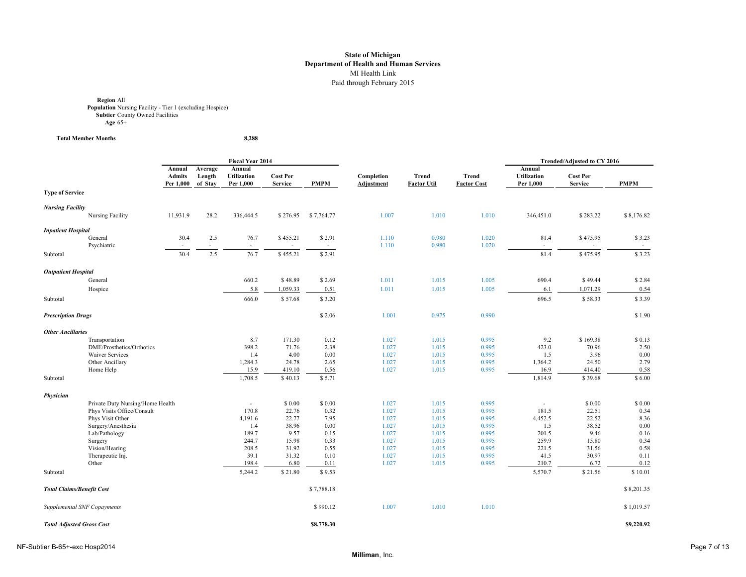**State of Michigan**
**Department of Health and Human Services**
MI Health Link
Paid through February 2015

**Region** All
**Population** Nursing Facility - Tier 1 (excluding Hospice)
**Subtier** County Owned Facilities
**Age** 65+

**Total Member Months** 8,288

| Type of Service | | Fiscal Year 2014 | | | | | | | | Trended/Adjusted to CY 2016 | | |
|---|---|---|---|---|---|---|---|---|---|---|---|---|
| | | Annual Admits Per 1,000 | Average Length of Stay | Annual Utilization Per 1,000 | Cost Per Service | PMPM | Completion Adjustment | Trend Factor Util | Trend Factor Cost | Annual Utilization Per 1,000 | Cost Per Service | PMPM |
| ***Nursing Facility*** | | | | | | | | | | | | |
| | Nursing Facility | 11,931.9 | 28.2 | 336,444.5 | $ 276.95 | $ 7,764.77 | 1.007 | 1.010 | 1.010 | 346,451.0 | $ 283.22 | $ 8,176.82 |
| ***Inpatient Hospital*** | | | | | | | | | | | | |
| | General | 30.4 | 2.5 | 76.7 | $ 455.21 | $ 2.91 | 1.110 | 0.980 | 1.020 | 81.4 | $ 475.95 | $ 3.23 |
| | Psychiatric | - | - | - | - | - | 1.110 | 0.980 | 1.020 | - | - | - |
| Subtotal | | 30.4 | 2.5 | 76.7 | $ 455.21 | $ 2.91 | | | | 81.4 | $ 475.95 | $ 3.23 |
| ***Outpatient Hospital*** | | | | | | | | | | | | |
| | General | | | 660.2 | $ 48.89 | $ 2.69 | 1.011 | 1.015 | 1.005 | 690.4 | $ 49.44 | $ 2.84 |
| | Hospice | | | 5.8 | 1,059.33 | 0.51 | 1.011 | 1.015 | 1.005 | 6.1 | 1,071.29 | 0.54 |
| Subtotal | | | | 666.0 | $ 57.68 | $ 3.20 | | | | 696.5 | $ 58.33 | $ 3.39 |
| ***Prescription Drugs*** | | | | | | $ 2.06 | 1.001 | 0.975 | 0.990 | | | $ 1.90 |
| ***Other Ancillaries*** | | | | | | | | | | | | |
| | Transportation | | | 8.7 | 171.30 | 0.12 | 1.027 | 1.015 | 0.995 | 9.2 | $ 169.38 | $ 0.13 |
| | DME/Prosthetics/Orthotics | | | 398.2 | 71.76 | 2.38 | 1.027 | 1.015 | 0.995 | 423.0 | 70.96 | 2.50 |
| | Waiver Services | | | 1.4 | 4.00 | 0.00 | 1.027 | 1.015 | 0.995 | 1.5 | 3.96 | 0.00 |
| | Other Ancillary | | | 1,284.3 | 24.78 | 2.65 | 1.027 | 1.015 | 0.995 | 1,364.2 | 24.50 | 2.79 |
| | Home Help | | | 15.9 | 419.10 | 0.56 | 1.027 | 1.015 | 0.995 | 16.9 | 414.40 | 0.58 |
| Subtotal | | | | 1,708.5 | $ 40.13 | $ 5.71 | | | | 1,814.9 | $ 39.68 | $ 6.00 |
| ***Physician*** | | | | | | | | | | | | |
| | Private Duty Nursing/Home Health | | | - | $ 0.00 | $ 0.00 | 1.027 | 1.015 | 0.995 | - | $ 0.00 | $ 0.00 |
| | Phys Visits Office/Consult | | | 170.8 | 22.76 | 0.32 | 1.027 | 1.015 | 0.995 | 181.5 | 22.51 | 0.34 |
| | Phys Visit Other | | | 4,191.6 | 22.77 | 7.95 | 1.027 | 1.015 | 0.995 | 4,452.5 | 22.52 | 8.36 |
| | Surgery/Anesthesia | | | 1.4 | 38.96 | 0.00 | 1.027 | 1.015 | 0.995 | 1.5 | 38.52 | 0.00 |
| | Lab/Pathology | | | 189.7 | 9.57 | 0.15 | 1.027 | 1.015 | 0.995 | 201.5 | 9.46 | 0.16 |
| | Surgery | | | 244.7 | 15.98 | 0.33 | 1.027 | 1.015 | 0.995 | 259.9 | 15.80 | 0.34 |
| | Vision/Hearing | | | 208.5 | 31.92 | 0.55 | 1.027 | 1.015 | 0.995 | 221.5 | 31.56 | 0.58 |
| | Therapeutic Inj. | | | 39.1 | 31.32 | 0.10 | 1.027 | 1.015 | 0.995 | 41.5 | 30.97 | 0.11 |
| | Other | | | 198.4 | 6.80 | 0.11 | 1.027 | 1.015 | 0.995 | 210.7 | 6.72 | 0.12 |
| Subtotal | | | | 5,244.2 | $ 21.80 | $ 9.53 | | | | 5,570.7 | $ 21.56 | $ 10.01 |
| ***Total Claims/Benefit Cost*** | | | | | | $ 7,788.18 | | | | | | $ 8,201.35 |
| *Supplemental SNF Copayments* | | | | | | $ 990.12 | 1.007 | 1.010 | 1.010 | | | $ 1,019.57 |
| ***Total Adjusted Gross Cost*** | | | | | | **$8,778.30** | | | | | | **$9,220.92** |

NF-Subtier B-65+-exc Hosp2014

**Milliman**, Inc.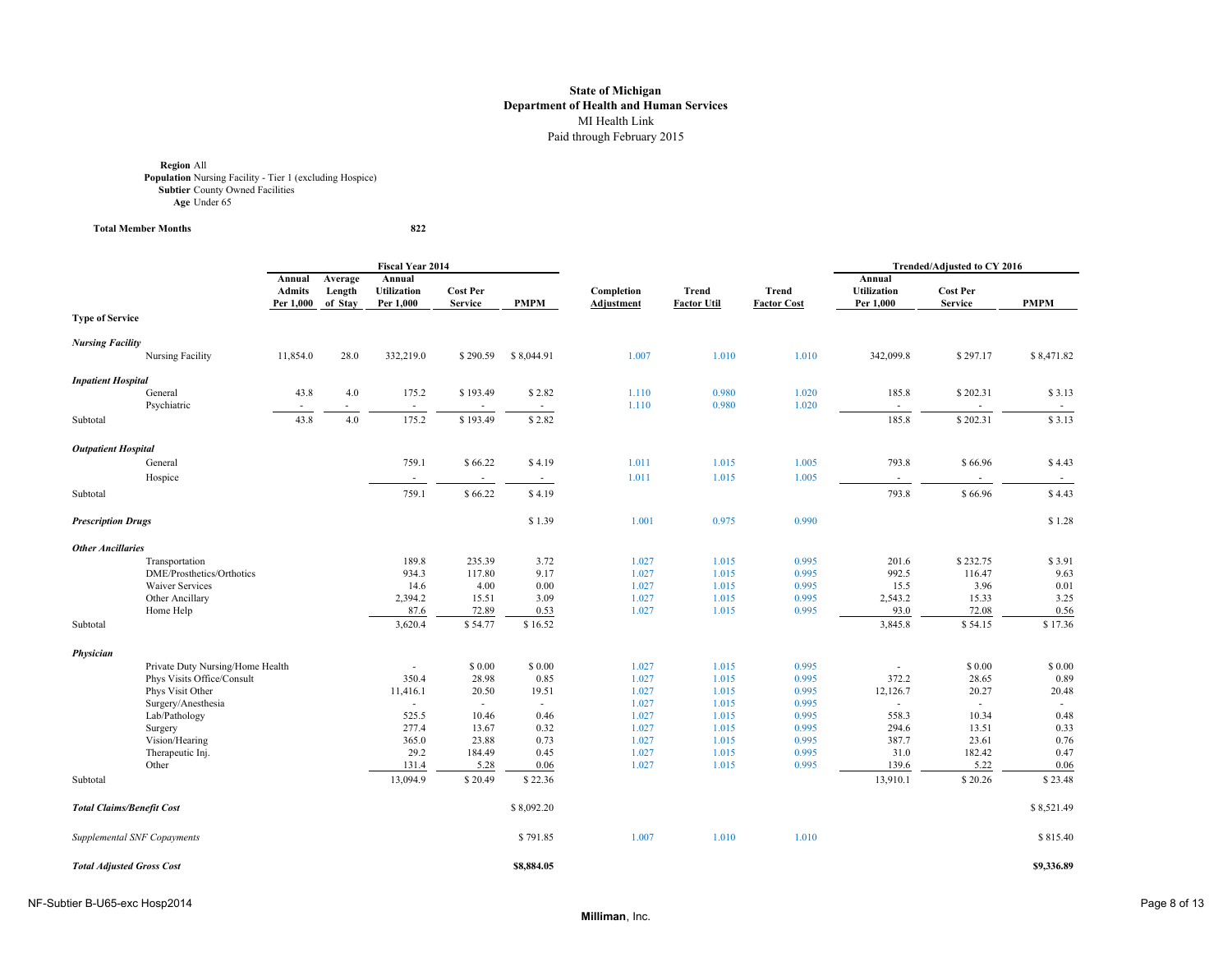**State of Michigan**
**Department of Health and Human Services**
MI Health Link
Paid through February 2015

**Region** All
**Population** Nursing Facility - Tier 1 (excluding Hospice)
**Subtier** County Owned Facilities
**Age** Under 65

**Total Member Months** 822

| Type of Service | | Fiscal Year 2014 | | | | | | | | Trended/Adjusted to CY 2016 | | |
|---|---|---|---|---|---|---|---|---|---|---|---|---|
| | Annual Admits Per 1,000 | Average Length of Stay | Annual Utilization Per 1,000 | Cost Per Service | PMPM | Completion Adjustment | Trend Factor Util | Trend Factor Cost | Annual Utilization Per 1,000 | Cost Per Service | PMPM |
| ***Nursing Facility*** | | | | | | | | | | | |
| Nursing Facility | 11,854.0 | 28.0 | 332,219.0 | $ 290.59 | $ 8,044.91 | 1.007 | 1.010 | 1.010 | 342,099.8 | $ 297.17 | $ 8,471.82 |
| ***Inpatient Hospital*** | | | | | | | | | | | |
| General | 43.8 | 4.0 | 175.2 | $ 193.49 | $ 2.82 | 1.110 | 0.980 | 1.020 | 185.8 | $ 202.31 | $ 3.13 |
| Psychiatric | - | - | - | - | - | 1.110 | 0.980 | 1.020 | - | - | - |
| Subtotal | 43.8 | 4.0 | 175.2 | $ 193.49 | $ 2.82 | | | | 185.8 | $ 202.31 | $ 3.13 |
| ***Outpatient Hospital*** | | | | | | | | | | | |
| General | | | 759.1 | $ 66.22 | $ 4.19 | 1.011 | 1.015 | 1.005 | 793.8 | $ 66.96 | $ 4.43 |
| Hospice | | | - | - | - | 1.011 | 1.015 | 1.005 | - | - | - |
| Subtotal | | | 759.1 | $ 66.22 | $ 4.19 | | | | 793.8 | $ 66.96 | $ 4.43 |
| ***Prescription Drugs*** | | | | | $ 1.39 | 1.001 | 0.975 | 0.990 | | | $ 1.28 |
| ***Other Ancillaries*** | | | | | | | | | | | |
| Transportation | | | 189.8 | 235.39 | 3.72 | 1.027 | 1.015 | 0.995 | 201.6 | $ 232.75 | $ 3.91 |
| DME/Prosthetics/Orthotics | | | 934.3 | 117.80 | 9.17 | 1.027 | 1.015 | 0.995 | 992.5 | 116.47 | 9.63 |
| Waiver Services | | | 14.6 | 4.00 | 0.00 | 1.027 | 1.015 | 0.995 | 15.5 | 3.96 | 0.01 |
| Other Ancillary | | | 2,394.2 | 15.51 | 3.09 | 1.027 | 1.015 | 0.995 | 2,543.2 | 15.33 | 3.25 |
| Home Help | | | 87.6 | 72.89 | 0.53 | 1.027 | 1.015 | 0.995 | 93.0 | 72.08 | 0.56 |
| Subtotal | | | 3,620.4 | $ 54.77 | $ 16.52 | | | | 3,845.8 | $ 54.15 | $ 17.36 |
| ***Physician*** | | | | | | | | | | | |
| Private Duty Nursing/Home Health | | | - | $ 0.00 | $ 0.00 | 1.027 | 1.015 | 0.995 | - | $ 0.00 | $ 0.00 |
| Phys Visits Office/Consult | | | 350.4 | 28.98 | 0.85 | 1.027 | 1.015 | 0.995 | 372.2 | 28.65 | 0.89 |
| Phys Visit Other | | | 11,416.1 | 20.50 | 19.51 | 1.027 | 1.015 | 0.995 | 12,126.7 | 20.27 | 20.48 |
| Surgery/Anesthesia | | | - | - | - | 1.027 | 1.015 | 0.995 | - | - | - |
| Lab/Pathology | | | 525.5 | 10.46 | 0.46 | 1.027 | 1.015 | 0.995 | 558.3 | 10.34 | 0.48 |
| Surgery | | | 277.4 | 13.67 | 0.32 | 1.027 | 1.015 | 0.995 | 294.6 | 13.51 | 0.33 |
| Vision/Hearing | | | 365.0 | 23.88 | 0.73 | 1.027 | 1.015 | 0.995 | 387.7 | 23.61 | 0.76 |
| Therapeutic Inj. | | | 29.2 | 184.49 | 0.45 | 1.027 | 1.015 | 0.995 | 31.0 | 182.42 | 0.47 |
| Other | | | 131.4 | 5.28 | 0.06 | 1.027 | 1.015 | 0.995 | 139.6 | 5.22 | 0.06 |
| Subtotal | | | 13,094.9 | $ 20.49 | $ 22.36 | | | | 13,910.1 | $ 20.26 | $ 23.48 |
| ***Total Claims/Benefit Cost*** | | | | | $ 8,092.20 | | | | | | $ 8,521.49 |
| *Supplemental SNF Copayments* | | | | | $ 791.85 | 1.007 | 1.010 | 1.010 | | | $ 815.40 |
| ***Total Adjusted Gross Cost*** | | | | | **$8,884.05** | | | | | | **$9,336.89** |

NF-Subtier B-U65-exc Hosp2014

**Milliman**, Inc.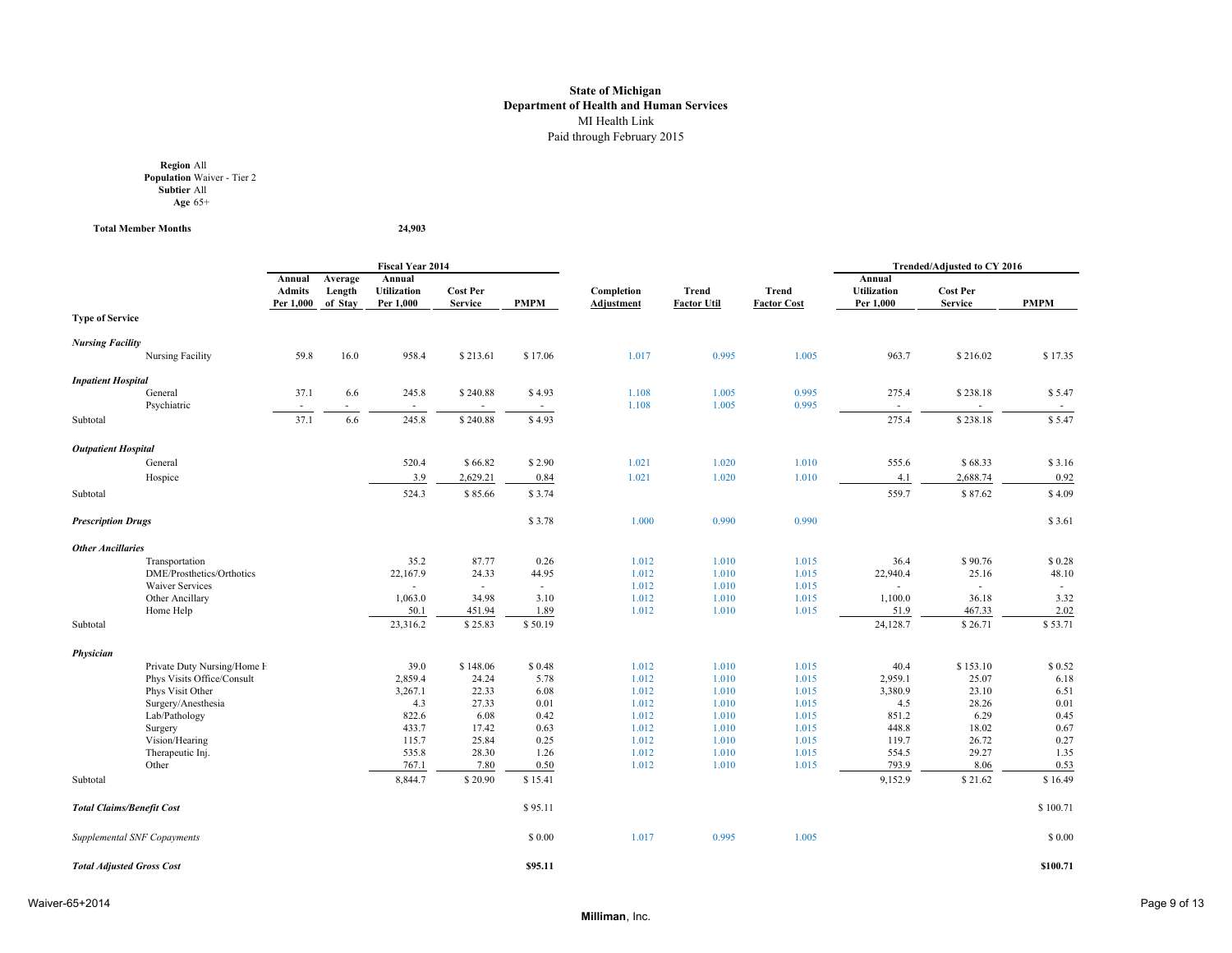**State of Michigan**
**Department of Health and Human Services**
MI Health Link
Paid through February 2015

**Region** All
**Population** Waiver - Tier 2
**Subtier** All
**Age** 65+

**Total Member Months** **24,903**

| Type of Service | Fiscal Year 2014 Annual Admits Per 1,000 | Average Length of Stay | Annual Utilization Per 1,000 | Cost Per Service | PMPM | Completion Adjustment | Trend Factor Util | Trend Factor Cost | Trended/Adjusted to CY 2016 Annual Utilization Per 1,000 | Cost Per Service | PMPM |
|---|---|---|---|---|---|---|---|---|---|---|---|
| ***Nursing Facility*** | | | | | | | | | | | |
| Nursing Facility | 59.8 | 16.0 | 958.4 | $ 213.61 | $ 17.06 | 1.017 | 0.995 | 1.005 | 963.7 | $ 216.02 | $ 17.35 |
| ***Inpatient Hospital*** | | | | | | | | | | | |
| General | 37.1 | 6.6 | 245.8 | $ 240.88 | $ 4.93 | 1.108 | 1.005 | 0.995 | 275.4 | $ 238.18 | $ 5.47 |
| Psychiatric | - | - | - | - | - | 1.108 | 1.005 | 0.995 | - | - | - |
| Subtotal | 37.1 | 6.6 | 245.8 | $ 240.88 | $ 4.93 | | | | 275.4 | $ 238.18 | $ 5.47 |
| ***Outpatient Hospital*** | | | | | | | | | | | |
| General | | | 520.4 | $ 66.82 | $ 2.90 | 1.021 | 1.020 | 1.010 | 555.6 | $ 68.33 | $ 3.16 |
| Hospice | | | 3.9 | 2,629.21 | 0.84 | 1.021 | 1.020 | 1.010 | 4.1 | 2,688.74 | 0.92 |
| Subtotal | | | 524.3 | $ 85.66 | $ 3.74 | | | | 559.7 | $ 87.62 | $ 4.09 |
| ***Prescription Drugs*** | | | | | $ 3.78 | 1.000 | 0.990 | 0.990 | | | $ 3.61 |
| ***Other Ancillaries*** | | | | | | | | | | | |
| Transportation | | | 35.2 | 87.77 | 0.26 | 1.012 | 1.010 | 1.015 | 36.4 | $ 90.76 | $ 0.28 |
| DME/Prosthetics/Orthotics | | | 22,167.9 | 24.33 | 44.95 | 1.012 | 1.010 | 1.015 | 22,940.4 | 25.16 | 48.10 |
| Waiver Services | | | - | - | - | 1.012 | 1.010 | 1.015 | - | - | - |
| Other Ancillary | | | 1,063.0 | 34.98 | 3.10 | 1.012 | 1.010 | 1.015 | 1,100.0 | 36.18 | 3.32 |
| Home Help | | | 50.1 | 451.94 | 1.89 | 1.012 | 1.010 | 1.015 | 51.9 | 467.33 | 2.02 |
| Subtotal | | | 23,316.2 | $ 25.83 | $ 50.19 | | | | 24,128.7 | $ 26.71 | $ 53.71 |
| ***Physician*** | | | | | | | | | | | |
| Private Duty Nursing/Home F | | | 39.0 | $ 148.06 | $ 0.48 | 1.012 | 1.010 | 1.015 | 40.4 | $ 153.10 | $ 0.52 |
| Phys Visits Office/Consult | | | 2,859.4 | 24.24 | 5.78 | 1.012 | 1.010 | 1.015 | 2,959.1 | 25.07 | 6.18 |
| Phys Visit Other | | | 3,267.1 | 22.33 | 6.08 | 1.012 | 1.010 | 1.015 | 3,380.9 | 23.10 | 6.51 |
| Surgery/Anesthesia | | | 4.3 | 27.33 | 0.01 | 1.012 | 1.010 | 1.015 | 4.5 | 28.26 | 0.01 |
| Lab/Pathology | | | 822.6 | 6.08 | 0.42 | 1.012 | 1.010 | 1.015 | 851.2 | 6.29 | 0.45 |
| Surgery | | | 433.7 | 17.42 | 0.63 | 1.012 | 1.010 | 1.015 | 448.8 | 18.02 | 0.67 |
| Vision/Hearing | | | 115.7 | 25.84 | 0.25 | 1.012 | 1.010 | 1.015 | 119.7 | 26.72 | 0.27 |
| Therapeutic Inj. | | | 535.8 | 28.30 | 1.26 | 1.012 | 1.010 | 1.015 | 554.5 | 29.27 | 1.35 |
| Other | | | 767.1 | 7.80 | 0.50 | 1.012 | 1.010 | 1.015 | 793.9 | 8.06 | 0.53 |
| Subtotal | | | 8,844.7 | $ 20.90 | $ 15.41 | | | | 9,152.9 | $ 21.62 | $ 16.49 |
| ***Total Claims/Benefit Cost*** | | | | | $ 95.11 | | | | | | $ 100.71 |
| *Supplemental SNF Copayments* | | | | | $ 0.00 | 1.017 | 0.995 | 1.005 | | | $ 0.00 |
| ***Total Adjusted Gross Cost*** | | | | | **$95.11** | | | | | | **$100.71** |

Waiver-65+2014

**Milliman**, Inc.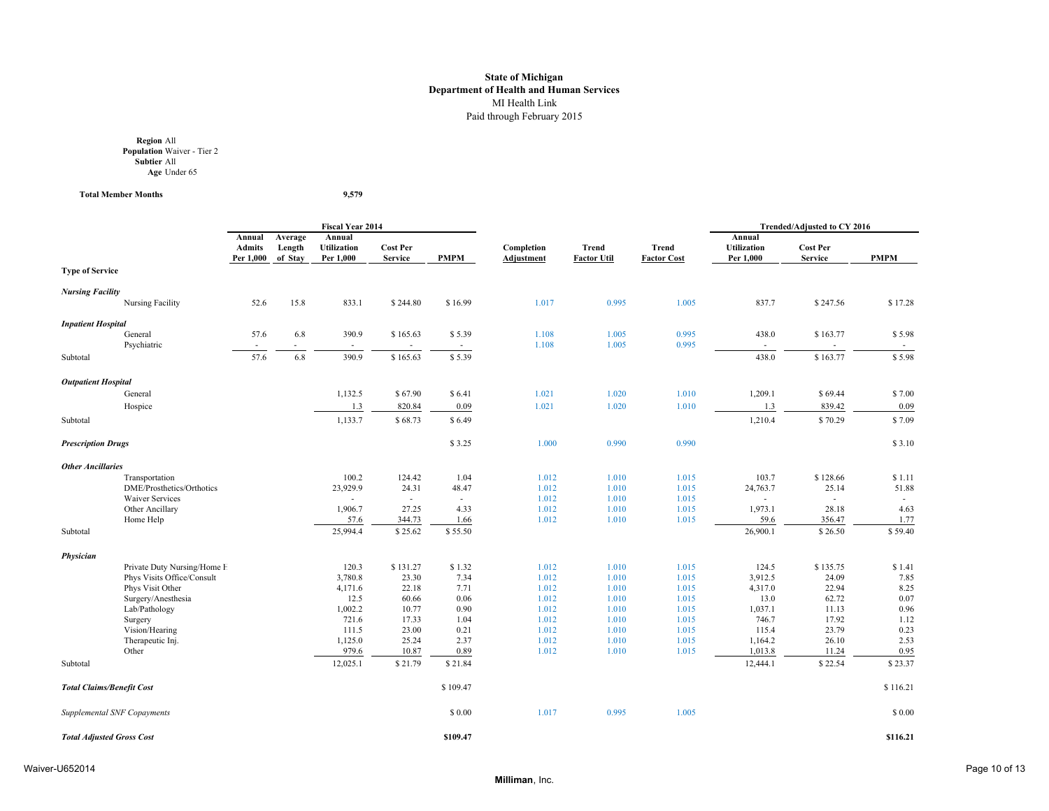**State of Michigan**
**Department of Health and Human Services**
MI Health Link
Paid through February 2015

**Region** All
**Population** Waiver - Tier 2
**Subtier** All
**Age** Under 65

**Total Member Months** **9,579**

| | Fiscal Year 2014 | | | | | | | | Trended/Adjusted to CY 2016 | | |
|---|---|---|---|---|---|---|---|---|---|---|---|
| Type of Service | Annual Admits Per 1,000 | Average Length of Stay | Annual Utilization Per 1,000 | Cost Per Service | PMPM | Completion Adjustment | Trend Factor Util | Trend Factor Cost | Annual Utilization Per 1,000 | Cost Per Service | PMPM |
| ***Nursing Facility*** | | | | | | | | | | | |
| Nursing Facility | 52.6 | 15.8 | 833.1 | $ 244.80 | $ 16.99 | 1.017 | 0.995 | 1.005 | 837.7 | $ 247.56 | $ 17.28 |
| ***Inpatient Hospital*** | | | | | | | | | | | |
| General | 57.6 | 6.8 | 390.9 | $ 165.63 | $ 5.39 | 1.108 | 1.005 | 0.995 | 438.0 | $ 163.77 | $ 5.98 |
| Psychiatric | - | - | - | - | - | 1.108 | 1.005 | 0.995 | - | - | - |
| Subtotal | 57.6 | 6.8 | 390.9 | $ 165.63 | $ 5.39 | | | | 438.0 | $ 163.77 | $ 5.98 |
| ***Outpatient Hospital*** | | | | | | | | | | | |
| General | | | 1,132.5 | $ 67.90 | $ 6.41 | 1.021 | 1.020 | 1.010 | 1,209.1 | $ 69.44 | $ 7.00 |
| Hospice | | | 1.3 | 820.84 | 0.09 | 1.021 | 1.020 | 1.010 | 1.3 | 839.42 | 0.09 |
| Subtotal | | | 1,133.7 | $ 68.73 | $ 6.49 | | | | 1,210.4 | $ 70.29 | $ 7.09 |
| ***Prescription Drugs*** | | | | | $ 3.25 | 1.000 | 0.990 | 0.990 | | | $ 3.10 |
| ***Other Ancillaries*** | | | | | | | | | | | |
| Transportation | | | 100.2 | 124.42 | 1.04 | 1.012 | 1.010 | 1.015 | 103.7 | $ 128.66 | $ 1.11 |
| DME/Prosthetics/Orthotics | | | 23,929.9 | 24.31 | 48.47 | 1.012 | 1.010 | 1.015 | 24,763.7 | 25.14 | 51.88 |
| Waiver Services | | | - | - | - | 1.012 | 1.010 | 1.015 | - | - | - |
| Other Ancillary | | | 1,906.7 | 27.25 | 4.33 | 1.012 | 1.010 | 1.015 | 1,973.1 | 28.18 | 4.63 |
| Home Help | | | 57.6 | 344.73 | 1.66 | 1.012 | 1.010 | 1.015 | 59.6 | 356.47 | 1.77 |
| Subtotal | | | 25,994.4 | $ 25.62 | $ 55.50 | | | | 26,900.1 | $ 26.50 | $ 59.40 |
| ***Physician*** | | | | | | | | | | | |
| Private Duty Nursing/Home F | | | 120.3 | $ 131.27 | $ 1.32 | 1.012 | 1.010 | 1.015 | 124.5 | $ 135.75 | $ 1.41 |
| Phys Visits Office/Consult | | | 3,780.8 | 23.30 | 7.34 | 1.012 | 1.010 | 1.015 | 3,912.5 | 24.09 | 7.85 |
| Phys Visit Other | | | 4,171.6 | 22.18 | 7.71 | 1.012 | 1.010 | 1.015 | 4,317.0 | 22.94 | 8.25 |
| Surgery/Anesthesia | | | 12.5 | 60.66 | 0.06 | 1.012 | 1.010 | 1.015 | 13.0 | 62.72 | 0.07 |
| Lab/Pathology | | | 1,002.2 | 10.77 | 0.90 | 1.012 | 1.010 | 1.015 | 1,037.1 | 11.13 | 0.96 |
| Surgery | | | 721.6 | 17.33 | 1.04 | 1.012 | 1.010 | 1.015 | 746.7 | 17.92 | 1.12 |
| Vision/Hearing | | | 111.5 | 23.00 | 0.21 | 1.012 | 1.010 | 1.015 | 115.4 | 23.79 | 0.23 |
| Therapeutic Inj. | | | 1,125.0 | 25.24 | 2.37 | 1.012 | 1.010 | 1.015 | 1,164.2 | 26.10 | 2.53 |
| Other | | | 979.6 | 10.87 | 0.89 | 1.012 | 1.010 | 1.015 | 1,013.8 | 11.24 | 0.95 |
| Subtotal | | | 12,025.1 | $ 21.79 | $ 21.84 | | | | 12,444.1 | $ 22.54 | $ 23.37 |
| ***Total Claims/Benefit Cost*** | | | | | $ 109.47 | | | | | | $ 116.21 |
| *Supplemental SNF Copayments* | | | | | $ 0.00 | 1.017 | 0.995 | 1.005 | | | $ 0.00 |
| ***Total Adjusted Gross Cost*** | | | | | **$109.47** | | | | | | **$116.21** |

Waiver-U652014

**Milliman**, Inc.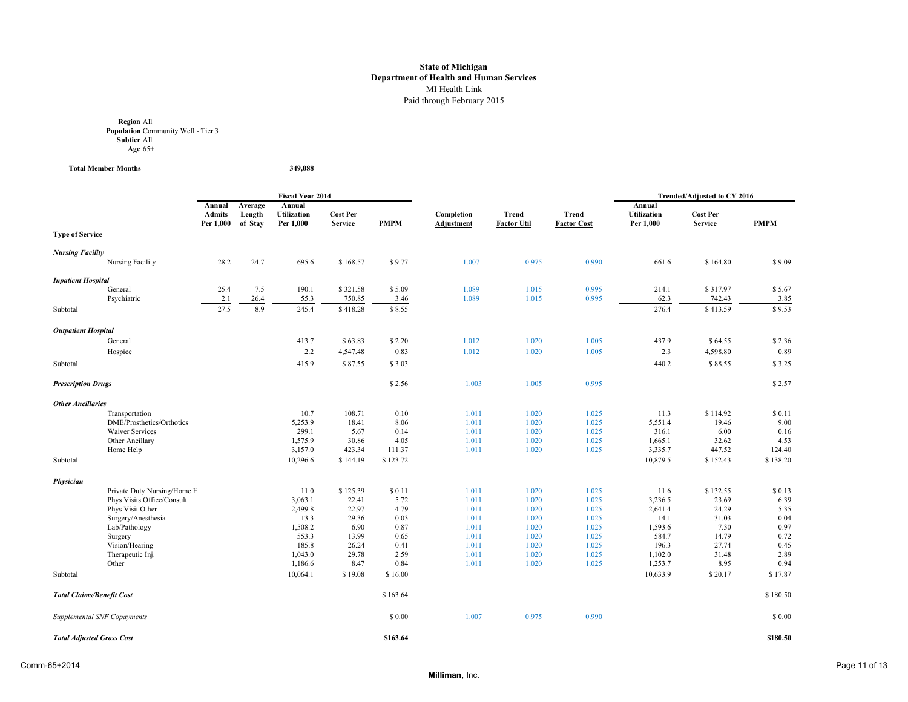**State of Michigan**
**Department of Health and Human Services**
MI Health Link
Paid through February 2015

**Region** All
**Population** Community Well - Tier 3
**Subtier** All
**Age** 65+

**Total Member Months** 349,088

| Type of Service | Fiscal Year 2014 Annual Admits Per 1,000 | Average Length of Stay | Annual Utilization Per 1,000 | Cost Per Service | PMPM | Completion Adjustment | Trend Factor Util | Trend Factor Cost | Trended/Adjusted to CY 2016 Annual Utilization Per 1,000 | Cost Per Service | PMPM |
|---|---|---|---|---|---|---|---|---|---|---|---|
| ***Nursing Facility*** | | | | | | | | | | | |
| Nursing Facility | 28.2 | 24.7 | 695.6 | $ 168.57 | $ 9.77 | 1.007 | 0.975 | 0.990 | 661.6 | $ 164.80 | $ 9.09 |
| ***Inpatient Hospital*** | | | | | | | | | | | |
| General | 25.4 | 7.5 | 190.1 | $ 321.58 | $ 5.09 | 1.089 | 1.015 | 0.995 | 214.1 | $ 317.97 | $ 5.67 |
| Psychiatric | 2.1 | 26.4 | 55.3 | 750.85 | 3.46 | 1.089 | 1.015 | 0.995 | 62.3 | 742.43 | 3.85 |
| Subtotal | 27.5 | 8.9 | 245.4 | $ 418.28 | $ 8.55 | | | | 276.4 | $ 413.59 | $ 9.53 |
| ***Outpatient Hospital*** | | | | | | | | | | | |
| General | | | 413.7 | $ 63.83 | $ 2.20 | 1.012 | 1.020 | 1.005 | 437.9 | $ 64.55 | $ 2.36 |
| Hospice | | | 2.2 | 4,547.48 | 0.83 | 1.012 | 1.020 | 1.005 | 2.3 | 4,598.80 | 0.89 |
| Subtotal | | | 415.9 | $ 87.55 | $ 3.03 | | | | 440.2 | $ 88.55 | $ 3.25 |
| ***Prescription Drugs*** | | | | | $ 2.56 | 1.003 | 1.005 | 0.995 | | | $ 2.57 |
| ***Other Ancillaries*** | | | | | | | | | | | |
| Transportation | | | 10.7 | 108.71 | 0.10 | 1.011 | 1.020 | 1.025 | 11.3 | $ 114.92 | $ 0.11 |
| DME/Prosthetics/Orthotics | | | 5,253.9 | 18.41 | 8.06 | 1.011 | 1.020 | 1.025 | 5,551.4 | 19.46 | 9.00 |
| Waiver Services | | | 299.1 | 5.67 | 0.14 | 1.011 | 1.020 | 1.025 | 316.1 | 6.00 | 0.16 |
| Other Ancillary | | | 1,575.9 | 30.86 | 4.05 | 1.011 | 1.020 | 1.025 | 1,665.1 | 32.62 | 4.53 |
| Home Help | | | 3,157.0 | 423.34 | 111.37 | 1.011 | 1.020 | 1.025 | 3,335.7 | 447.52 | 124.40 |
| Subtotal | | | 10,296.6 | $ 144.19 | $ 123.72 | | | | 10,879.5 | $ 152.43 | $ 138.20 |
| ***Physician*** | | | | | | | | | | | |
| Private Duty Nursing/Home H | | | 11.0 | $ 125.39 | $ 0.11 | 1.011 | 1.020 | 1.025 | 11.6 | $ 132.55 | $ 0.13 |
| Phys Visits Office/Consult | | | 3,063.1 | 22.41 | 5.72 | 1.011 | 1.020 | 1.025 | 3,236.5 | 23.69 | 6.39 |
| Phys Visit Other | | | 2,499.8 | 22.97 | 4.79 | 1.011 | 1.020 | 1.025 | 2,641.4 | 24.29 | 5.35 |
| Surgery/Anesthesia | | | 13.3 | 29.36 | 0.03 | 1.011 | 1.020 | 1.025 | 14.1 | 31.03 | 0.04 |
| Lab/Pathology | | | 1,508.2 | 6.90 | 0.87 | 1.011 | 1.020 | 1.025 | 1,593.6 | 7.30 | 0.97 |
| Surgery | | | 553.3 | 13.99 | 0.65 | 1.011 | 1.020 | 1.025 | 584.7 | 14.79 | 0.72 |
| Vision/Hearing | | | 185.8 | 26.24 | 0.41 | 1.011 | 1.020 | 1.025 | 196.3 | 27.74 | 0.45 |
| Therapeutic Inj. | | | 1,043.0 | 29.78 | 2.59 | 1.011 | 1.020 | 1.025 | 1,102.0 | 31.48 | 2.89 |
| Other | | | 1,186.6 | 8.47 | 0.84 | 1.011 | 1.020 | 1.025 | 1,253.7 | 8.95 | 0.94 |
| Subtotal | | | 10,064.1 | $ 19.08 | $ 16.00 | | | | 10,633.9 | $ 20.17 | $ 17.87 |
| ***Total Claims/Benefit Cost*** | | | | | $ 163.64 | | | | | | $ 180.50 |
| *Supplemental SNF Copayments* | | | | | $ 0.00 | 1.007 | 0.975 | 0.990 | | | $ 0.00 |
| ***Total Adjusted Gross Cost*** | | | | | **$163.64** | | | | | | **$180.50** |

Comm-65+2014

**Milliman**, Inc.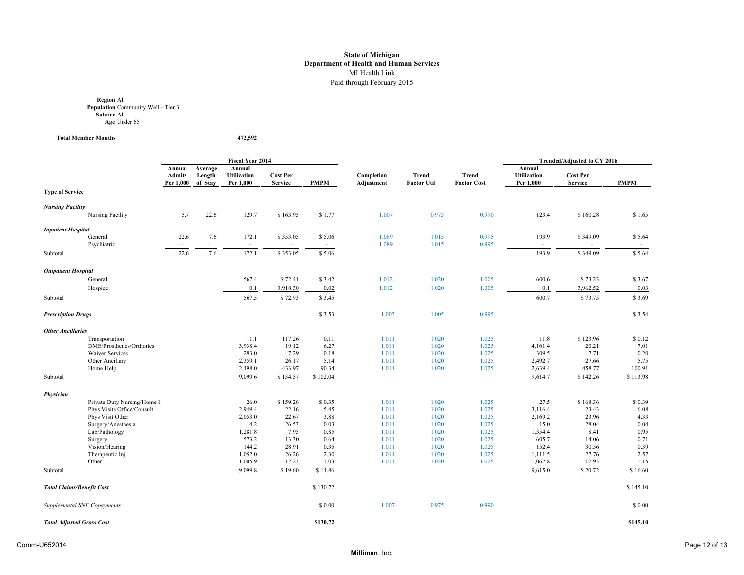**State of Michigan**
**Department of Health and Human Services**
MI Health Link
Paid through February 2015

**Region** All
**Population** Community Well - Tier 3
**Subtier** All
**Age** Under 65

**Total Member Months** 472,592

| | Fiscal Year 2014 | | | | | | | | Trended/Adjusted to CY 2016 | | |
|---|---|---|---|---|---|---|---|---|---|---|---|
| **Type of Service** | Annual Admits Per 1,000 | Average Length of Stay | Annual Utilization Per 1,000 | Cost Per Service | PMPM | Completion Adjustment | Trend Factor Util | Trend Factor Cost | Annual Utilization Per 1,000 | Cost Per Service | PMPM |
| ***Nursing Facility*** | | | | | | | | | | | |
| Nursing Facility | 5.7 | 22.6 | 129.7 | $ 163.95 | $ 1.77 | 1.007 | 0.975 | 0.990 | 123.4 | $ 160.28 | $ 1.65 |
| ***Inpatient Hospital*** | | | | | | | | | | | |
| General | 22.6 | 7.6 | 172.1 | $ 353.05 | $ 5.06 | 1.089 | 1.015 | 0.995 | 193.9 | $ 349.09 | $ 5.64 |
| Psychiatric | - | - | - | - | - | 1.089 | 1.015 | 0.995 | - | - | - |
| Subtotal | 22.6 | 7.6 | 172.1 | $ 353.05 | $ 5.06 | | | | 193.9 | $ 349.09 | $ 5.64 |
| ***Outpatient Hospital*** | | | | | | | | | | | |
| General | | | 567.4 | $ 72.41 | $ 3.42 | 1.012 | 1.020 | 1.005 | 600.6 | $ 73.23 | $ 3.67 |
| Hospice | | | 0.1 | 3,918.30 | 0.02 | 1.012 | 1.020 | 1.005 | 0.1 | 3,962.52 | 0.03 |
| Subtotal | | | 567.5 | $ 72.93 | $ 3.45 | | | | 600.7 | $ 73.75 | $ 3.69 |
| ***Prescription Drugs*** | | | | | $ 3.53 | 1.003 | 1.005 | 0.995 | | | $ 3.54 |
| ***Other Ancillaries*** | | | | | | | | | | | |
| Transportation | | | 11.1 | 117.26 | 0.11 | 1.011 | 1.020 | 1.025 | 11.8 | $ 123.96 | $ 0.12 |
| DME/Prosthetics/Orthotics | | | 3,938.4 | 19.12 | 6.27 | 1.011 | 1.020 | 1.025 | 4,161.4 | 20.21 | 7.01 |
| Waiver Services | | | 293.0 | 7.29 | 0.18 | 1.011 | 1.020 | 1.025 | 309.5 | 7.71 | 0.20 |
| Other Ancillary | | | 2,359.1 | 26.17 | 5.14 | 1.011 | 1.020 | 1.025 | 2,492.7 | 27.66 | 5.75 |
| Home Help | | | 2,498.0 | 433.97 | 90.34 | 1.011 | 1.020 | 1.025 | 2,639.4 | 458.77 | 100.91 |
| Subtotal | | | 9,099.6 | $ 134.57 | $ 102.04 | | | | 9,614.7 | $ 142.26 | $ 113.98 |
| ***Physician*** | | | | | | | | | | | |
| Private Duty Nursing/Home H | | | 26.0 | $ 159.26 | $ 0.35 | 1.011 | 1.020 | 1.025 | 27.5 | $ 168.36 | $ 0.39 |
| Phys Visits Office/Consult | | | 2,949.4 | 22.16 | 5.45 | 1.011 | 1.020 | 1.025 | 3,116.4 | 23.43 | 6.08 |
| Phys Visit Other | | | 2,053.0 | 22.67 | 3.88 | 1.011 | 1.020 | 1.025 | 2,169.2 | 23.96 | 4.33 |
| Surgery/Anesthesia | | | 14.2 | 26.53 | 0.03 | 1.011 | 1.020 | 1.025 | 15.0 | 28.04 | 0.04 |
| Lab/Pathology | | | 1,281.8 | 7.95 | 0.85 | 1.011 | 1.020 | 1.025 | 1,354.4 | 8.41 | 0.95 |
| Surgery | | | 573.2 | 13.30 | 0.64 | 1.011 | 1.020 | 1.025 | 605.7 | 14.06 | 0.71 |
| Vision/Hearing | | | 144.2 | 28.91 | 0.35 | 1.011 | 1.020 | 1.025 | 152.4 | 30.56 | 0.39 |
| Therapeutic Inj. | | | 1,052.0 | 26.26 | 2.30 | 1.011 | 1.020 | 1.025 | 1,111.5 | 27.76 | 2.57 |
| Other | | | 1,005.9 | 12.23 | 1.03 | 1.011 | 1.020 | 1.025 | 1,062.8 | 12.93 | 1.15 |
| Subtotal | | | 9,099.8 | $ 19.60 | $ 14.86 | | | | 9,615.0 | $ 20.72 | $ 16.60 |
| ***Total Claims/Benefit Cost*** | | | | | $ 130.72 | | | | | | $ 145.10 |
| *Supplemental SNF Copayments* | | | | | $ 0.00 | 1.007 | 0.975 | 0.990 | | | $ 0.00 |
| ***Total Adjusted Gross Cost*** | | | | | **$130.72** | | | | | | **$145.10** |

Comm-U652014

**Milliman**, Inc.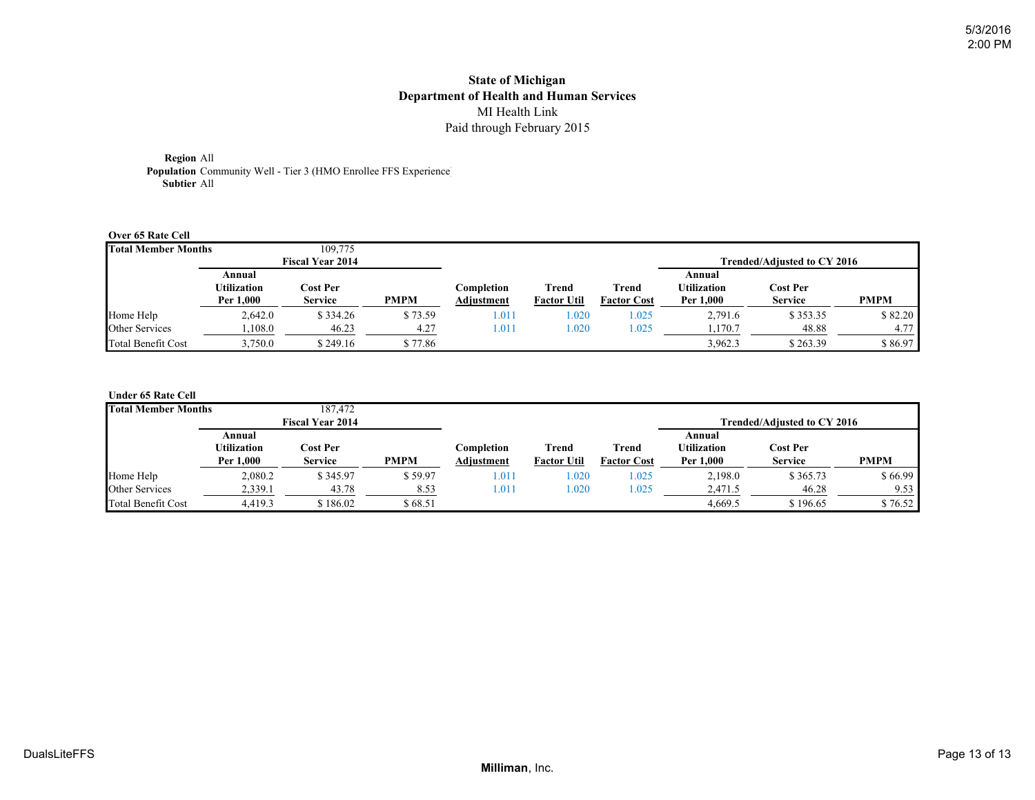# State of Michigan
## Department of Health and Human Services
MI Health Link
Paid through February 2015

**Region** All
**Population** Community Well - Tier 3 (HMO Enrollee FFS Experience)
**Subtier** All

**Over 65 Rate Cell**

| Total Member Months | | 109,775 | | | | | | | |
|---|---|---|---|---|---|---|---|---|---|
| | Fiscal Year 2014 | | | | | | Trended/Adjusted to CY 2016 | | |
| | Annual Utilization Per 1,000 | Cost Per Service | PMPM | Completion Adjustment | Trend Factor Util | Trend Factor Cost | Annual Utilization Per 1,000 | Cost Per Service | PMPM |
| Home Help | 2,642.0 | $ 334.26 | $ 73.59 | 1.011 | 1.020 | 1.025 | 2,791.6 | $ 353.35 | $ 82.20 |
| Other Services | 1,108.0 | 46.23 | 4.27 | 1.011 | 1.020 | 1.025 | 1,170.7 | 48.88 | 4.77 |
| Total Benefit Cost | 3,750.0 | $ 249.16 | $ 77.86 | | | | 3,962.3 | $ 263.39 | $ 86.97 |

**Under 65 Rate Cell**

| Total Member Months | | 187,472 | | | | | | | |
|---|---|---|---|---|---|---|---|---|---|
| | Fiscal Year 2014 | | | | | | Trended/Adjusted to CY 2016 | | |
| | Annual Utilization Per 1,000 | Cost Per Service | PMPM | Completion Adjustment | Trend Factor Util | Trend Factor Cost | Annual Utilization Per 1,000 | Cost Per Service | PMPM |
| Home Help | 2,080.2 | $ 345.97 | $ 59.97 | 1.011 | 1.020 | 1.025 | 2,198.0 | $ 365.73 | $ 66.99 |
| Other Services | 2,339.1 | 43.78 | 8.53 | 1.011 | 1.020 | 1.025 | 2,471.5 | 46.28 | 9.53 |
| Total Benefit Cost | 4,419.3 | $ 186.02 | $ 68.51 | | | | 4,669.5 | $ 196.65 | $ 76.52 |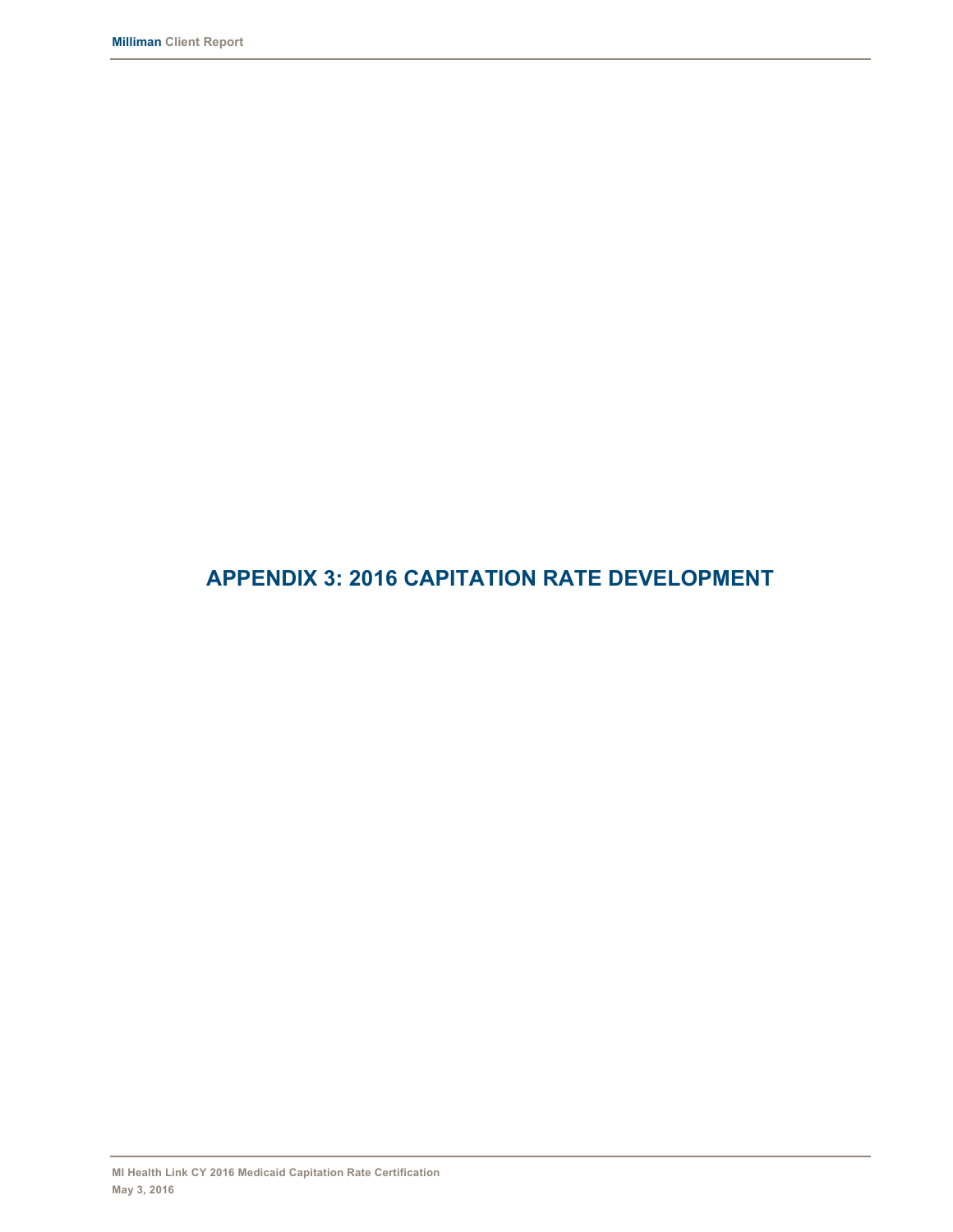# APPENDIX 3: 2016 CAPITATION RATE DEVELOPMENT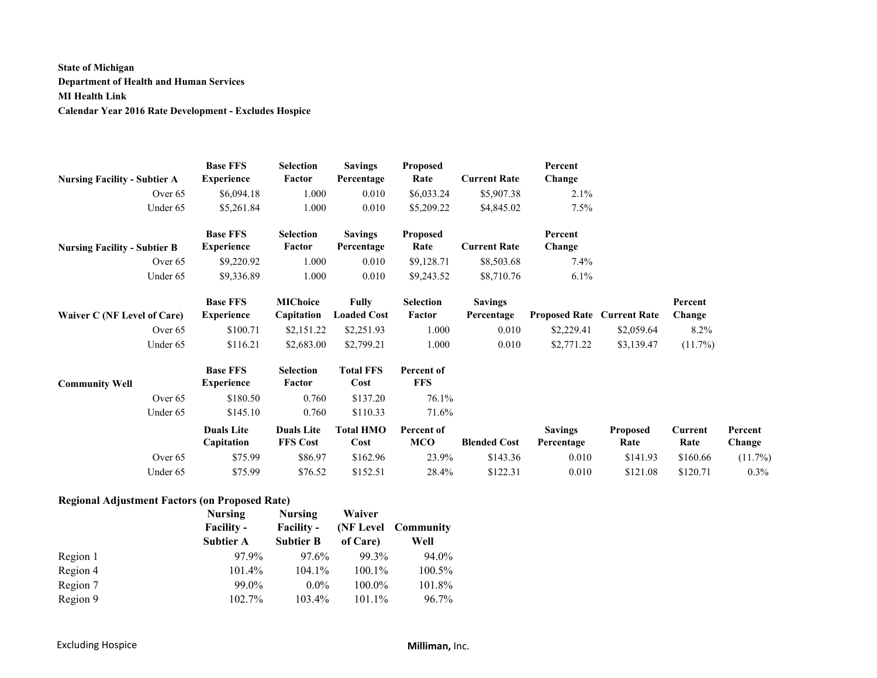**State of Michigan**
**Department of Health and Human Services**
**MI Health Link**
**Calendar Year 2016 Rate Development - Excludes Hospice**

| Nursing Facility - Subtier A | Base FFS Experience | Selection Factor | Savings Percentage | Proposed Rate | Current Rate | Percent Change |
|---|---|---|---|---|---|---|
| Over 65 | $6,094.18 | 1.000 | 0.010 | $6,033.24 | $5,907.38 | 2.1% |
| Under 65 | $5,261.84 | 1.000 | 0.010 | $5,209.22 | $4,845.02 | 7.5% |

| Nursing Facility - Subtier B | Base FFS Experience | Selection Factor | Savings Percentage | Proposed Rate | Current Rate | Percent Change |
|---|---|---|---|---|---|---|
| Over 65 | $9,220.92 | 1.000 | 0.010 | $9,128.71 | $8,503.68 | 7.4% |
| Under 65 | $9,336.89 | 1.000 | 0.010 | $9,243.52 | $8,710.76 | 6.1% |

| Waiver C (NF Level of Care) | Base FFS Experience | MIChoice Capitation | Fully Loaded Cost | Selection Factor | Savings Percentage | Proposed Rate | Current Rate | Percent Change |
|---|---|---|---|---|---|---|---|---|
| Over 65 | $100.71 | $2,151.22 | $2,251.93 | 1.000 | 0.010 | $2,229.41 | $2,059.64 | 8.2% |
| Under 65 | $116.21 | $2,683.00 | $2,799.21 | 1.000 | 0.010 | $2,771.22 | $3,139.47 | (11.7%) |

| Community Well | Base FFS Experience | Selection Factor | Total FFS Cost | Percent of FFS |
|---|---|---|---|---|
| Over 65 | $180.50 | 0.760 | $137.20 | 76.1% |
| Under 65 | $145.10 | 0.760 | $110.33 | 71.6% |

| | Duals Lite Capitation | Duals Lite FFS Cost | Total HMO Cost | Percent of MCO | Blended Cost | Savings Percentage | Proposed Rate | Current Rate | Percent Change |
|---|---|---|---|---|---|---|---|---|---|
| Over 65 | $75.99 | $86.97 | $162.96 | 23.9% | $143.36 | 0.010 | $141.93 | $160.66 | (11.7%) |
| Under 65 | $75.99 | $76.52 | $152.51 | 28.4% | $122.31 | 0.010 | $121.08 | $120.71 | 0.3% |

**Regional Adjustment Factors (on Proposed Rate)**

| | Nursing Facility - Subtier A | Nursing Facility - Subtier B | Waiver (NF Level of Care) | Community Well |
|---|---|---|---|---|
| Region 1 | 97.9% | 97.6% | 99.3% | 94.0% |
| Region 4 | 101.4% | 104.1% | 100.1% | 100.5% |
| Region 7 | 99.0% | 0.0% | 100.0% | 101.8% |
| Region 9 | 102.7% | 103.4% | 101.1% | 96.7% |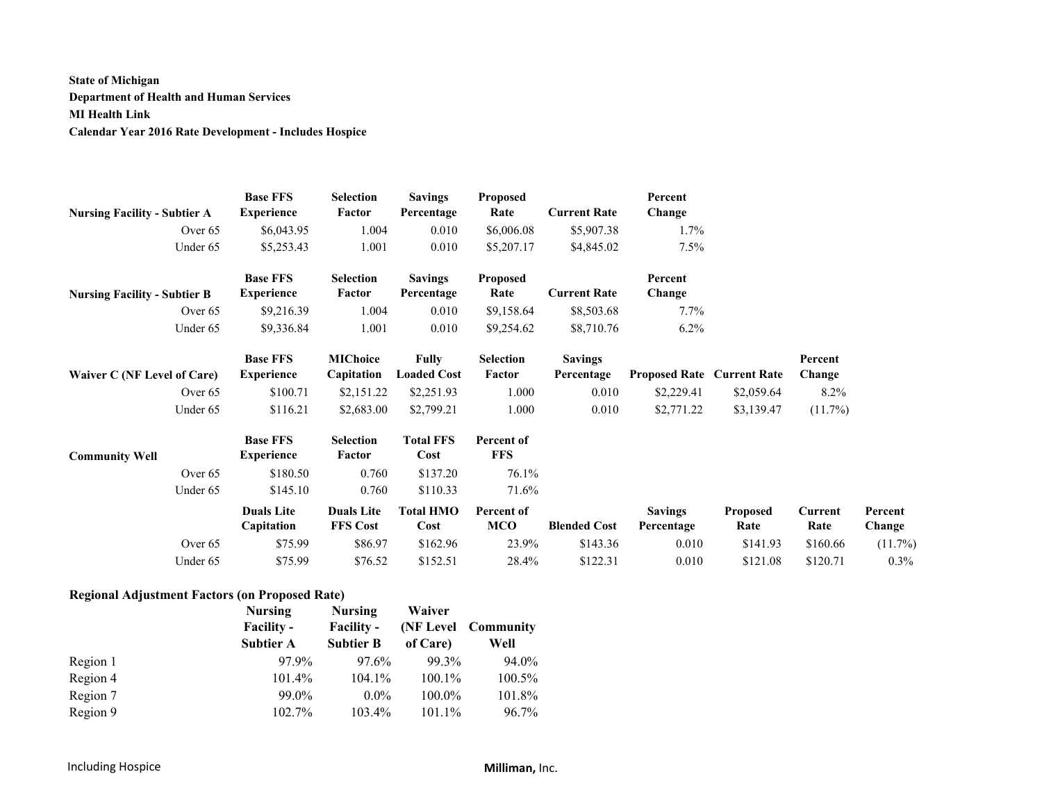**State of Michigan**
**Department of Health and Human Services**
**MI Health Link**
**Calendar Year 2016 Rate Development - Includes Hospice**

| Nursing Facility - Subtier A | Base FFS Experience | Selection Factor | Savings Percentage | Proposed Rate | Current Rate | Percent Change |
|---|---|---|---|---|---|---|
| Over 65 | $6,043.95 | 1.004 | 0.010 | $6,006.08 | $5,907.38 | 1.7% |
| Under 65 | $5,253.43 | 1.001 | 0.010 | $5,207.17 | $4,845.02 | 7.5% |

| Nursing Facility - Subtier B | Base FFS Experience | Selection Factor | Savings Percentage | Proposed Rate | Current Rate | Percent Change |
|---|---|---|---|---|---|---|
| Over 65 | $9,216.39 | 1.004 | 0.010 | $9,158.64 | $8,503.68 | 7.7% |
| Under 65 | $9,336.84 | 1.001 | 0.010 | $9,254.62 | $8,710.76 | 6.2% |

| Waiver C (NF Level of Care) | Base FFS Experience | MIChoice Capitation | Fully Loaded Cost | Selection Factor | Savings Percentage | Proposed Rate | Current Rate | Percent Change |
|---|---|---|---|---|---|---|---|---|
| Over 65 | $100.71 | $2,151.22 | $2,251.93 | 1.000 | 0.010 | $2,229.41 | $2,059.64 | 8.2% |
| Under 65 | $116.21 | $2,683.00 | $2,799.21 | 1.000 | 0.010 | $2,771.22 | $3,139.47 | (11.7%) |

| Community Well | Base FFS Experience | Selection Factor | Total FFS Cost | Percent of FFS | | | | | |
|---|---|---|---|---|---|---|---|---|---|
| Over 65 | $180.50 | 0.760 | $137.20 | 76.1% | | | | | |
| Under 65 | $145.10 | 0.760 | $110.33 | 71.6% | | | | | |
| | **Duals Lite Capitation** | **Duals Lite FFS Cost** | **Total HMO Cost** | **Percent of MCO** | **Blended Cost** | **Savings Percentage** | **Proposed Rate** | **Current Rate** | **Percent Change** |
| Over 65 | $75.99 | $86.97 | $162.96 | 23.9% | $143.36 | 0.010 | $141.93 | $160.66 | (11.7%) |
| Under 65 | $75.99 | $76.52 | $152.51 | 28.4% | $122.31 | 0.010 | $121.08 | $120.71 | 0.3% |

**Regional Adjustment Factors (on Proposed Rate)**

| | Nursing Facility - Subtier A | Nursing Facility - Subtier B | Waiver (NF Level of Care) | Community Well |
|---|---|---|---|---|
| Region 1 | 97.9% | 97.6% | 99.3% | 94.0% |
| Region 4 | 101.4% | 104.1% | 100.1% | 100.5% |
| Region 7 | 99.0% | 0.0% | 100.0% | 101.8% |
| Region 9 | 102.7% | 103.4% | 101.1% | 96.7% |

Including Hospice

**Milliman,** Inc.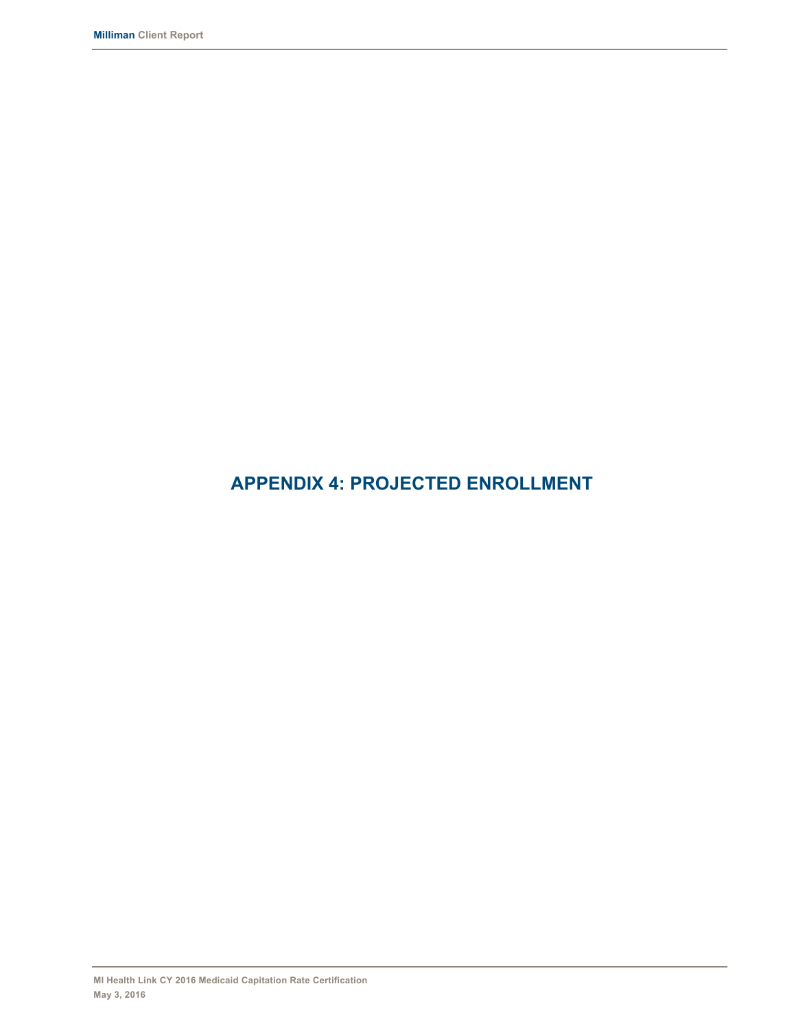# APPENDIX 4: PROJECTED ENROLLMENT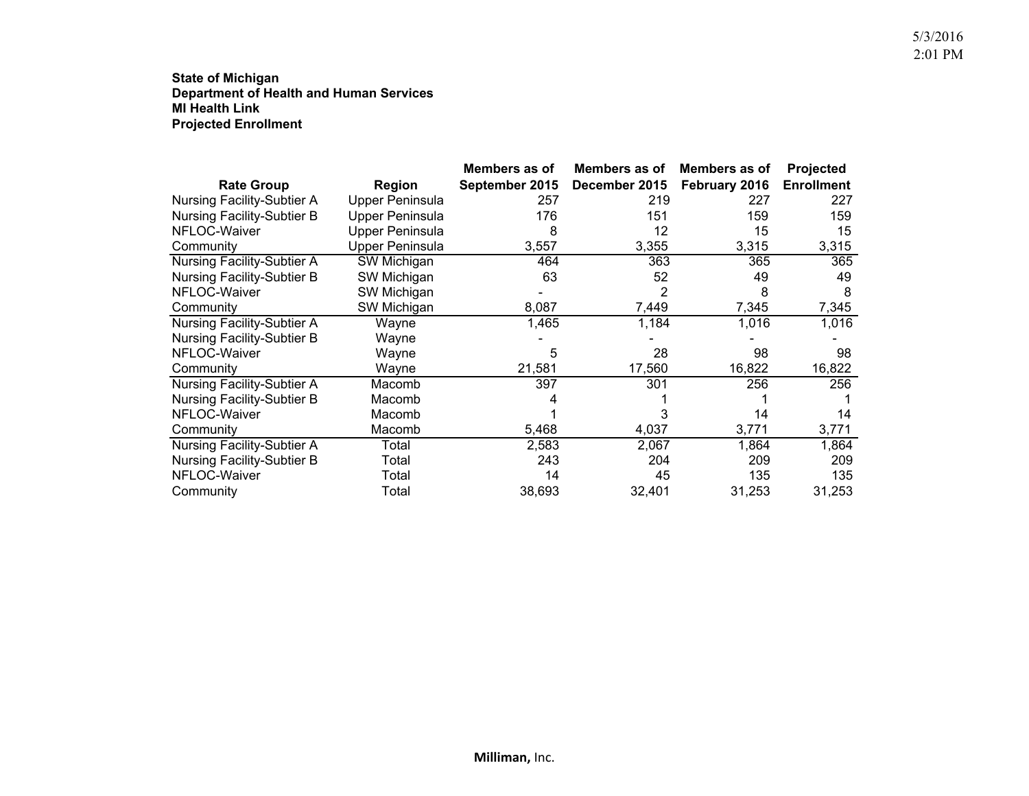**State of Michigan**
**Department of Health and Human Services**
**MI Health Link**
**Projected Enrollment**

| Rate Group | Region | Members as of September 2015 | Members as of December 2015 | Members as of February 2016 | Projected Enrollment |
|---|---|---|---|---|---|
| Nursing Facility-Subtier A | Upper Peninsula | 257 | 219 | 227 | 227 |
| Nursing Facility-Subtier B | Upper Peninsula | 176 | 151 | 159 | 159 |
| NFLOC-Waiver | Upper Peninsula | 8 | 12 | 15 | 15 |
| Community | Upper Peninsula | 3,557 | 3,355 | 3,315 | 3,315 |
| Nursing Facility-Subtier A | SW Michigan | 464 | 363 | 365 | 365 |
| Nursing Facility-Subtier B | SW Michigan | 63 | 52 | 49 | 49 |
| NFLOC-Waiver | SW Michigan | - | 2 | 8 | 8 |
| Community | SW Michigan | 8,087 | 7,449 | 7,345 | 7,345 |
| Nursing Facility-Subtier A | Wayne | 1,465 | 1,184 | 1,016 | 1,016 |
| Nursing Facility-Subtier B | Wayne | - | - | - | - |
| NFLOC-Waiver | Wayne | 5 | 28 | 98 | 98 |
| Community | Wayne | 21,581 | 17,560 | 16,822 | 16,822 |
| Nursing Facility-Subtier A | Macomb | 397 | 301 | 256 | 256 |
| Nursing Facility-Subtier B | Macomb | 4 | 1 | 1 | 1 |
| NFLOC-Waiver | Macomb | 1 | 3 | 14 | 14 |
| Community | Macomb | 5,468 | 4,037 | 3,771 | 3,771 |
| Nursing Facility-Subtier A | Total | 2,583 | 2,067 | 1,864 | 1,864 |
| Nursing Facility-Subtier B | Total | 243 | 204 | 209 | 209 |
| NFLOC-Waiver | Total | 14 | 45 | 135 | 135 |
| Community | Total | 38,693 | 32,401 | 31,253 | 31,253 |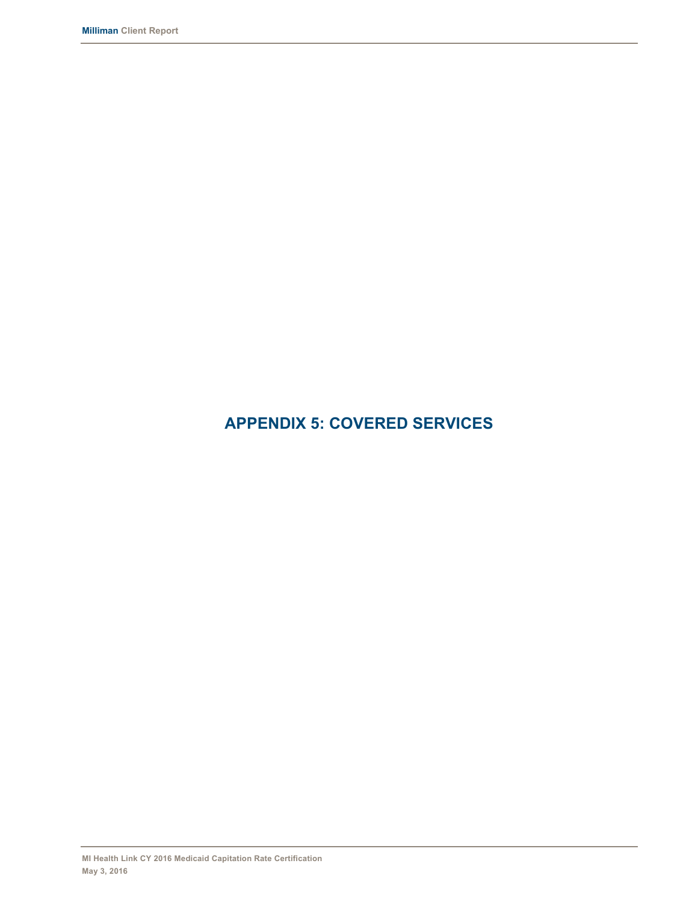# APPENDIX 5: COVERED SERVICES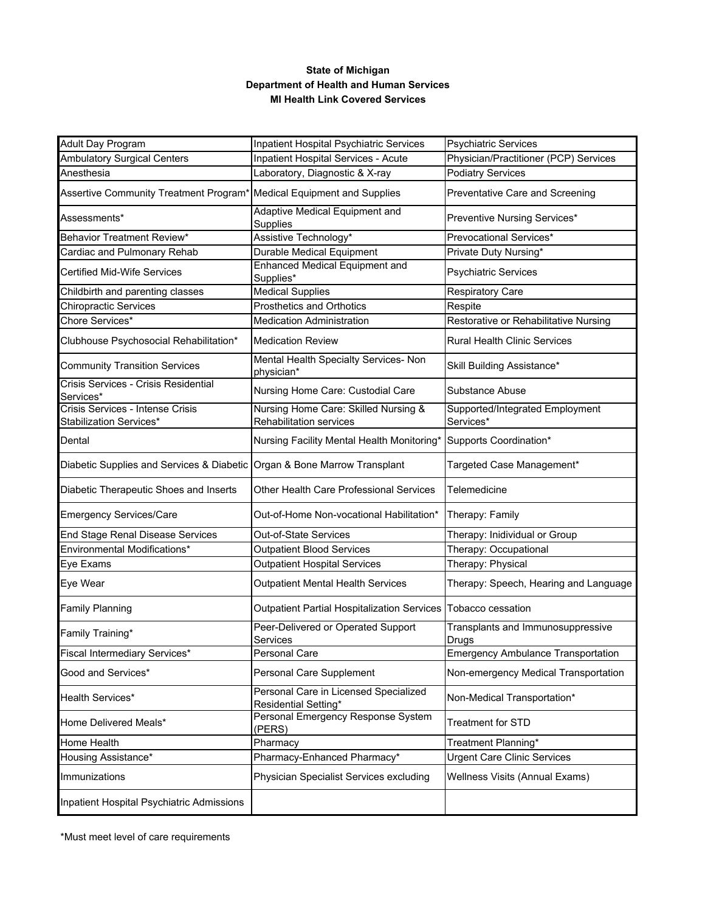**State of Michigan**
**Department of Health and Human Services**
**MI Health Link Covered Services**

| | | |
|---|---|---|
| Adult Day Program | Inpatient Hospital Psychiatric Services | Psychiatric Services |
| Ambulatory Surgical Centers | Inpatient Hospital Services - Acute | Physician/Practitioner (PCP) Services |
| Anesthesia | Laboratory, Diagnostic & X-ray | Podiatry Services |
| Assertive Community Treatment Program* | Medical Equipment and Supplies | Preventative Care and Screening |
| Assessments* | Adaptive Medical Equipment and Supplies | Preventive Nursing Services* |
| Behavior Treatment Review* | Assistive Technology* | Prevocational Services* |
| Cardiac and Pulmonary Rehab | Durable Medical Equipment | Private Duty Nursing* |
| Certified Mid-Wife Services | Enhanced Medical Equipment and Supplies* | Psychiatric Services |
| Childbirth and parenting classes | Medical Supplies | Respiratory Care |
| Chiropractic Services | Prosthetics and Orthotics | Respite |
| Chore Services* | Medication Administration | Restorative or Rehabilitative Nursing |
| Clubhouse Psychosocial Rehabilitation* | Medication Review | Rural Health Clinic Services |
| Community Transition Services | Mental Health Specialty Services- Non physician* | Skill Building Assistance* |
| Crisis Services - Crisis Residential Services* | Nursing Home Care: Custodial Care | Substance Abuse |
| Crisis Services - Intense Crisis Stabilization Services* | Nursing Home Care: Skilled Nursing & Rehabilitation services | Supported/Integrated Employment Services* |
| Dental | Nursing Facility Mental Health Monitoring* | Supports Coordination* |
| Diabetic Supplies and Services & Diabetic | Organ & Bone Marrow Transplant | Targeted Case Management* |
| Diabetic Therapeutic Shoes and Inserts | Other Health Care Professional Services | Telemedicine |
| Emergency Services/Care | Out-of-Home Non-vocational Habilitation* | Therapy: Family |
| End Stage Renal Disease Services | Out-of-State Services | Therapy: Inidividual or Group |
| Environmental Modifications* | Outpatient Blood Services | Therapy: Occupational |
| Eye Exams | Outpatient Hospital Services | Therapy: Physical |
| Eye Wear | Outpatient Mental Health Services | Therapy: Speech, Hearing and Language |
| Family Planning | Outpatient Partial Hospitalization Services | Tobacco cessation |
| Family Training* | Peer-Delivered or Operated Support Services | Transplants and Immunosuppressive Drugs |
| Fiscal Intermediary Services* | Personal Care | Emergency Ambulance Transportation |
| Good and Services* | Personal Care Supplement | Non-emergency Medical Transportation |
| Health Services* | Personal Care in Licensed Specialized Residential Setting* | Non-Medical Transportation* |
| Home Delivered Meals* | Personal Emergency Response System (PERS) | Treatment for STD |
| Home Health | Pharmacy | Treatment Planning* |
| Housing Assistance* | Pharmacy-Enhanced Pharmacy* | Urgent Care Clinic Services |
| Immunizations | Physician Specialist Services excluding | Wellness Visits (Annual Exams) |
| Inpatient Hospital Psychiatric Admissions | | |

*Must meet level of care requirements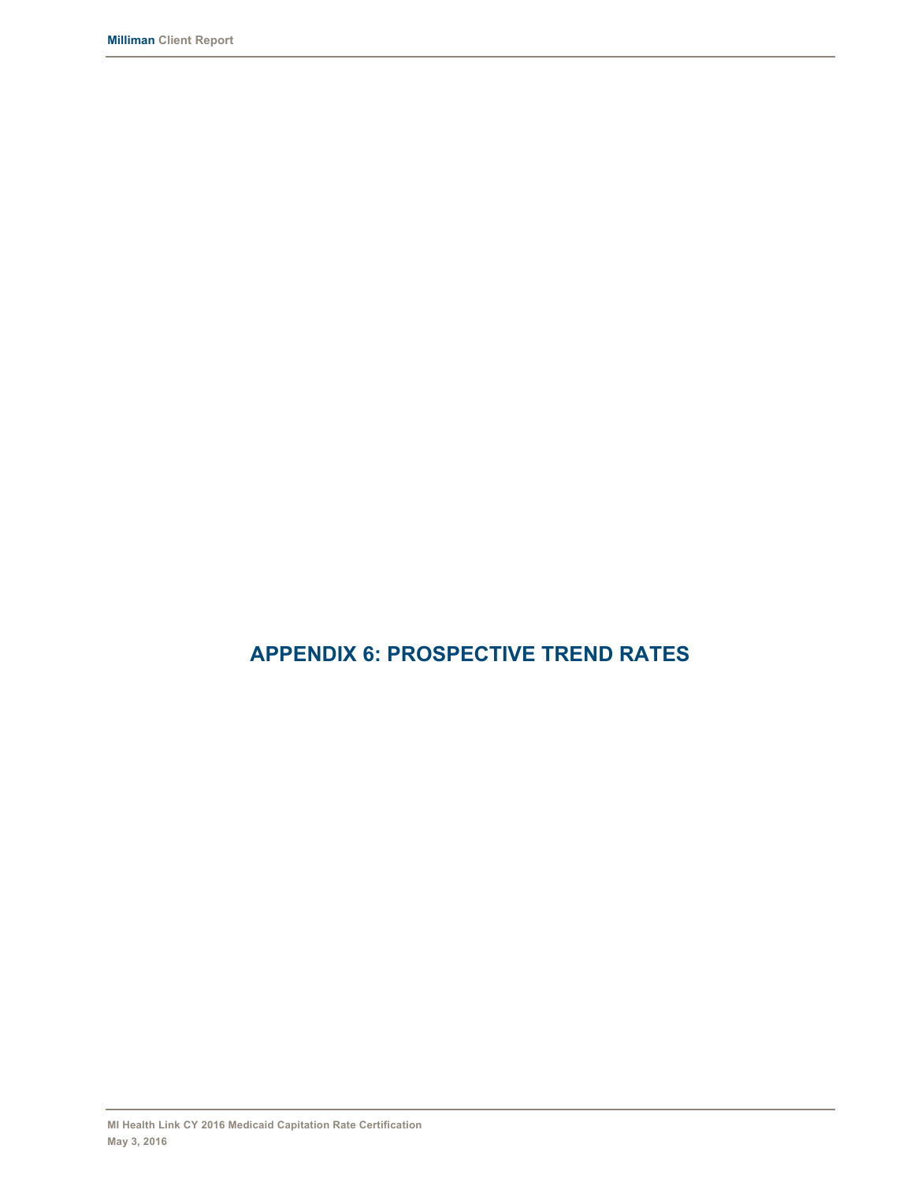# APPENDIX 6: PROSPECTIVE TREND RATES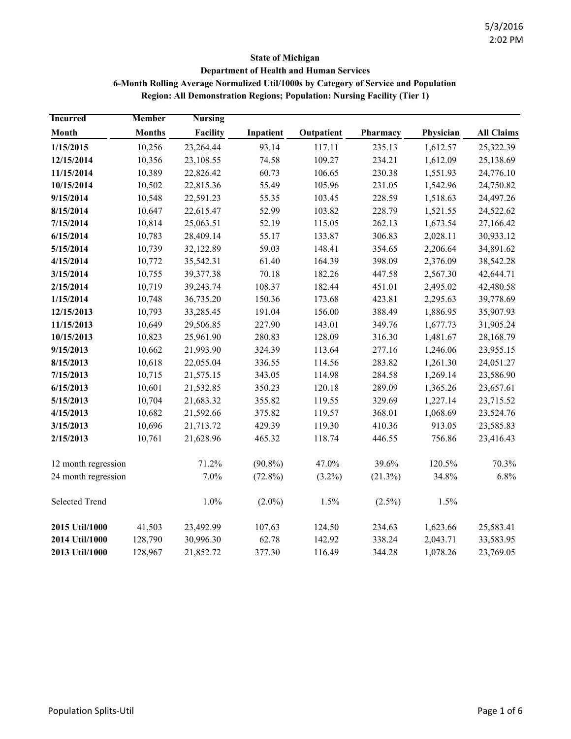**State of Michigan**
**Department of Health and Human Services**
**6-Month Rolling Average Normalized Util/1000s by Category of Service and Population**
**Region: All Demonstration Regions; Population: Nursing Facility (Tier 1)**

| Incurred Month | Member Months | Nursing Facility | Inpatient | Outpatient | Pharmacy | Physician | All Claims |
|---|---|---|---|---|---|---|---|
| **1/15/2015** | 10,256 | 23,264.44 | 93.14 | 117.11 | 235.13 | 1,612.57 | 25,322.39 |
| **12/15/2014** | 10,356 | 23,108.55 | 74.58 | 109.27 | 234.21 | 1,612.09 | 25,138.69 |
| **11/15/2014** | 10,389 | 22,826.42 | 60.73 | 106.65 | 230.38 | 1,551.93 | 24,776.10 |
| **10/15/2014** | 10,502 | 22,815.36 | 55.49 | 105.96 | 231.05 | 1,542.96 | 24,750.82 |
| **9/15/2014** | 10,548 | 22,591.23 | 55.35 | 103.45 | 228.59 | 1,518.63 | 24,497.26 |
| **8/15/2014** | 10,647 | 22,615.47 | 52.99 | 103.82 | 228.79 | 1,521.55 | 24,522.62 |
| **7/15/2014** | 10,814 | 25,063.51 | 52.19 | 115.05 | 262.13 | 1,673.54 | 27,166.42 |
| **6/15/2014** | 10,783 | 28,409.14 | 55.17 | 133.87 | 306.83 | 2,028.11 | 30,933.12 |
| **5/15/2014** | 10,739 | 32,122.89 | 59.03 | 148.41 | 354.65 | 2,206.64 | 34,891.62 |
| **4/15/2014** | 10,772 | 35,542.31 | 61.40 | 164.39 | 398.09 | 2,376.09 | 38,542.28 |
| **3/15/2014** | 10,755 | 39,377.38 | 70.18 | 182.26 | 447.58 | 2,567.30 | 42,644.71 |
| **2/15/2014** | 10,719 | 39,243.74 | 108.37 | 182.44 | 451.01 | 2,495.02 | 42,480.58 |
| **1/15/2014** | 10,748 | 36,735.20 | 150.36 | 173.68 | 423.81 | 2,295.63 | 39,778.69 |
| **12/15/2013** | 10,793 | 33,285.45 | 191.04 | 156.00 | 388.49 | 1,886.95 | 35,907.93 |
| **11/15/2013** | 10,649 | 29,506.85 | 227.90 | 143.01 | 349.76 | 1,677.73 | 31,905.24 |
| **10/15/2013** | 10,823 | 25,961.90 | 280.83 | 128.09 | 316.30 | 1,481.67 | 28,168.79 |
| **9/15/2013** | 10,662 | 21,993.90 | 324.39 | 113.64 | 277.16 | 1,246.06 | 23,955.15 |
| **8/15/2013** | 10,618 | 22,055.04 | 336.55 | 114.56 | 283.82 | 1,261.30 | 24,051.27 |
| **7/15/2013** | 10,715 | 21,575.15 | 343.05 | 114.98 | 284.58 | 1,269.14 | 23,586.90 |
| **6/15/2013** | 10,601 | 21,532.85 | 350.23 | 120.18 | 289.09 | 1,365.26 | 23,657.61 |
| **5/15/2013** | 10,704 | 21,683.32 | 355.82 | 119.55 | 329.69 | 1,227.14 | 23,715.52 |
| **4/15/2013** | 10,682 | 21,592.66 | 375.82 | 119.57 | 368.01 | 1,068.69 | 23,524.76 |
| **3/15/2013** | 10,696 | 21,713.72 | 429.39 | 119.30 | 410.36 | 913.05 | 23,585.83 |
| **2/15/2013** | 10,761 | 21,628.96 | 465.32 | 118.74 | 446.55 | 756.86 | 23,416.43 |
| | | | | | | | |
| 12 month regression | | 71.2% | (90.8%) | 47.0% | 39.6% | 120.5% | 70.3% |
| 24 month regression | | 7.0% | (72.8%) | (3.2%) | (21.3%) | 34.8% | 6.8% |
| | | | | | | | |
| Selected Trend | | 1.0% | (2.0%) | 1.5% | (2.5%) | 1.5% | |
| | | | | | | | |
| **2015 Util/1000** | 41,503 | 23,492.99 | 107.63 | 124.50 | 234.63 | 1,623.66 | 25,583.41 |
| **2014 Util/1000** | 128,790 | 30,996.30 | 62.78 | 142.92 | 338.24 | 2,043.71 | 33,583.95 |
| **2013 Util/1000** | 128,967 | 21,852.72 | 377.30 | 116.49 | 344.28 | 1,078.26 | 23,769.05 |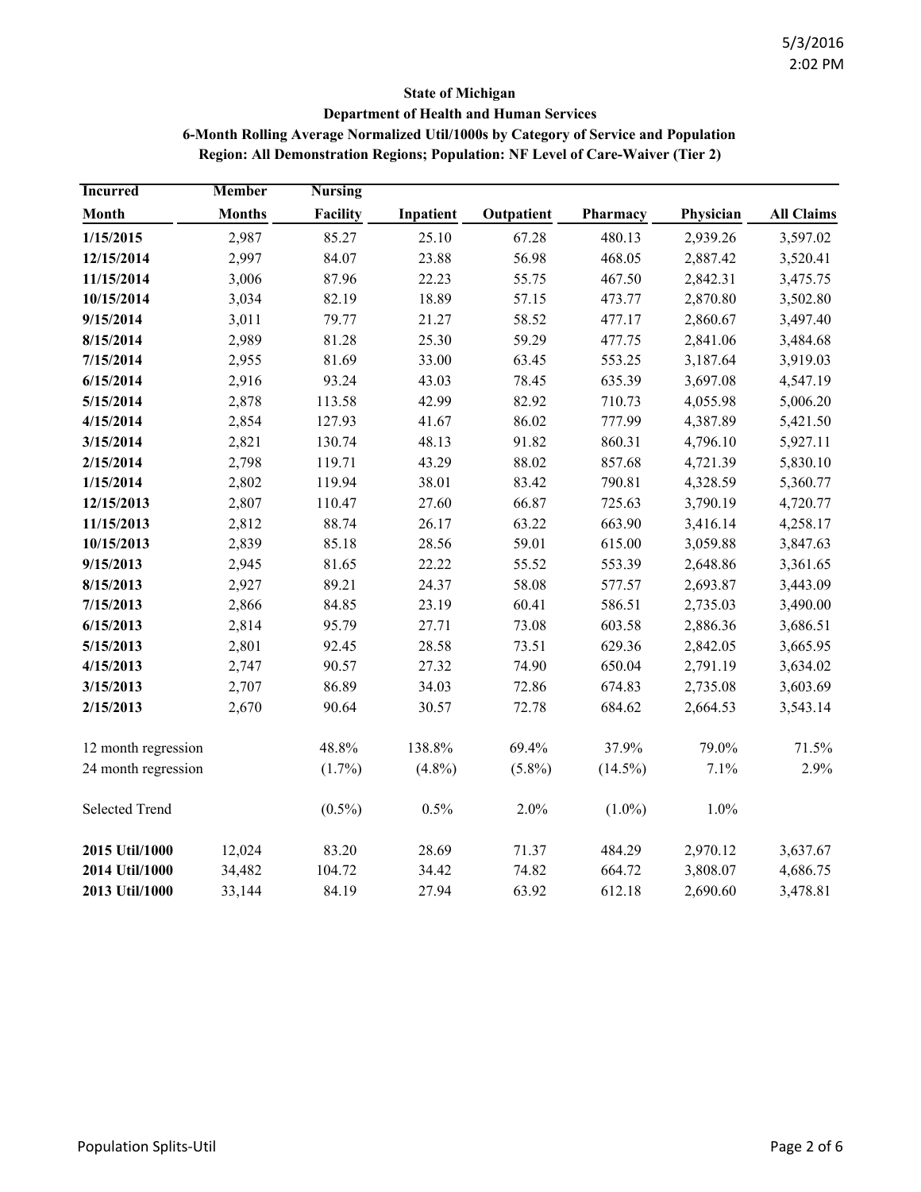**State of Michigan**
**Department of Health and Human Services**
**6-Month Rolling Average Normalized Util/1000s by Category of Service and Population**
**Region: All Demonstration Regions; Population: NF Level of Care-Waiver (Tier 2)**

| Incurred Month | Member Months | Nursing Facility | Inpatient | Outpatient | Pharmacy | Physician | All Claims |
|---|---|---|---|---|---|---|---|
| **1/15/2015** | 2,987 | 85.27 | 25.10 | 67.28 | 480.13 | 2,939.26 | 3,597.02 |
| **12/15/2014** | 2,997 | 84.07 | 23.88 | 56.98 | 468.05 | 2,887.42 | 3,520.41 |
| **11/15/2014** | 3,006 | 87.96 | 22.23 | 55.75 | 467.50 | 2,842.31 | 3,475.75 |
| **10/15/2014** | 3,034 | 82.19 | 18.89 | 57.15 | 473.77 | 2,870.80 | 3,502.80 |
| **9/15/2014** | 3,011 | 79.77 | 21.27 | 58.52 | 477.17 | 2,860.67 | 3,497.40 |
| **8/15/2014** | 2,989 | 81.28 | 25.30 | 59.29 | 477.75 | 2,841.06 | 3,484.68 |
| **7/15/2014** | 2,955 | 81.69 | 33.00 | 63.45 | 553.25 | 3,187.64 | 3,919.03 |
| **6/15/2014** | 2,916 | 93.24 | 43.03 | 78.45 | 635.39 | 3,697.08 | 4,547.19 |
| **5/15/2014** | 2,878 | 113.58 | 42.99 | 82.92 | 710.73 | 4,055.98 | 5,006.20 |
| **4/15/2014** | 2,854 | 127.93 | 41.67 | 86.02 | 777.99 | 4,387.89 | 5,421.50 |
| **3/15/2014** | 2,821 | 130.74 | 48.13 | 91.82 | 860.31 | 4,796.10 | 5,927.11 |
| **2/15/2014** | 2,798 | 119.71 | 43.29 | 88.02 | 857.68 | 4,721.39 | 5,830.10 |
| **1/15/2014** | 2,802 | 119.94 | 38.01 | 83.42 | 790.81 | 4,328.59 | 5,360.77 |
| **12/15/2013** | 2,807 | 110.47 | 27.60 | 66.87 | 725.63 | 3,790.19 | 4,720.77 |
| **11/15/2013** | 2,812 | 88.74 | 26.17 | 63.22 | 663.90 | 3,416.14 | 4,258.17 |
| **10/15/2013** | 2,839 | 85.18 | 28.56 | 59.01 | 615.00 | 3,059.88 | 3,847.63 |
| **9/15/2013** | 2,945 | 81.65 | 22.22 | 55.52 | 553.39 | 2,648.86 | 3,361.65 |
| **8/15/2013** | 2,927 | 89.21 | 24.37 | 58.08 | 577.57 | 2,693.87 | 3,443.09 |
| **7/15/2013** | 2,866 | 84.85 | 23.19 | 60.41 | 586.51 | 2,735.03 | 3,490.00 |
| **6/15/2013** | 2,814 | 95.79 | 27.71 | 73.08 | 603.58 | 2,886.36 | 3,686.51 |
| **5/15/2013** | 2,801 | 92.45 | 28.58 | 73.51 | 629.36 | 2,842.05 | 3,665.95 |
| **4/15/2013** | 2,747 | 90.57 | 27.32 | 74.90 | 650.04 | 2,791.19 | 3,634.02 |
| **3/15/2013** | 2,707 | 86.89 | 34.03 | 72.86 | 674.83 | 2,735.08 | 3,603.69 |
| **2/15/2013** | 2,670 | 90.64 | 30.57 | 72.78 | 684.62 | 2,664.53 | 3,543.14 |
| 12 month regression | | 48.8% | 138.8% | 69.4% | 37.9% | 79.0% | 71.5% |
| 24 month regression | | (1.7%) | (4.8%) | (5.8%) | (14.5%) | 7.1% | 2.9% |
| Selected Trend | | (0.5%) | 0.5% | 2.0% | (1.0%) | 1.0% | |
| **2015 Util/1000** | 12,024 | 83.20 | 28.69 | 71.37 | 484.29 | 2,970.12 | 3,637.67 |
| **2014 Util/1000** | 34,482 | 104.72 | 34.42 | 74.82 | 664.72 | 3,808.07 | 4,686.75 |
| **2013 Util/1000** | 33,144 | 84.19 | 27.94 | 63.92 | 612.18 | 2,690.60 | 3,478.81 |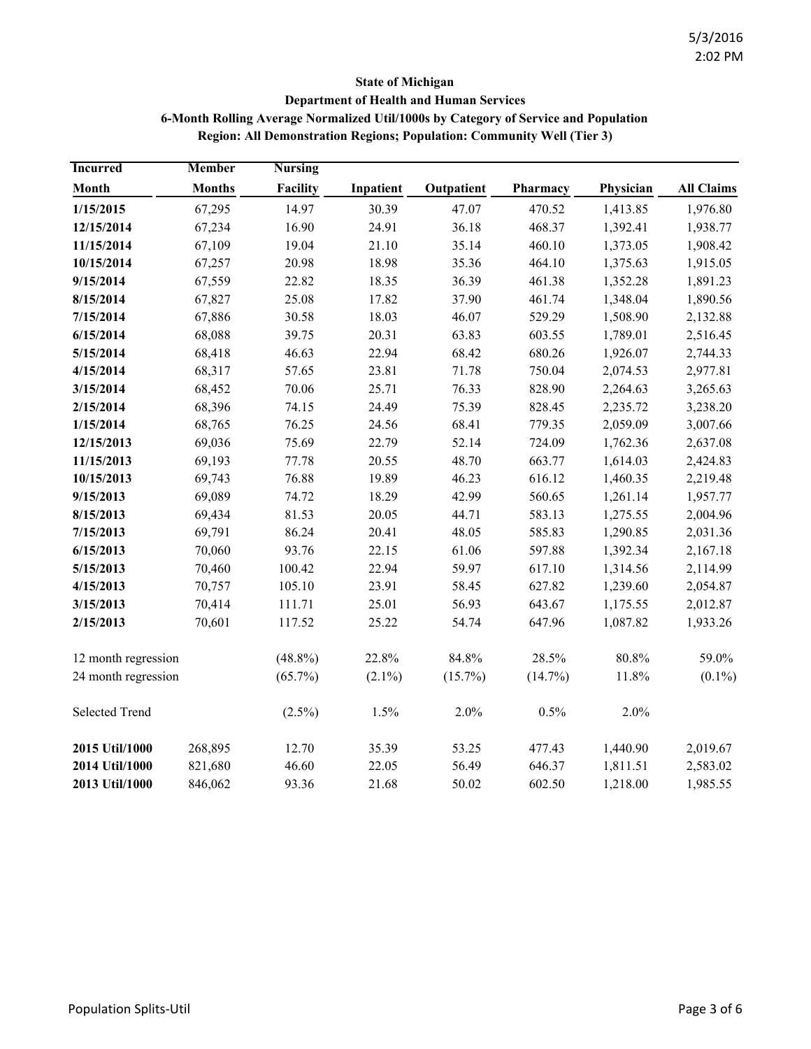**State of Michigan**
**Department of Health and Human Services**
**6-Month Rolling Average Normalized Util/1000s by Category of Service and Population**
**Region: All Demonstration Regions; Population: Community Well (Tier 3)**

| Incurred Month | Member Months | Nursing Facility | Inpatient | Outpatient | Pharmacy | Physician | All Claims |
|---|---|---|---|---|---|---|---|
| **1/15/2015** | 67,295 | 14.97 | 30.39 | 47.07 | 470.52 | 1,413.85 | 1,976.80 |
| **12/15/2014** | 67,234 | 16.90 | 24.91 | 36.18 | 468.37 | 1,392.41 | 1,938.77 |
| **11/15/2014** | 67,109 | 19.04 | 21.10 | 35.14 | 460.10 | 1,373.05 | 1,908.42 |
| **10/15/2014** | 67,257 | 20.98 | 18.98 | 35.36 | 464.10 | 1,375.63 | 1,915.05 |
| **9/15/2014** | 67,559 | 22.82 | 18.35 | 36.39 | 461.38 | 1,352.28 | 1,891.23 |
| **8/15/2014** | 67,827 | 25.08 | 17.82 | 37.90 | 461.74 | 1,348.04 | 1,890.56 |
| **7/15/2014** | 67,886 | 30.58 | 18.03 | 46.07 | 529.29 | 1,508.90 | 2,132.88 |
| **6/15/2014** | 68,088 | 39.75 | 20.31 | 63.83 | 603.55 | 1,789.01 | 2,516.45 |
| **5/15/2014** | 68,418 | 46.63 | 22.94 | 68.42 | 680.26 | 1,926.07 | 2,744.33 |
| **4/15/2014** | 68,317 | 57.65 | 23.81 | 71.78 | 750.04 | 2,074.53 | 2,977.81 |
| **3/15/2014** | 68,452 | 70.06 | 25.71 | 76.33 | 828.90 | 2,264.63 | 3,265.63 |
| **2/15/2014** | 68,396 | 74.15 | 24.49 | 75.39 | 828.45 | 2,235.72 | 3,238.20 |
| **1/15/2014** | 68,765 | 76.25 | 24.56 | 68.41 | 779.35 | 2,059.09 | 3,007.66 |
| **12/15/2013** | 69,036 | 75.69 | 22.79 | 52.14 | 724.09 | 1,762.36 | 2,637.08 |
| **11/15/2013** | 69,193 | 77.78 | 20.55 | 48.70 | 663.77 | 1,614.03 | 2,424.83 |
| **10/15/2013** | 69,743 | 76.88 | 19.89 | 46.23 | 616.12 | 1,460.35 | 2,219.48 |
| **9/15/2013** | 69,089 | 74.72 | 18.29 | 42.99 | 560.65 | 1,261.14 | 1,957.77 |
| **8/15/2013** | 69,434 | 81.53 | 20.05 | 44.71 | 583.13 | 1,275.55 | 2,004.96 |
| **7/15/2013** | 69,791 | 86.24 | 20.41 | 48.05 | 585.83 | 1,290.85 | 2,031.36 |
| **6/15/2013** | 70,060 | 93.76 | 22.15 | 61.06 | 597.88 | 1,392.34 | 2,167.18 |
| **5/15/2013** | 70,460 | 100.42 | 22.94 | 59.97 | 617.10 | 1,314.56 | 2,114.99 |
| **4/15/2013** | 70,757 | 105.10 | 23.91 | 58.45 | 627.82 | 1,239.60 | 2,054.87 |
| **3/15/2013** | 70,414 | 111.71 | 25.01 | 56.93 | 643.67 | 1,175.55 | 2,012.87 |
| **2/15/2013** | 70,601 | 117.52 | 25.22 | 54.74 | 647.96 | 1,087.82 | 1,933.26 |
| 12 month regression | | (48.8%) | 22.8% | 84.8% | 28.5% | 80.8% | 59.0% |
| 24 month regression | | (65.7%) | (2.1%) | (15.7%) | (14.7%) | 11.8% | (0.1%) |
| Selected Trend | | (2.5%) | 1.5% | 2.0% | 0.5% | 2.0% | |
| **2015 Util/1000** | 268,895 | 12.70 | 35.39 | 53.25 | 477.43 | 1,440.90 | 2,019.67 |
| **2014 Util/1000** | 821,680 | 46.60 | 22.05 | 56.49 | 646.37 | 1,811.51 | 2,583.02 |
| **2013 Util/1000** | 846,062 | 93.36 | 21.68 | 50.02 | 602.50 | 1,218.00 | 1,985.55 |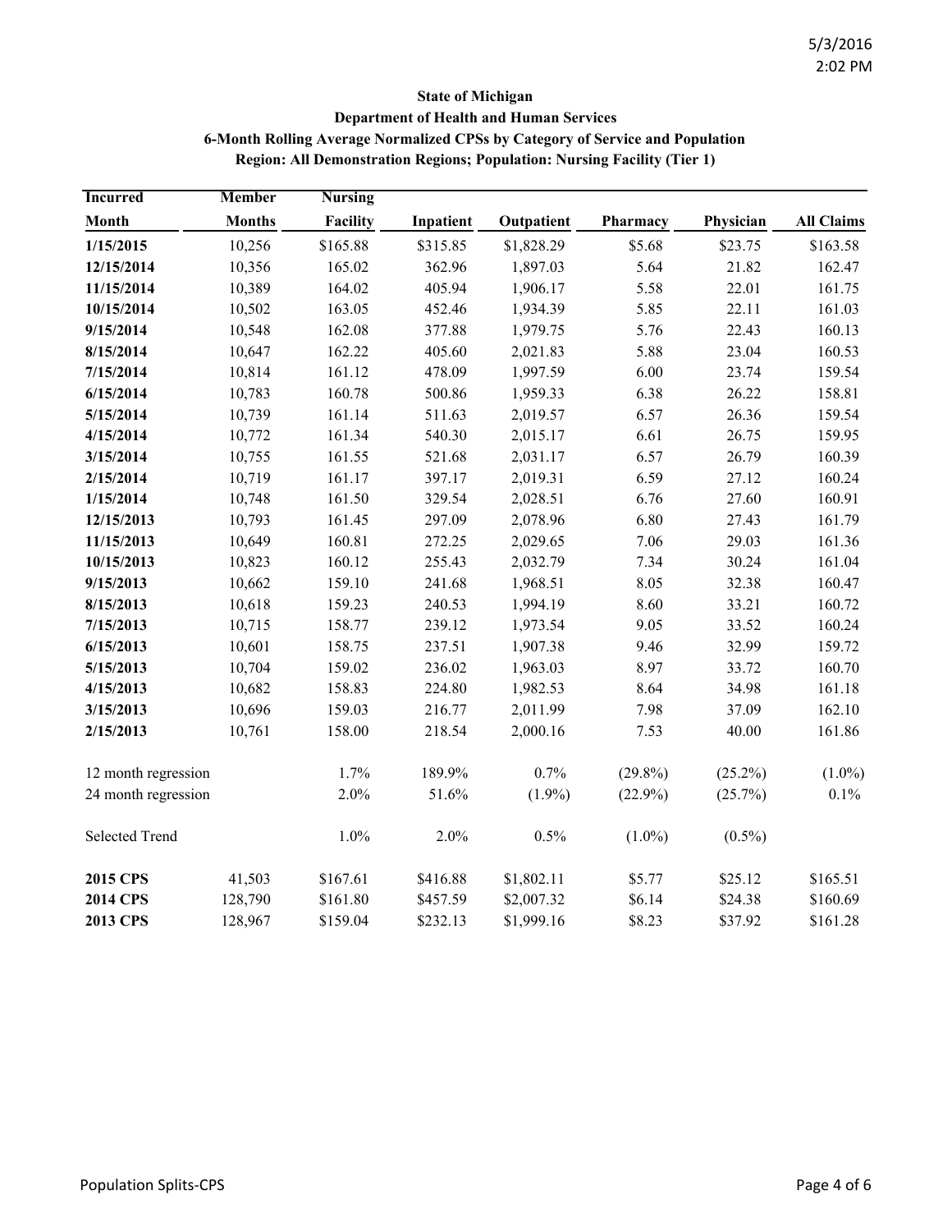**State of Michigan**
**Department of Health and Human Services**
**6-Month Rolling Average Normalized CPSs by Category of Service and Population**
**Region: All Demonstration Regions; Population: Nursing Facility (Tier 1)**

| Incurred Month | Member Months | Nursing Facility | Inpatient | Outpatient | Pharmacy | Physician | All Claims |
|---|---|---|---|---|---|---|---|
| **1/15/2015** | 10,256 | $165.88 | $315.85 | $1,828.29 | $5.68 | $23.75 | $163.58 |
| **12/15/2014** | 10,356 | 165.02 | 362.96 | 1,897.03 | 5.64 | 21.82 | 162.47 |
| **11/15/2014** | 10,389 | 164.02 | 405.94 | 1,906.17 | 5.58 | 22.01 | 161.75 |
| **10/15/2014** | 10,502 | 163.05 | 452.46 | 1,934.39 | 5.85 | 22.11 | 161.03 |
| **9/15/2014** | 10,548 | 162.08 | 377.88 | 1,979.75 | 5.76 | 22.43 | 160.13 |
| **8/15/2014** | 10,647 | 162.22 | 405.60 | 2,021.83 | 5.88 | 23.04 | 160.53 |
| **7/15/2014** | 10,814 | 161.12 | 478.09 | 1,997.59 | 6.00 | 23.74 | 159.54 |
| **6/15/2014** | 10,783 | 160.78 | 500.86 | 1,959.33 | 6.38 | 26.22 | 158.81 |
| **5/15/2014** | 10,739 | 161.14 | 511.63 | 2,019.57 | 6.57 | 26.36 | 159.54 |
| **4/15/2014** | 10,772 | 161.34 | 540.30 | 2,015.17 | 6.61 | 26.75 | 159.95 |
| **3/15/2014** | 10,755 | 161.55 | 521.68 | 2,031.17 | 6.57 | 26.79 | 160.39 |
| **2/15/2014** | 10,719 | 161.17 | 397.17 | 2,019.31 | 6.59 | 27.12 | 160.24 |
| **1/15/2014** | 10,748 | 161.50 | 329.54 | 2,028.51 | 6.76 | 27.60 | 160.91 |
| **12/15/2013** | 10,793 | 161.45 | 297.09 | 2,078.96 | 6.80 | 27.43 | 161.79 |
| **11/15/2013** | 10,649 | 160.81 | 272.25 | 2,029.65 | 7.06 | 29.03 | 161.36 |
| **10/15/2013** | 10,823 | 160.12 | 255.43 | 2,032.79 | 7.34 | 30.24 | 161.04 |
| **9/15/2013** | 10,662 | 159.10 | 241.68 | 1,968.51 | 8.05 | 32.38 | 160.47 |
| **8/15/2013** | 10,618 | 159.23 | 240.53 | 1,994.19 | 8.60 | 33.21 | 160.72 |
| **7/15/2013** | 10,715 | 158.77 | 239.12 | 1,973.54 | 9.05 | 33.52 | 160.24 |
| **6/15/2013** | 10,601 | 158.75 | 237.51 | 1,907.38 | 9.46 | 32.99 | 159.72 |
| **5/15/2013** | 10,704 | 159.02 | 236.02 | 1,963.03 | 8.97 | 33.72 | 160.70 |
| **4/15/2013** | 10,682 | 158.83 | 224.80 | 1,982.53 | 8.64 | 34.98 | 161.18 |
| **3/15/2013** | 10,696 | 159.03 | 216.77 | 2,011.99 | 7.98 | 37.09 | 162.10 |
| **2/15/2013** | 10,761 | 158.00 | 218.54 | 2,000.16 | 7.53 | 40.00 | 161.86 |
| 12 month regression | | 1.7% | 189.9% | 0.7% | (29.8%) | (25.2%) | (1.0%) |
| 24 month regression | | 2.0% | 51.6% | (1.9%) | (22.9%) | (25.7%) | 0.1% |
| Selected Trend | | 1.0% | 2.0% | 0.5% | (1.0%) | (0.5%) | |
| **2015 CPS** | 41,503 | $167.61 | $416.88 | $1,802.11 | $5.77 | $25.12 | $165.51 |
| **2014 CPS** | 128,790 | $161.80 | $457.59 | $2,007.32 | $6.14 | $24.38 | $160.69 |
| **2013 CPS** | 128,967 | $159.04 | $232.13 | $1,999.16 | $8.23 | $37.92 | $161.28 |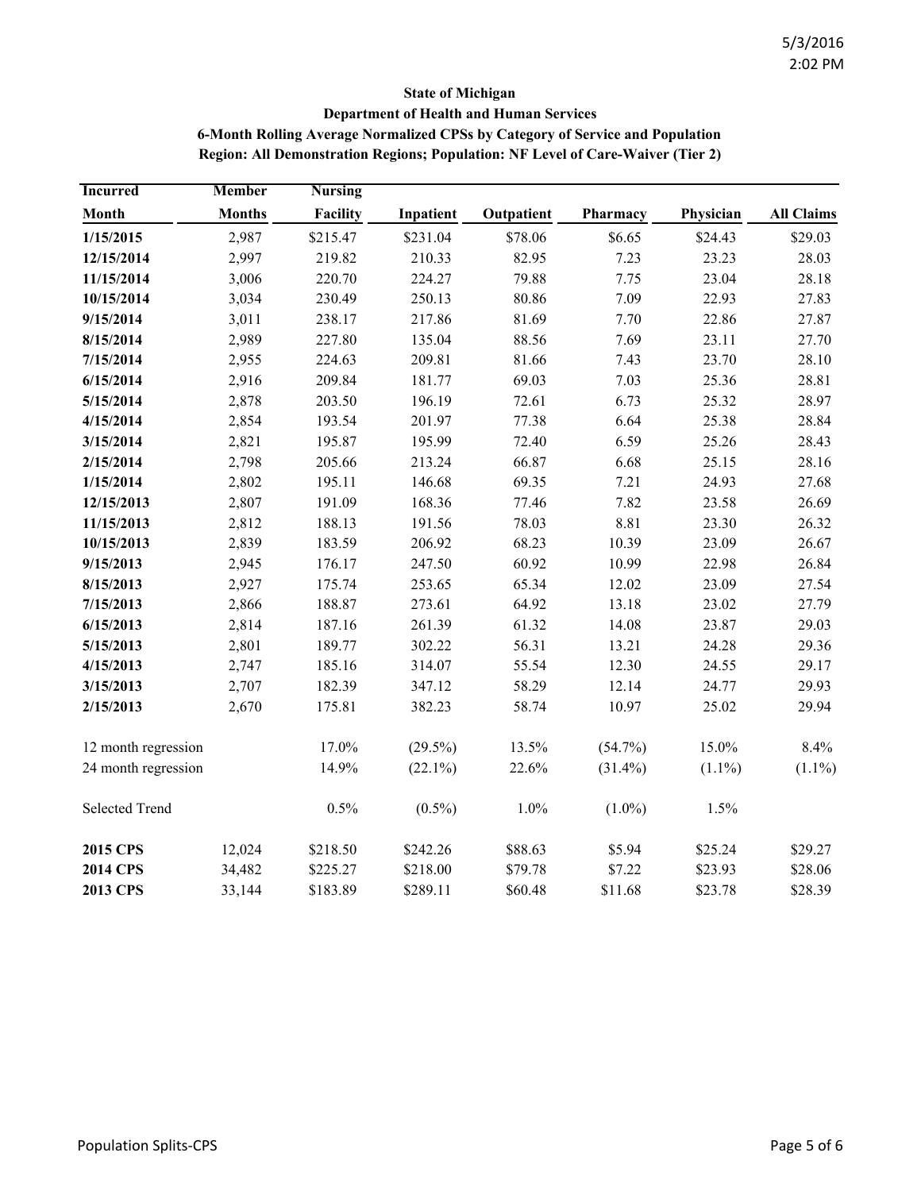**State of Michigan**

**Department of Health and Human Services**

**6-Month Rolling Average Normalized CPSs by Category of Service and Population**

**Region: All Demonstration Regions; Population: NF Level of Care-Waiver (Tier 2)**

| Incurred Month | Member Months | Nursing Facility | Inpatient | Outpatient | Pharmacy | Physician | All Claims |
|---|---|---|---|---|---|---|---|
| **1/15/2015** | 2,987 | $215.47 | $231.04 | $78.06 | $6.65 | $24.43 | $29.03 |
| **12/15/2014** | 2,997 | 219.82 | 210.33 | 82.95 | 7.23 | 23.23 | 28.03 |
| **11/15/2014** | 3,006 | 220.70 | 224.27 | 79.88 | 7.75 | 23.04 | 28.18 |
| **10/15/2014** | 3,034 | 230.49 | 250.13 | 80.86 | 7.09 | 22.93 | 27.83 |
| **9/15/2014** | 3,011 | 238.17 | 217.86 | 81.69 | 7.70 | 22.86 | 27.87 |
| **8/15/2014** | 2,989 | 227.80 | 135.04 | 88.56 | 7.69 | 23.11 | 27.70 |
| **7/15/2014** | 2,955 | 224.63 | 209.81 | 81.66 | 7.43 | 23.70 | 28.10 |
| **6/15/2014** | 2,916 | 209.84 | 181.77 | 69.03 | 7.03 | 25.36 | 28.81 |
| **5/15/2014** | 2,878 | 203.50 | 196.19 | 72.61 | 6.73 | 25.32 | 28.97 |
| **4/15/2014** | 2,854 | 193.54 | 201.97 | 77.38 | 6.64 | 25.38 | 28.84 |
| **3/15/2014** | 2,821 | 195.87 | 195.99 | 72.40 | 6.59 | 25.26 | 28.43 |
| **2/15/2014** | 2,798 | 205.66 | 213.24 | 66.87 | 6.68 | 25.15 | 28.16 |
| **1/15/2014** | 2,802 | 195.11 | 146.68 | 69.35 | 7.21 | 24.93 | 27.68 |
| **12/15/2013** | 2,807 | 191.09 | 168.36 | 77.46 | 7.82 | 23.58 | 26.69 |
| **11/15/2013** | 2,812 | 188.13 | 191.56 | 78.03 | 8.81 | 23.30 | 26.32 |
| **10/15/2013** | 2,839 | 183.59 | 206.92 | 68.23 | 10.39 | 23.09 | 26.67 |
| **9/15/2013** | 2,945 | 176.17 | 247.50 | 60.92 | 10.99 | 22.98 | 26.84 |
| **8/15/2013** | 2,927 | 175.74 | 253.65 | 65.34 | 12.02 | 23.09 | 27.54 |
| **7/15/2013** | 2,866 | 188.87 | 273.61 | 64.92 | 13.18 | 23.02 | 27.79 |
| **6/15/2013** | 2,814 | 187.16 | 261.39 | 61.32 | 14.08 | 23.87 | 29.03 |
| **5/15/2013** | 2,801 | 189.77 | 302.22 | 56.31 | 13.21 | 24.28 | 29.36 |
| **4/15/2013** | 2,747 | 185.16 | 314.07 | 55.54 | 12.30 | 24.55 | 29.17 |
| **3/15/2013** | 2,707 | 182.39 | 347.12 | 58.29 | 12.14 | 24.77 | 29.93 |
| **2/15/2013** | 2,670 | 175.81 | 382.23 | 58.74 | 10.97 | 25.02 | 29.94 |
| 12 month regression | | 17.0% | (29.5%) | 13.5% | (54.7%) | 15.0% | 8.4% |
| 24 month regression | | 14.9% | (22.1%) | 22.6% | (31.4%) | (1.1%) | (1.1%) |
| Selected Trend | | 0.5% | (0.5%) | 1.0% | (1.0%) | 1.5% | |
| **2015 CPS** | 12,024 | $218.50 | $242.26 | $88.63 | $5.94 | $25.24 | $29.27 |
| **2014 CPS** | 34,482 | $225.27 | $218.00 | $79.78 | $7.22 | $23.93 | $28.06 |
| **2013 CPS** | 33,144 | $183.89 | $289.11 | $60.48 | $11.68 | $23.78 | $28.39 |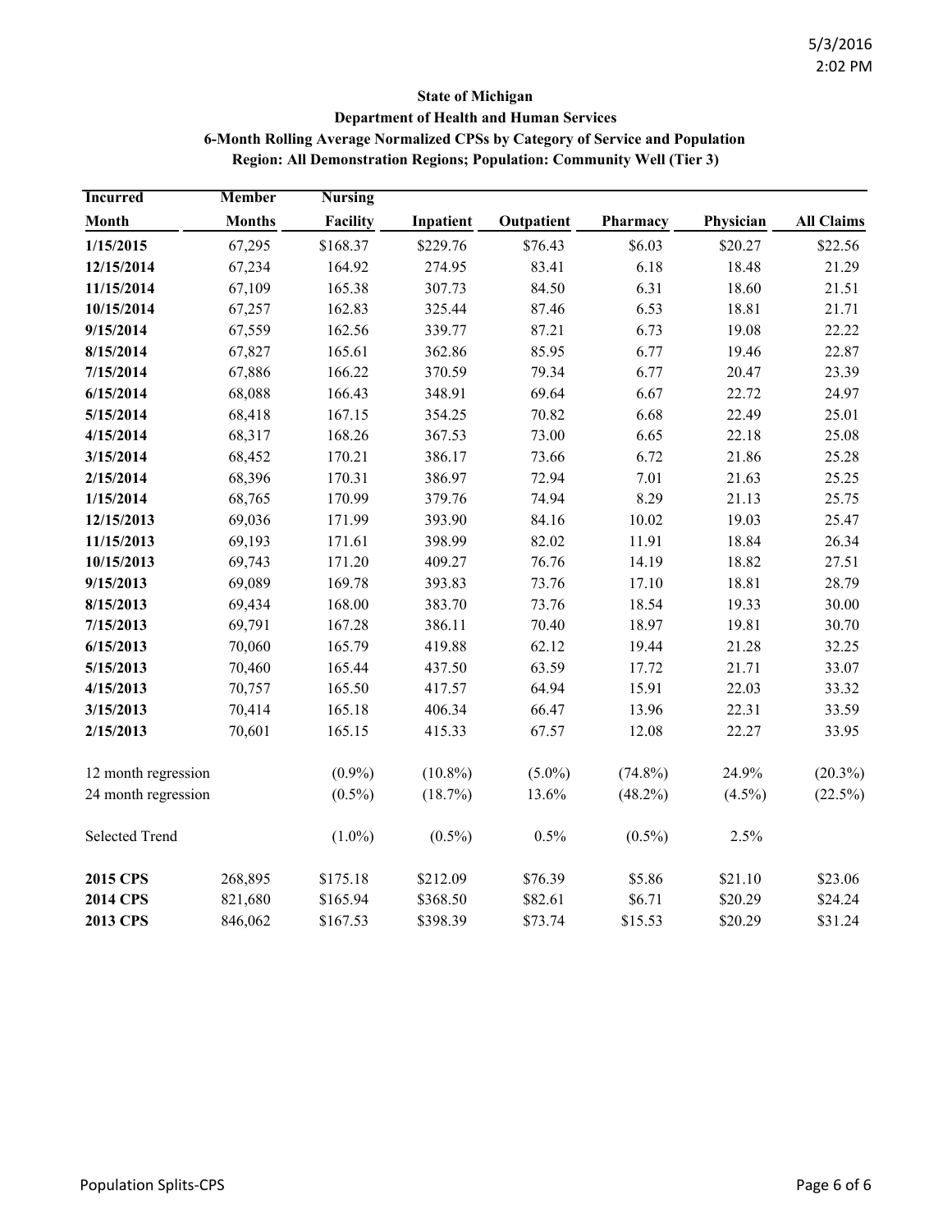**State of Michigan**
**Department of Health and Human Services**
**6-Month Rolling Average Normalized CPSs by Category of Service and Population**
**Region: All Demonstration Regions; Population: Community Well (Tier 3)**

| Incurred Month | Member Months | Nursing Facility | Inpatient | Outpatient | Pharmacy | Physician | All Claims |
|---|---|---|---|---|---|---|---|
| **1/15/2015** | 67,295 | $168.37 | $229.76 | $76.43 | $6.03 | $20.27 | $22.56 |
| **12/15/2014** | 67,234 | 164.92 | 274.95 | 83.41 | 6.18 | 18.48 | 21.29 |
| **11/15/2014** | 67,109 | 165.38 | 307.73 | 84.50 | 6.31 | 18.60 | 21.51 |
| **10/15/2014** | 67,257 | 162.83 | 325.44 | 87.46 | 6.53 | 18.81 | 21.71 |
| **9/15/2014** | 67,559 | 162.56 | 339.77 | 87.21 | 6.73 | 19.08 | 22.22 |
| **8/15/2014** | 67,827 | 165.61 | 362.86 | 85.95 | 6.77 | 19.46 | 22.87 |
| **7/15/2014** | 67,886 | 166.22 | 370.59 | 79.34 | 6.77 | 20.47 | 23.39 |
| **6/15/2014** | 68,088 | 166.43 | 348.91 | 69.64 | 6.67 | 22.72 | 24.97 |
| **5/15/2014** | 68,418 | 167.15 | 354.25 | 70.82 | 6.68 | 22.49 | 25.01 |
| **4/15/2014** | 68,317 | 168.26 | 367.53 | 73.00 | 6.65 | 22.18 | 25.08 |
| **3/15/2014** | 68,452 | 170.21 | 386.17 | 73.66 | 6.72 | 21.86 | 25.28 |
| **2/15/2014** | 68,396 | 170.31 | 386.97 | 72.94 | 7.01 | 21.63 | 25.25 |
| **1/15/2014** | 68,765 | 170.99 | 379.76 | 74.94 | 8.29 | 21.13 | 25.75 |
| **12/15/2013** | 69,036 | 171.99 | 393.90 | 84.16 | 10.02 | 19.03 | 25.47 |
| **11/15/2013** | 69,193 | 171.61 | 398.99 | 82.02 | 11.91 | 18.84 | 26.34 |
| **10/15/2013** | 69,743 | 171.20 | 409.27 | 76.76 | 14.19 | 18.82 | 27.51 |
| **9/15/2013** | 69,089 | 169.78 | 393.83 | 73.76 | 17.10 | 18.81 | 28.79 |
| **8/15/2013** | 69,434 | 168.00 | 383.70 | 73.76 | 18.54 | 19.33 | 30.00 |
| **7/15/2013** | 69,791 | 167.28 | 386.11 | 70.40 | 18.97 | 19.81 | 30.70 |
| **6/15/2013** | 70,060 | 165.79 | 419.88 | 62.12 | 19.44 | 21.28 | 32.25 |
| **5/15/2013** | 70,460 | 165.44 | 437.50 | 63.59 | 17.72 | 21.71 | 33.07 |
| **4/15/2013** | 70,757 | 165.50 | 417.57 | 64.94 | 15.91 | 22.03 | 33.32 |
| **3/15/2013** | 70,414 | 165.18 | 406.34 | 66.47 | 13.96 | 22.31 | 33.59 |
| **2/15/2013** | 70,601 | 165.15 | 415.33 | 67.57 | 12.08 | 22.27 | 33.95 |
| 12 month regression | | (0.9%) | (10.8%) | (5.0%) | (74.8%) | 24.9% | (20.3%) |
| 24 month regression | | (0.5%) | (18.7%) | 13.6% | (48.2%) | (4.5%) | (22.5%) |
| Selected Trend | | (1.0%) | (0.5%) | 0.5% | (0.5%) | 2.5% | |
| **2015 CPS** | 268,895 | $175.18 | $212.09 | $76.39 | $5.86 | $21.10 | $23.06 |
| **2014 CPS** | 821,680 | $165.94 | $368.50 | $82.61 | $6.71 | $20.29 | $24.24 |
| **2013 CPS** | 846,062 | $167.53 | $398.39 | $73.74 | $15.53 | $20.29 | $31.24 |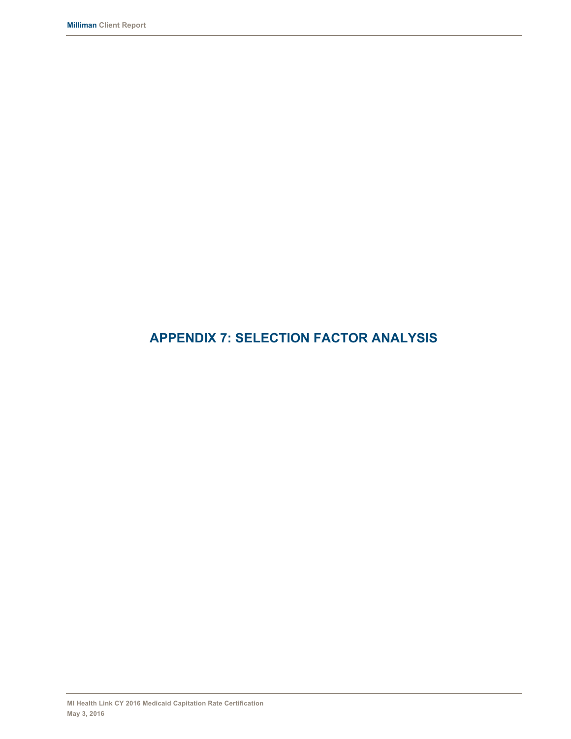# APPENDIX 7: SELECTION FACTOR ANALYSIS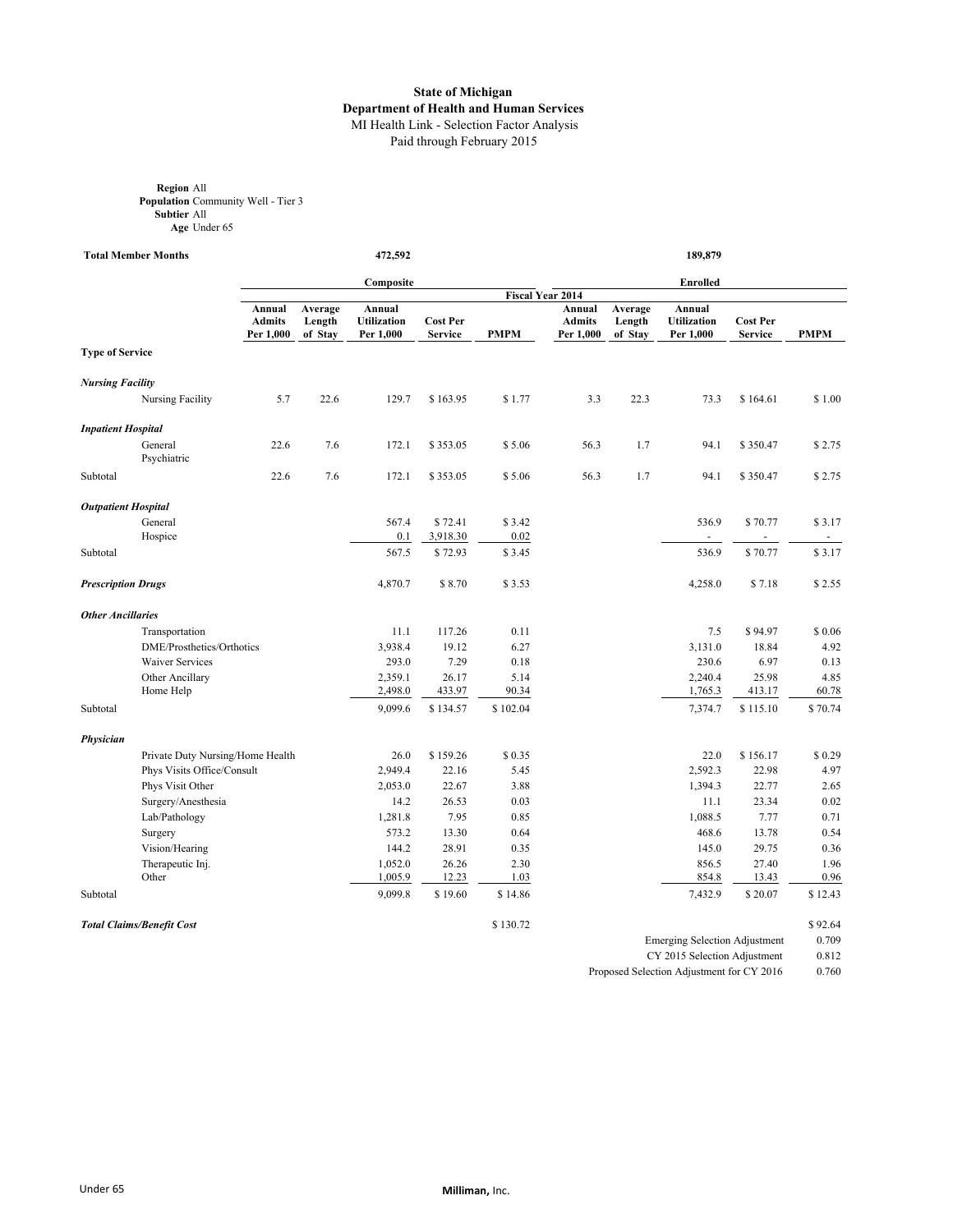**State of Michigan**
**Department of Health and Human Services**
MI Health Link - Selection Factor Analysis
Paid through February 2015

**Region** All
**Population** Community Well - Tier 3
**Subtier** All
**Age** Under 65

| | | Composite | | | | | Enrolled | | | | |
|---|---|---|---|---|---|---|---|---|---|---|---|
| **Total Member Months** | | | | 472,592 | | | | | 189,879 | | |
| | | Fiscal Year 2014 | | | | | | | | | |
| | | Annual Admits Per 1,000 | Average Length of Stay | Annual Utilization Per 1,000 | Cost Per Service | PMPM | Annual Admits Per 1,000 | Average Length of Stay | Annual Utilization Per 1,000 | Cost Per Service | PMPM |
| **Type of Service** | | | | | | | | | | | |
| ***Nursing Facility*** | | | | | | | | | | | |
| | Nursing Facility | 5.7 | 22.6 | 129.7 | $ 163.95 | $ 1.77 | 3.3 | 22.3 | 73.3 | $ 164.61 | $ 1.00 |
| ***Inpatient Hospital*** | | | | | | | | | | | |
| | General | 22.6 | 7.6 | 172.1 | $ 353.05 | $ 5.06 | 56.3 | 1.7 | 94.1 | $ 350.47 | $ 2.75 |
| | Psychiatric | | | | | | | | | | |
| Subtotal | | 22.6 | 7.6 | 172.1 | $ 353.05 | $ 5.06 | 56.3 | 1.7 | 94.1 | $ 350.47 | $ 2.75 |
| ***Outpatient Hospital*** | | | | | | | | | | | |
| | General | | | 567.4 | $ 72.41 | $ 3.42 | | | 536.9 | $ 70.77 | $ 3.17 |
| | Hospice | | | 0.1 | 3,918.30 | 0.02 | | | - | - | - |
| Subtotal | | | | 567.5 | $ 72.93 | $ 3.45 | | | 536.9 | $ 70.77 | $ 3.17 |
| ***Prescription Drugs*** | | | | 4,870.7 | $ 8.70 | $ 3.53 | | | 4,258.0 | $ 7.18 | $ 2.55 |
| ***Other Ancillaries*** | | | | | | | | | | | |
| | Transportation | | | 11.1 | 117.26 | 0.11 | | | 7.5 | $ 94.97 | $ 0.06 |
| | DME/Prosthetics/Orthotics | | | 3,938.4 | 19.12 | 6.27 | | | 3,131.0 | 18.84 | 4.92 |
| | Waiver Services | | | 293.0 | 7.29 | 0.18 | | | 230.6 | 6.97 | 0.13 |
| | Other Ancillary | | | 2,359.1 | 26.17 | 5.14 | | | 2,240.4 | 25.98 | 4.85 |
| | Home Help | | | 2,498.0 | 433.97 | 90.34 | | | 1,765.3 | 413.17 | 60.78 |
| Subtotal | | | | 9,099.6 | $ 134.57 | $ 102.04 | | | 7,374.7 | $ 115.10 | $ 70.74 |
| ***Physician*** | | | | | | | | | | | |
| | Private Duty Nursing/Home Health | | | 26.0 | $ 159.26 | $ 0.35 | | | 22.0 | $ 156.17 | $ 0.29 |
| | Phys Visits Office/Consult | | | 2,949.4 | 22.16 | 5.45 | | | 2,592.3 | 22.98 | 4.97 |
| | Phys Visit Other | | | 2,053.0 | 22.67 | 3.88 | | | 1,394.3 | 22.77 | 2.65 |
| | Surgery/Anesthesia | | | 14.2 | 26.53 | 0.03 | | | 11.1 | 23.34 | 0.02 |
| | Lab/Pathology | | | 1,281.8 | 7.95 | 0.85 | | | 1,088.5 | 7.77 | 0.71 |
| | Surgery | | | 573.2 | 13.30 | 0.64 | | | 468.6 | 13.78 | 0.54 |
| | Vision/Hearing | | | 144.2 | 28.91 | 0.35 | | | 145.0 | 29.75 | 0.36 |
| | Therapeutic Inj. | | | 1,052.0 | 26.26 | 2.30 | | | 856.5 | 27.40 | 1.96 |
| | Other | | | 1,005.9 | 12.23 | 1.03 | | | 854.8 | 13.43 | 0.96 |
| Subtotal | | | | 9,099.8 | $ 19.60 | $ 14.86 | | | 7,432.9 | $ 20.07 | $ 12.43 |
| ***Total Claims/Benefit Cost*** | | | | | | $ 130.72 | | | | | $ 92.64 |

| | |
|---|---|
| Emerging Selection Adjustment | 0.709 |
| CY 2015 Selection Adjustment | 0.812 |
| Proposed Selection Adjustment for CY 2016 | 0.760 |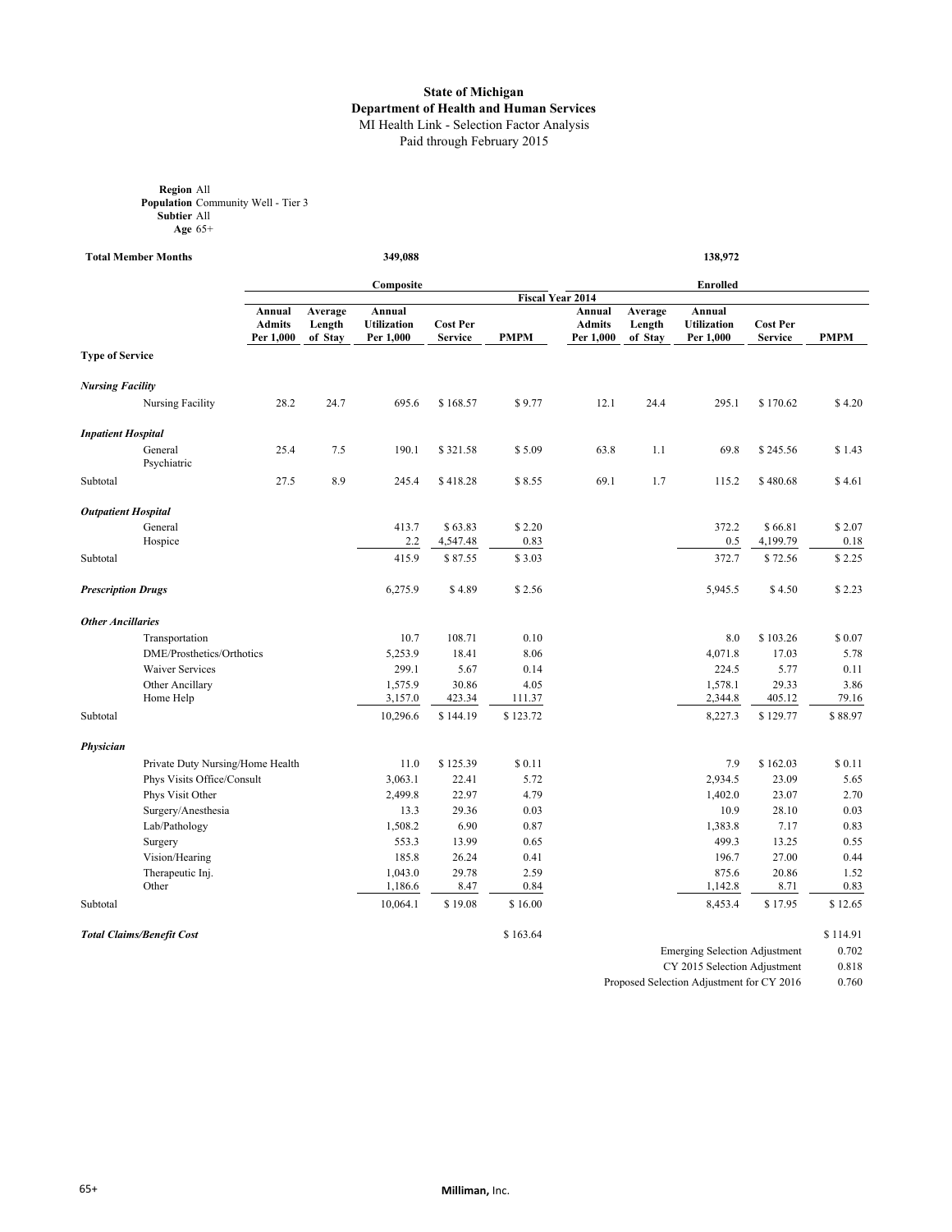**State of Michigan**
**Department of Health and Human Services**
MI Health Link - Selection Factor Analysis
Paid through February 2015

**Region** All
**Population** Community Well - Tier 3
**Subtier** All
**Age** 65+

| | | Composite | | | | | Enrolled | | | | |
|---|---|---|---|---|---|---|---|---|---|---|---|
| **Total Member Months** | | | | 349,088 | | | | | 138,972 | | |
| | | Fiscal Year 2014 | | | | | | | | | |
| | | Annual Admits Per 1,000 | Average Length of Stay | Annual Utilization Per 1,000 | Cost Per Service | PMPM | Annual Admits Per 1,000 | Average Length of Stay | Annual Utilization Per 1,000 | Cost Per Service | PMPM |
| **Type of Service** | | | | | | | | | | | |
| ***Nursing Facility*** | | | | | | | | | | | |
| | Nursing Facility | 28.2 | 24.7 | 695.6 | $ 168.57 | $ 9.77 | 12.1 | 24.4 | 295.1 | $ 170.62 | $ 4.20 |
| ***Inpatient Hospital*** | | | | | | | | | | | |
| | General | 25.4 | 7.5 | 190.1 | $ 321.58 | $ 5.09 | 63.8 | 1.1 | 69.8 | $ 245.56 | $ 1.43 |
| | Psychiatric | | | | | | | | | | |
| Subtotal | | 27.5 | 8.9 | 245.4 | $ 418.28 | $ 8.55 | 69.1 | 1.7 | 115.2 | $ 480.68 | $ 4.61 |
| ***Outpatient Hospital*** | | | | | | | | | | | |
| | General | | | 413.7 | $ 63.83 | $ 2.20 | | | 372.2 | $ 66.81 | $ 2.07 |
| | Hospice | | | 2.2 | 4,547.48 | 0.83 | | | 0.5 | 4,199.79 | 0.18 |
| Subtotal | | | | 415.9 | $ 87.55 | $ 3.03 | | | 372.7 | $ 72.56 | $ 2.25 |
| ***Prescription Drugs*** | | | | 6,275.9 | $ 4.89 | $ 2.56 | | | 5,945.5 | $ 4.50 | $ 2.23 |
| ***Other Ancillaries*** | | | | | | | | | | | |
| | Transportation | | | 10.7 | 108.71 | 0.10 | | | 8.0 | $ 103.26 | $ 0.07 |
| | DME/Prosthetics/Orthotics | | | 5,253.9 | 18.41 | 8.06 | | | 4,071.8 | 17.03 | 5.78 |
| | Waiver Services | | | 299.1 | 5.67 | 0.14 | | | 224.5 | 5.77 | 0.11 |
| | Other Ancillary | | | 1,575.9 | 30.86 | 4.05 | | | 1,578.1 | 29.33 | 3.86 |
| | Home Help | | | 3,157.0 | 423.34 | 111.37 | | | 2,344.8 | 405.12 | 79.16 |
| Subtotal | | | | 10,296.6 | $ 144.19 | $ 123.72 | | | 8,227.3 | $ 129.77 | $ 88.97 |
| ***Physician*** | | | | | | | | | | | |
| | Private Duty Nursing/Home Health | | | 11.0 | $ 125.39 | $ 0.11 | | | 7.9 | $ 162.03 | $ 0.11 |
| | Phys Visits Office/Consult | | | 3,063.1 | 22.41 | 5.72 | | | 2,934.5 | 23.09 | 5.65 |
| | Phys Visit Other | | | 2,499.8 | 22.97 | 4.79 | | | 1,402.0 | 23.07 | 2.70 |
| | Surgery/Anesthesia | | | 13.3 | 29.36 | 0.03 | | | 10.9 | 28.10 | 0.03 |
| | Lab/Pathology | | | 1,508.2 | 6.90 | 0.87 | | | 1,383.8 | 7.17 | 0.83 |
| | Surgery | | | 553.3 | 13.99 | 0.65 | | | 499.3 | 13.25 | 0.55 |
| | Vision/Hearing | | | 185.8 | 26.24 | 0.41 | | | 196.7 | 27.00 | 0.44 |
| | Therapeutic Inj. | | | 1,043.0 | 29.78 | 2.59 | | | 875.6 | 20.86 | 1.52 |
| | Other | | | 1,186.6 | 8.47 | 0.84 | | | 1,142.8 | 8.71 | 0.83 |
| Subtotal | | | | 10,064.1 | $ 19.08 | $ 16.00 | | | 8,453.4 | $ 17.95 | $ 12.65 |
| ***Total Claims/Benefit Cost*** | | | | | | $ 163.64 | | | | | $ 114.91 |
| | | | | | | | | | Emerging Selection Adjustment | | 0.702 |
| | | | | | | | | | CY 2015 Selection Adjustment | | 0.818 |
| | | | | | | | | | Proposed Selection Adjustment for CY 2016 | | 0.760 |

65+

**Milliman,** Inc.